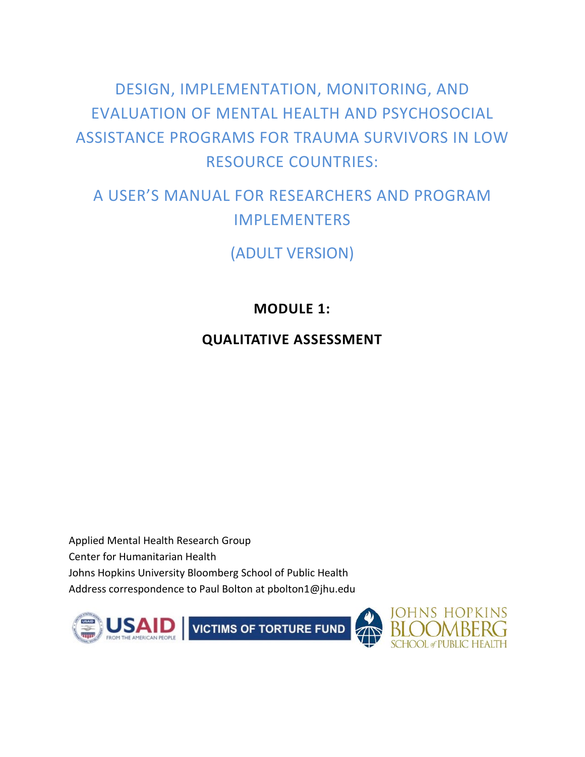# DESIGN, IMPLEMENTATION, MONITORING, AND EVALUATION OF MENTAL HEALTH AND PSYCHOSOCIAL ASSISTANCE PROGRAMS FOR TRAUMA SURVIVORS IN LOW RESOURCE COUNTRIES:

# A USER'S MANUAL FOR RESEARCHERS AND PROGRAM IMPLEMENTERS

# (ADULT VERSION)

## MODULE 1:

## QUALITATIVE ASSESSMENT

Applied Mental Health Research Group
Center for Humanitarian Health
Johns Hopkins University Bloomberg School of Public Health
Address correspondence to Paul Bolton at pbolton1@jhu.edu

USAID FROM THE AMERICAN PEOPLE | VICTIMS OF TORTURE FUND | JOHNS HOPKINS BLOOMBERG SCHOOL of PUBLIC HEALTH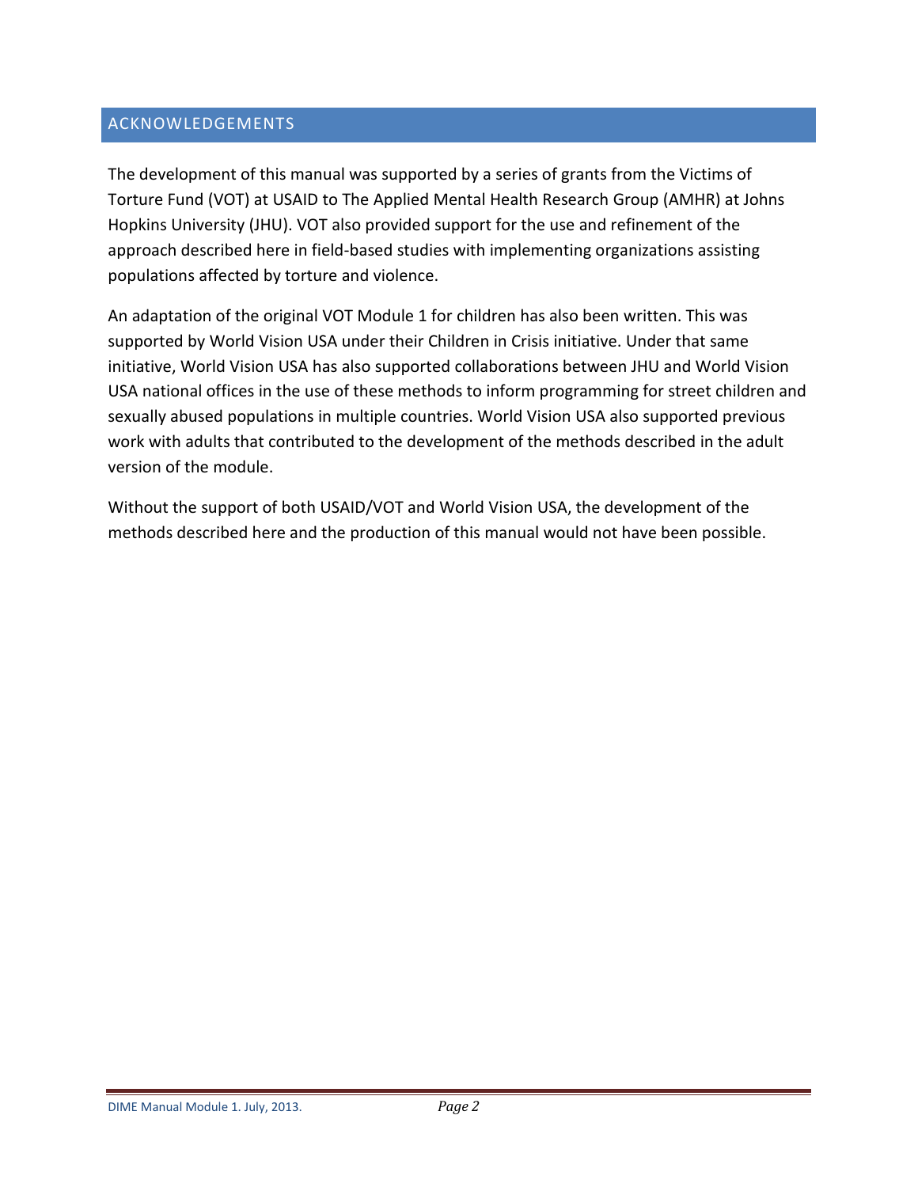## ACKNOWLEDGEMENTS

The development of this manual was supported by a series of grants from the Victims of Torture Fund (VOT) at USAID to The Applied Mental Health Research Group (AMHR) at Johns Hopkins University (JHU). VOT also provided support for the use and refinement of the approach described here in field-based studies with implementing organizations assisting populations affected by torture and violence.

An adaptation of the original VOT Module 1 for children has also been written. This was supported by World Vision USA under their Children in Crisis initiative. Under that same initiative, World Vision USA has also supported collaborations between JHU and World Vision USA national offices in the use of these methods to inform programming for street children and sexually abused populations in multiple countries. World Vision USA also supported previous work with adults that contributed to the development of the methods described in the adult version of the module.

Without the support of both USAID/VOT and World Vision USA, the development of the methods described here and the production of this manual would not have been possible.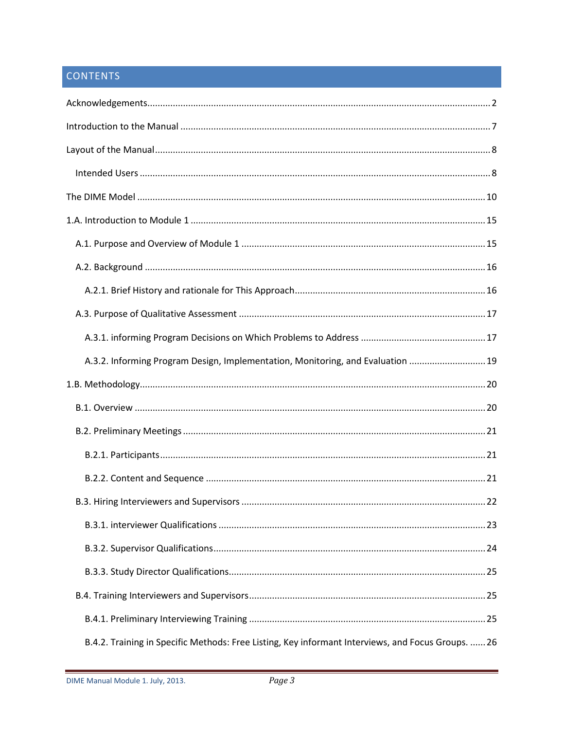## CONTENTS

Acknowledgements .......... 2

Introduction to the Manual .......... 7

Layout of the Manual .......... 8

- Intended Users .......... 8

The DIME Model .......... 10

1.A. Introduction to Module 1 .......... 15

- A.1. Purpose and Overview of Module 1 .......... 15
- A.2. Background .......... 16
  - A.2.1. Brief History and rationale for This Approach .......... 16
- A.3. Purpose of Qualitative Assessment .......... 17
  - A.3.1. informing Program Decisions on Which Problems to Address .......... 17
  - A.3.2. Informing Program Design, Implementation, Monitoring, and Evaluation .......... 19

1.B. Methodology .......... 20

- B.1. Overview .......... 20
- B.2. Preliminary Meetings .......... 21
  - B.2.1. Participants .......... 21
  - B.2.2. Content and Sequence .......... 21
- B.3. Hiring Interviewers and Supervisors .......... 22
  - B.3.1. interviewer Qualifications .......... 23
  - B.3.2. Supervisor Qualifications .......... 24
  - B.3.3. Study Director Qualifications .......... 25
- B.4. Training Interviewers and Supervisors .......... 25
  - B.4.1. Preliminary Interviewing Training .......... 25
  - B.4.2. Training in Specific Methods: Free Listing, Key informant Interviews, and Focus Groups. .......... 26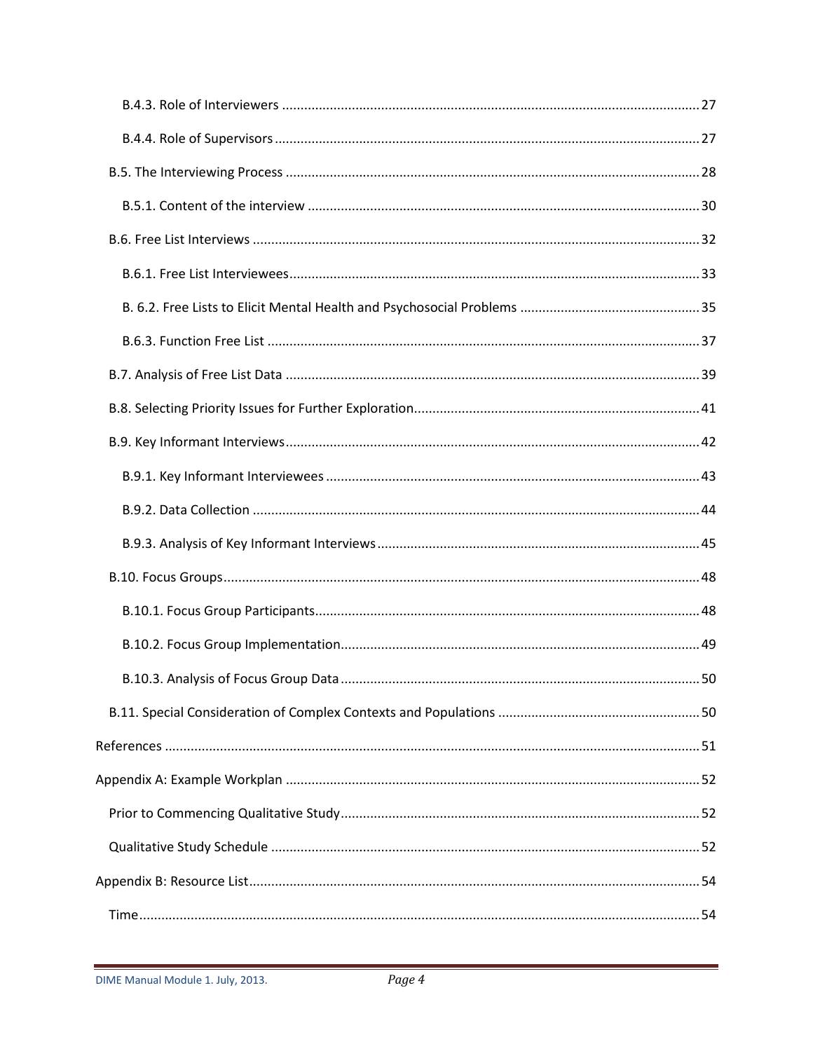B.4.3. Role of Interviewers ..... 27

B.4.4. Role of Supervisors ..... 27

B.5. The Interviewing Process ..... 28

B.5.1. Content of the interview ..... 30

B.6. Free List Interviews ..... 32

B.6.1. Free List Interviewees ..... 33

B. 6.2. Free Lists to Elicit Mental Health and Psychosocial Problems ..... 35

B.6.3. Function Free List ..... 37

B.7. Analysis of Free List Data ..... 39

B.8. Selecting Priority Issues for Further Exploration ..... 41

B.9. Key Informant Interviews ..... 42

B.9.1. Key Informant Interviewees ..... 43

B.9.2. Data Collection ..... 44

B.9.3. Analysis of Key Informant Interviews ..... 45

B.10. Focus Groups ..... 48

B.10.1. Focus Group Participants ..... 48

B.10.2. Focus Group Implementation ..... 49

B.10.3. Analysis of Focus Group Data ..... 50

B.11. Special Consideration of Complex Contexts and Populations ..... 50

References ..... 51

Appendix A: Example Workplan ..... 52

Prior to Commencing Qualitative Study ..... 52

Qualitative Study Schedule ..... 52

Appendix B: Resource List ..... 54

Time ..... 54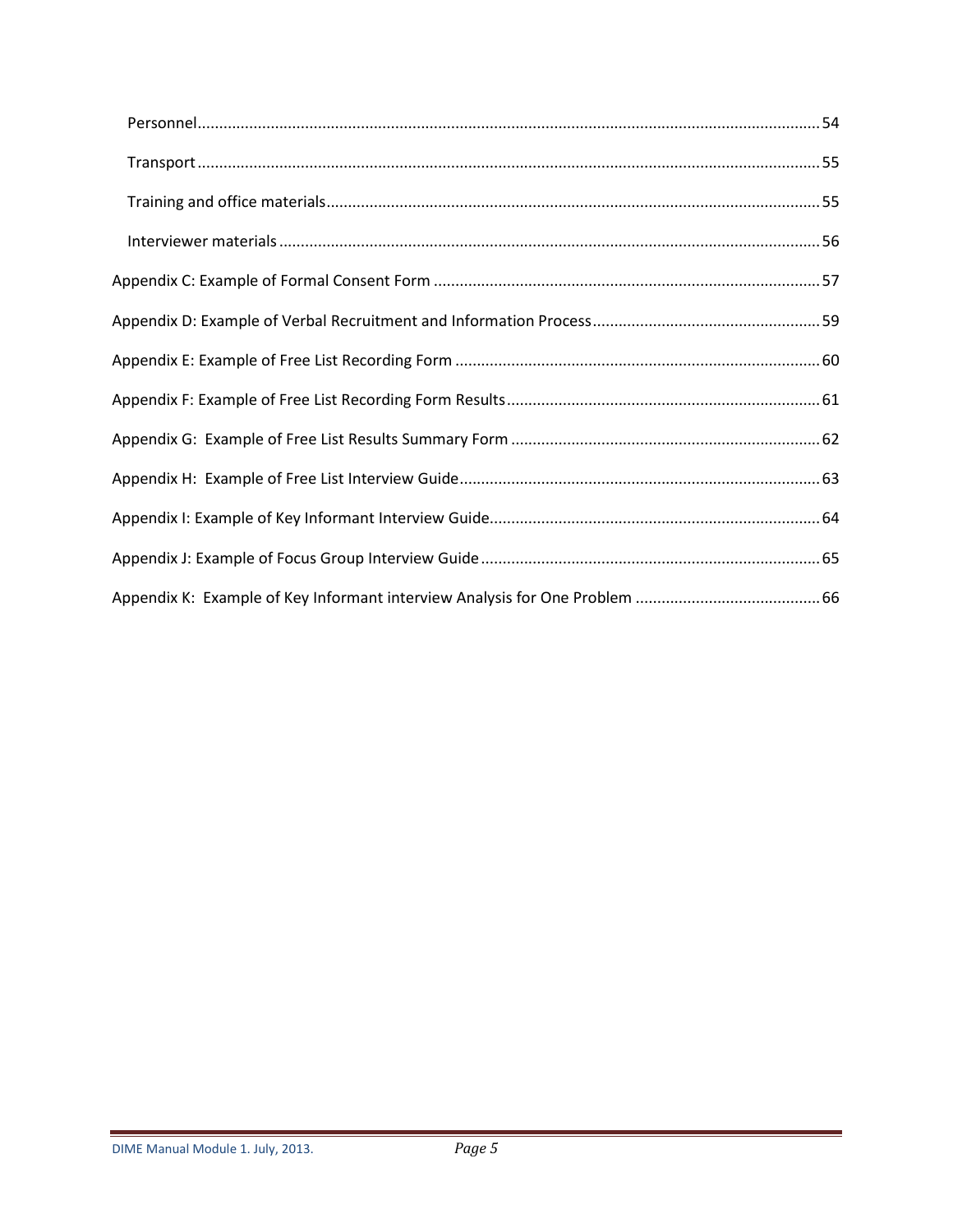Personnel ........................................................................................................................................... 54

Transport ........................................................................................................................................... 55

Training and office materials ........................................................................................................... 55

Interviewer materials ........................................................................................................................ 56

Appendix C: Example of Formal Consent Form ..................................................................................... 57

Appendix D: Example of Verbal Recruitment and Information Process .................................................. 59

Appendix E: Example of Free List Recording Form ................................................................................. 60

Appendix F: Example of Free List Recording Form Results ..................................................................... 61

Appendix G: Example of Free List Results Summary Form ...................................................................... 62

Appendix H: Example of Free List Interview Guide .................................................................................. 63

Appendix I: Example of Key Informant Interview Guide .......................................................................... 64

Appendix J: Example of Focus Group Interview Guide ............................................................................. 65

Appendix K: Example of Key Informant interview Analysis for One Problem ......................................... 66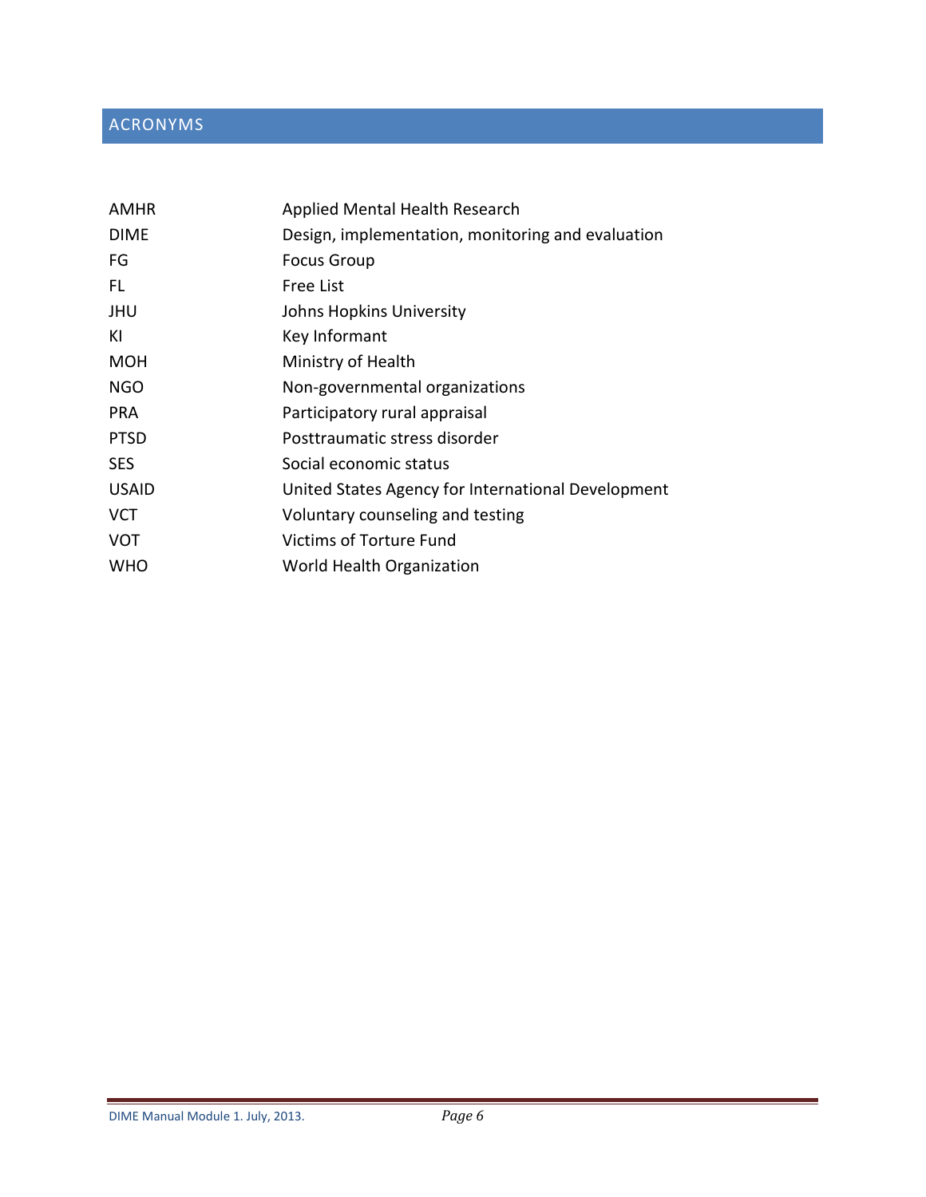## ACRONYMS

| | |
|---|---|
| AMHR | Applied Mental Health Research |
| DIME | Design, implementation, monitoring and evaluation |
| FG | Focus Group |
| FL | Free List |
| JHU | Johns Hopkins University |
| KI | Key Informant |
| MOH | Ministry of Health |
| NGO | Non-governmental organizations |
| PRA | Participatory rural appraisal |
| PTSD | Posttraumatic stress disorder |
| SES | Social economic status |
| USAID | United States Agency for International Development |
| VCT | Voluntary counseling and testing |
| VOT | Victims of Torture Fund |
| WHO | World Health Organization |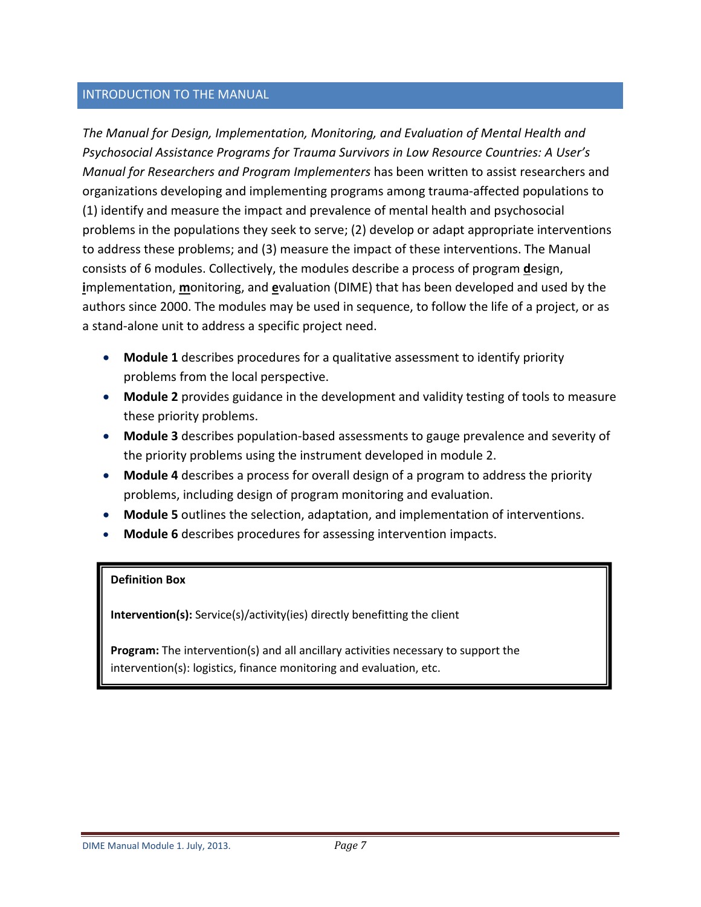## INTRODUCTION TO THE MANUAL

*The Manual for Design, Implementation, Monitoring, and Evaluation of Mental Health and Psychosocial Assistance Programs for Trauma Survivors in Low Resource Countries: A User's Manual for Researchers and Program Implementers* has been written to assist researchers and organizations developing and implementing programs among trauma-affected populations to (1) identify and measure the impact and prevalence of mental health and psychosocial problems in the populations they seek to serve; (2) develop or adapt appropriate interventions to address these problems; and (3) measure the impact of these interventions. The Manual consists of 6 modules. Collectively, the modules describe a process of program **d**esign, **i**mplementation, **m**onitoring, and **e**valuation (DIME) that has been developed and used by the authors since 2000. The modules may be used in sequence, to follow the life of a project, or as a stand-alone unit to address a specific project need.

- **Module 1** describes procedures for a qualitative assessment to identify priority problems from the local perspective.
- **Module 2** provides guidance in the development and validity testing of tools to measure these priority problems.
- **Module 3** describes population-based assessments to gauge prevalence and severity of the priority problems using the instrument developed in module 2.
- **Module 4** describes a process for overall design of a program to address the priority problems, including design of program monitoring and evaluation.
- **Module 5** outlines the selection, adaptation, and implementation of interventions.
- **Module 6** describes procedures for assessing intervention impacts.

> **Definition Box**
>
> **Intervention(s):** Service(s)/activity(ies) directly benefitting the client
>
> **Program:** The intervention(s) and all ancillary activities necessary to support the intervention(s): logistics, finance monitoring and evaluation, etc.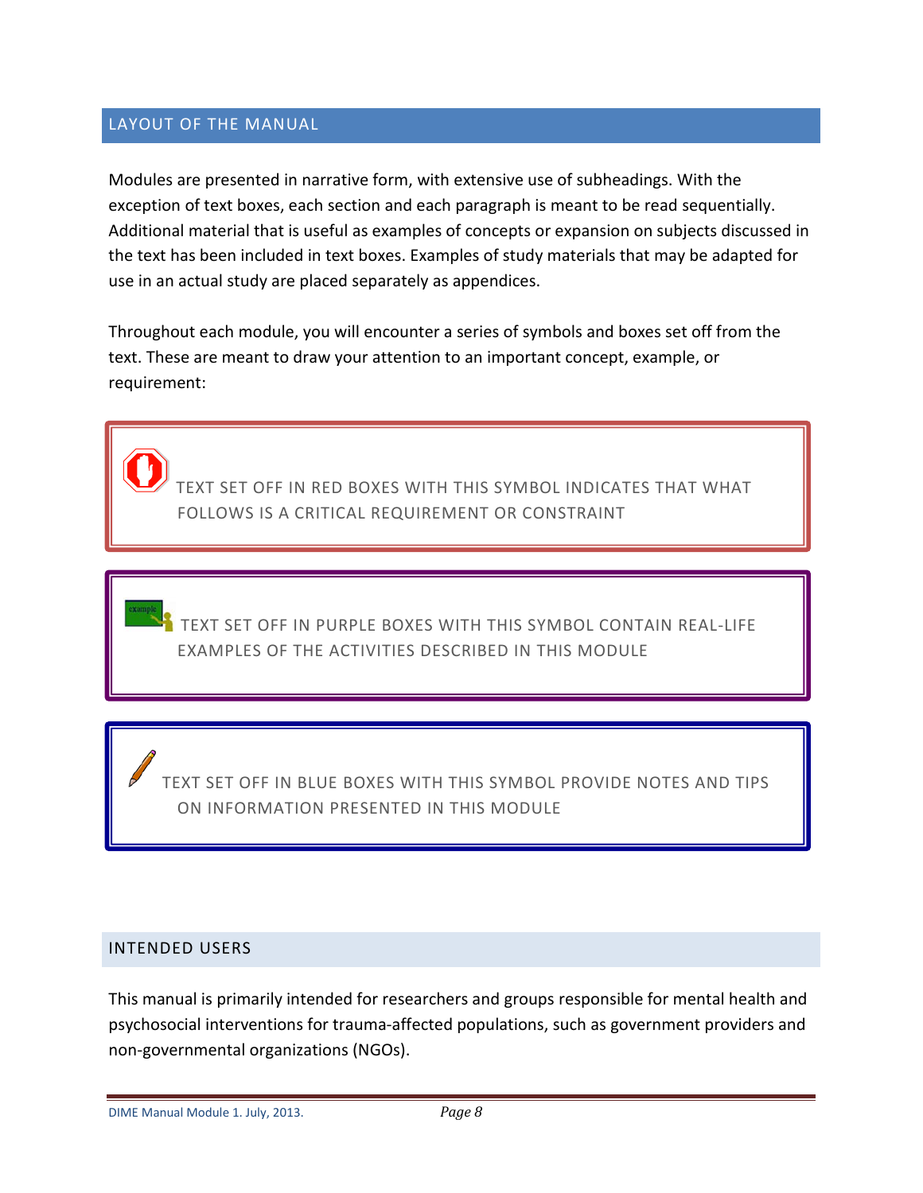## LAYOUT OF THE MANUAL

Modules are presented in narrative form, with extensive use of subheadings. With the exception of text boxes, each section and each paragraph is meant to be read sequentially. Additional material that is useful as examples of concepts or expansion on subjects discussed in the text has been included in text boxes. Examples of study materials that may be adapted for use in an actual study are placed separately as appendices.

Throughout each module, you will encounter a series of symbols and boxes set off from the text. These are meant to draw your attention to an important concept, example, or requirement:

> TEXT SET OFF IN RED BOXES WITH THIS SYMBOL INDICATES THAT WHAT FOLLOWS IS A CRITICAL REQUIREMENT OR CONSTRAINT

> TEXT SET OFF IN PURPLE BOXES WITH THIS SYMBOL CONTAIN REAL-LIFE EXAMPLES OF THE ACTIVITIES DESCRIBED IN THIS MODULE

> TEXT SET OFF IN BLUE BOXES WITH THIS SYMBOL PROVIDE NOTES AND TIPS ON INFORMATION PRESENTED IN THIS MODULE

## INTENDED USERS

This manual is primarily intended for researchers and groups responsible for mental health and psychosocial interventions for trauma-affected populations, such as government providers and non-governmental organizations (NGOs).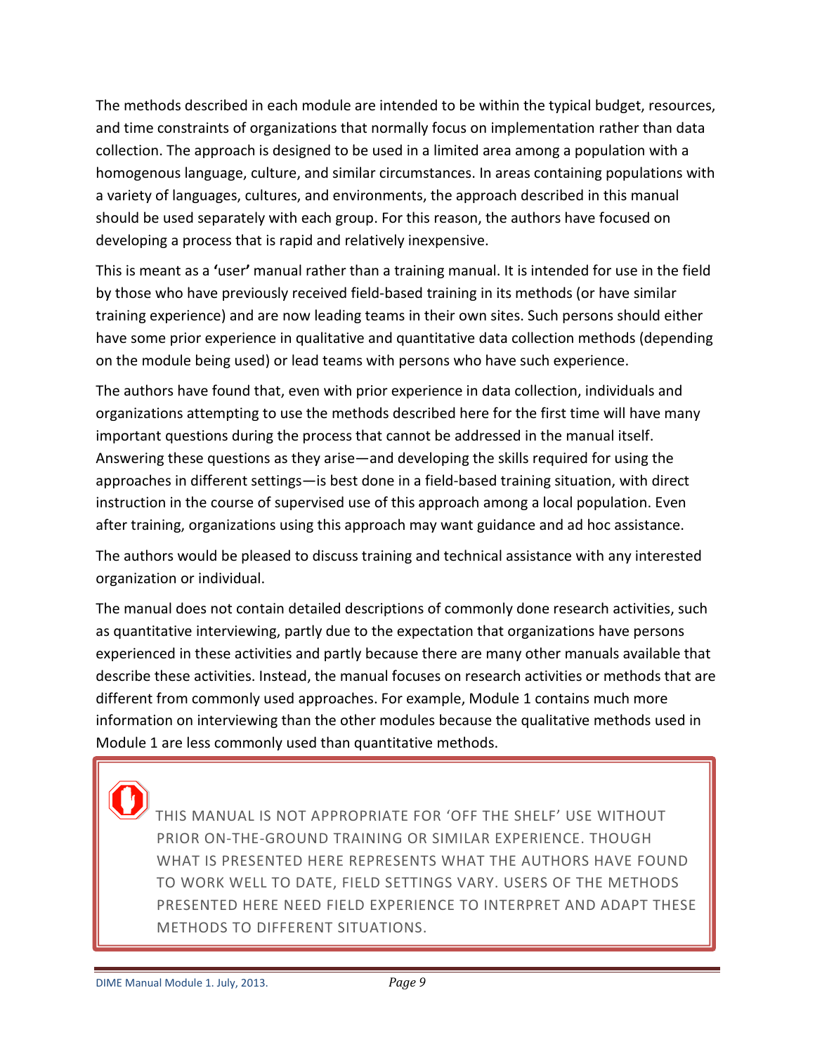The methods described in each module are intended to be within the typical budget, resources, and time constraints of organizations that normally focus on implementation rather than data collection. The approach is designed to be used in a limited area among a population with a homogenous language, culture, and similar circumstances. In areas containing populations with a variety of languages, cultures, and environments, the approach described in this manual should be used separately with each group. For this reason, the authors have focused on developing a process that is rapid and relatively inexpensive.

This is meant as a **'**user**'** manual rather than a training manual. It is intended for use in the field by those who have previously received field-based training in its methods (or have similar training experience) and are now leading teams in their own sites. Such persons should either have some prior experience in qualitative and quantitative data collection methods (depending on the module being used) or lead teams with persons who have such experience.

The authors have found that, even with prior experience in data collection, individuals and organizations attempting to use the methods described here for the first time will have many important questions during the process that cannot be addressed in the manual itself. Answering these questions as they arise—and developing the skills required for using the approaches in different settings—is best done in a field-based training situation, with direct instruction in the course of supervised use of this approach among a local population. Even after training, organizations using this approach may want guidance and ad hoc assistance.

The authors would be pleased to discuss training and technical assistance with any interested organization or individual.

The manual does not contain detailed descriptions of commonly done research activities, such as quantitative interviewing, partly due to the expectation that organizations have persons experienced in these activities and partly because there are many other manuals available that describe these activities. Instead, the manual focuses on research activities or methods that are different from commonly used approaches. For example, Module 1 contains much more information on interviewing than the other modules because the qualitative methods used in Module 1 are less commonly used than quantitative methods.

> THIS MANUAL IS NOT APPROPRIATE FOR 'OFF THE SHELF' USE WITHOUT PRIOR ON-THE-GROUND TRAINING OR SIMILAR EXPERIENCE. THOUGH WHAT IS PRESENTED HERE REPRESENTS WHAT THE AUTHORS HAVE FOUND TO WORK WELL TO DATE, FIELD SETTINGS VARY. USERS OF THE METHODS PRESENTED HERE NEED FIELD EXPERIENCE TO INTERPRET AND ADAPT THESE METHODS TO DIFFERENT SITUATIONS.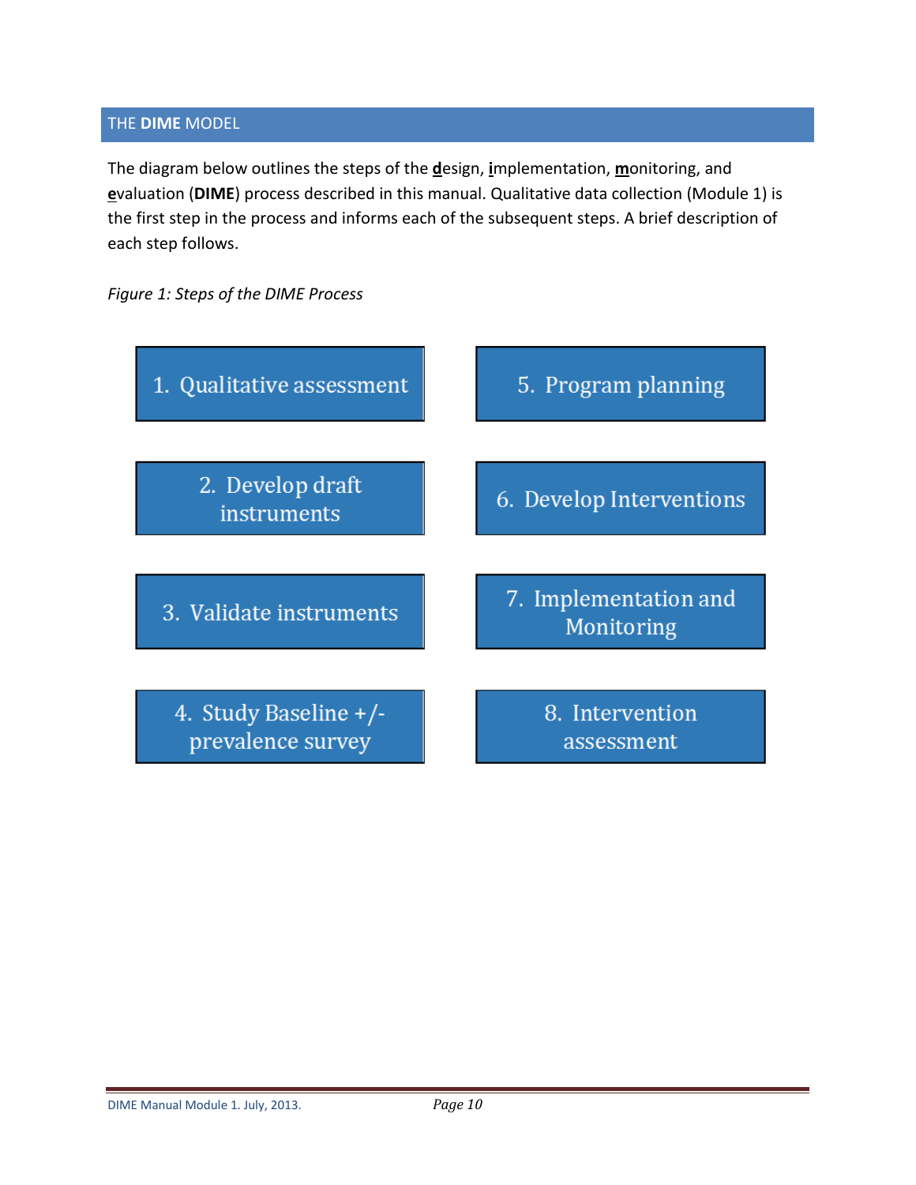## THE **DIME** MODEL

The diagram below outlines the steps of the **d**esign, **i**mplementation, **m**onitoring, and **e**valuation (**DIME**) process described in this manual. Qualitative data collection (Module 1) is the first step in the process and informs each of the subsequent steps. A brief description of each step follows.

*Figure 1: Steps of the DIME Process*

1. Qualitative assessment
2. Develop draft instruments
3. Validate instruments
4. Study Baseline +/- prevalence survey
5. Program planning
6. Develop Interventions
7. Implementation and Monitoring
8. Intervention assessment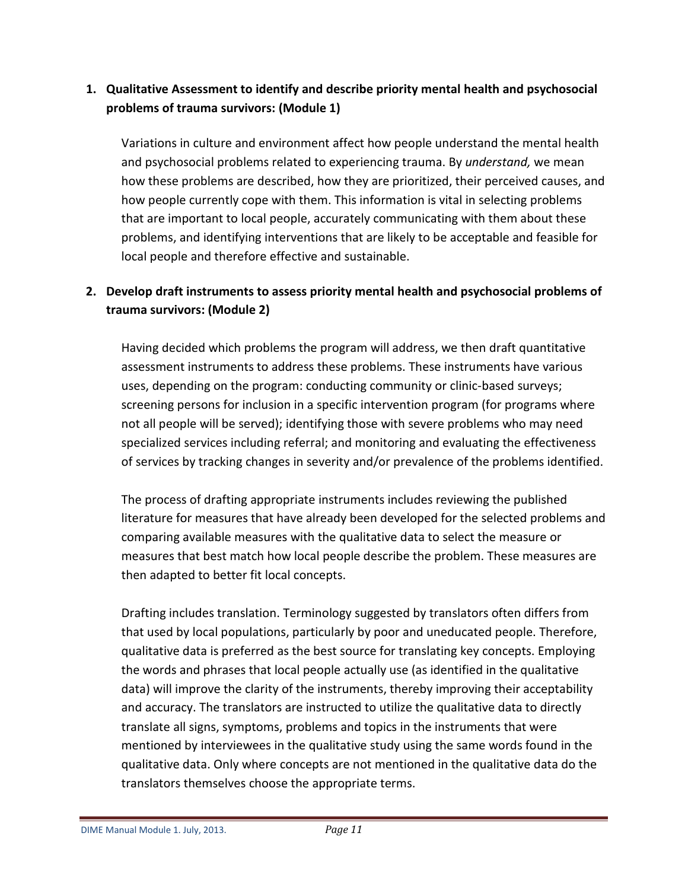1. **Qualitative Assessment to identify and describe priority mental health and psychosocial problems of trauma survivors: (Module 1)**

   Variations in culture and environment affect how people understand the mental health and psychosocial problems related to experiencing trauma. By *understand,* we mean how these problems are described, how they are prioritized, their perceived causes, and how people currently cope with them. This information is vital in selecting problems that are important to local people, accurately communicating with them about these problems, and identifying interventions that are likely to be acceptable and feasible for local people and therefore effective and sustainable.

2. **Develop draft instruments to assess priority mental health and psychosocial problems of trauma survivors: (Module 2)**

   Having decided which problems the program will address, we then draft quantitative assessment instruments to address these problems. These instruments have various uses, depending on the program: conducting community or clinic-based surveys; screening persons for inclusion in a specific intervention program (for programs where not all people will be served); identifying those with severe problems who may need specialized services including referral; and monitoring and evaluating the effectiveness of services by tracking changes in severity and/or prevalence of the problems identified.

   The process of drafting appropriate instruments includes reviewing the published literature for measures that have already been developed for the selected problems and comparing available measures with the qualitative data to select the measure or measures that best match how local people describe the problem. These measures are then adapted to better fit local concepts.

   Drafting includes translation. Terminology suggested by translators often differs from that used by local populations, particularly by poor and uneducated people. Therefore, qualitative data is preferred as the best source for translating key concepts. Employing the words and phrases that local people actually use (as identified in the qualitative data) will improve the clarity of the instruments, thereby improving their acceptability and accuracy. The translators are instructed to utilize the qualitative data to directly translate all signs, symptoms, problems and topics in the instruments that were mentioned by interviewees in the qualitative study using the same words found in the qualitative data. Only where concepts are not mentioned in the qualitative data do the translators themselves choose the appropriate terms.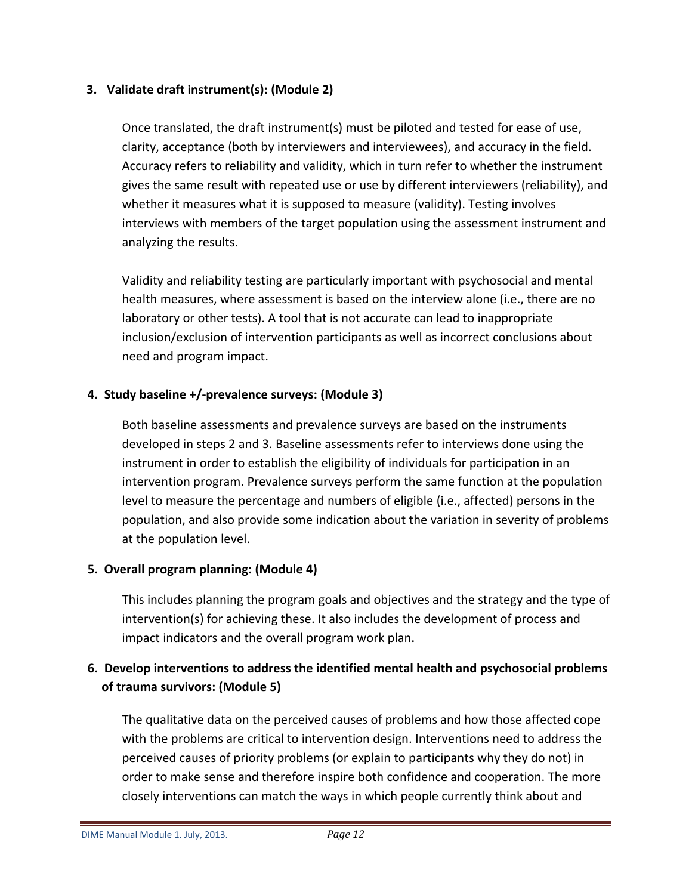**3. Validate draft instrument(s): (Module 2)**

Once translated, the draft instrument(s) must be piloted and tested for ease of use, clarity, acceptance (both by interviewers and interviewees), and accuracy in the field. Accuracy refers to reliability and validity, which in turn refer to whether the instrument gives the same result with repeated use or use by different interviewers (reliability), and whether it measures what it is supposed to measure (validity). Testing involves interviews with members of the target population using the assessment instrument and analyzing the results.

Validity and reliability testing are particularly important with psychosocial and mental health measures, where assessment is based on the interview alone (i.e., there are no laboratory or other tests). A tool that is not accurate can lead to inappropriate inclusion/exclusion of intervention participants as well as incorrect conclusions about need and program impact.

**4. Study baseline +/-prevalence surveys: (Module 3)**

Both baseline assessments and prevalence surveys are based on the instruments developed in steps 2 and 3. Baseline assessments refer to interviews done using the instrument in order to establish the eligibility of individuals for participation in an intervention program. Prevalence surveys perform the same function at the population level to measure the percentage and numbers of eligible (i.e., affected) persons in the population, and also provide some indication about the variation in severity of problems at the population level.

**5. Overall program planning: (Module 4)**

This includes planning the program goals and objectives and the strategy and the type of intervention(s) for achieving these. It also includes the development of process and impact indicators and the overall program work plan.

**6. Develop interventions to address the identified mental health and psychosocial problems of trauma survivors: (Module 5)**

The qualitative data on the perceived causes of problems and how those affected cope with the problems are critical to intervention design. Interventions need to address the perceived causes of priority problems (or explain to participants why they do not) in order to make sense and therefore inspire both confidence and cooperation. The more closely interventions can match the ways in which people currently think about and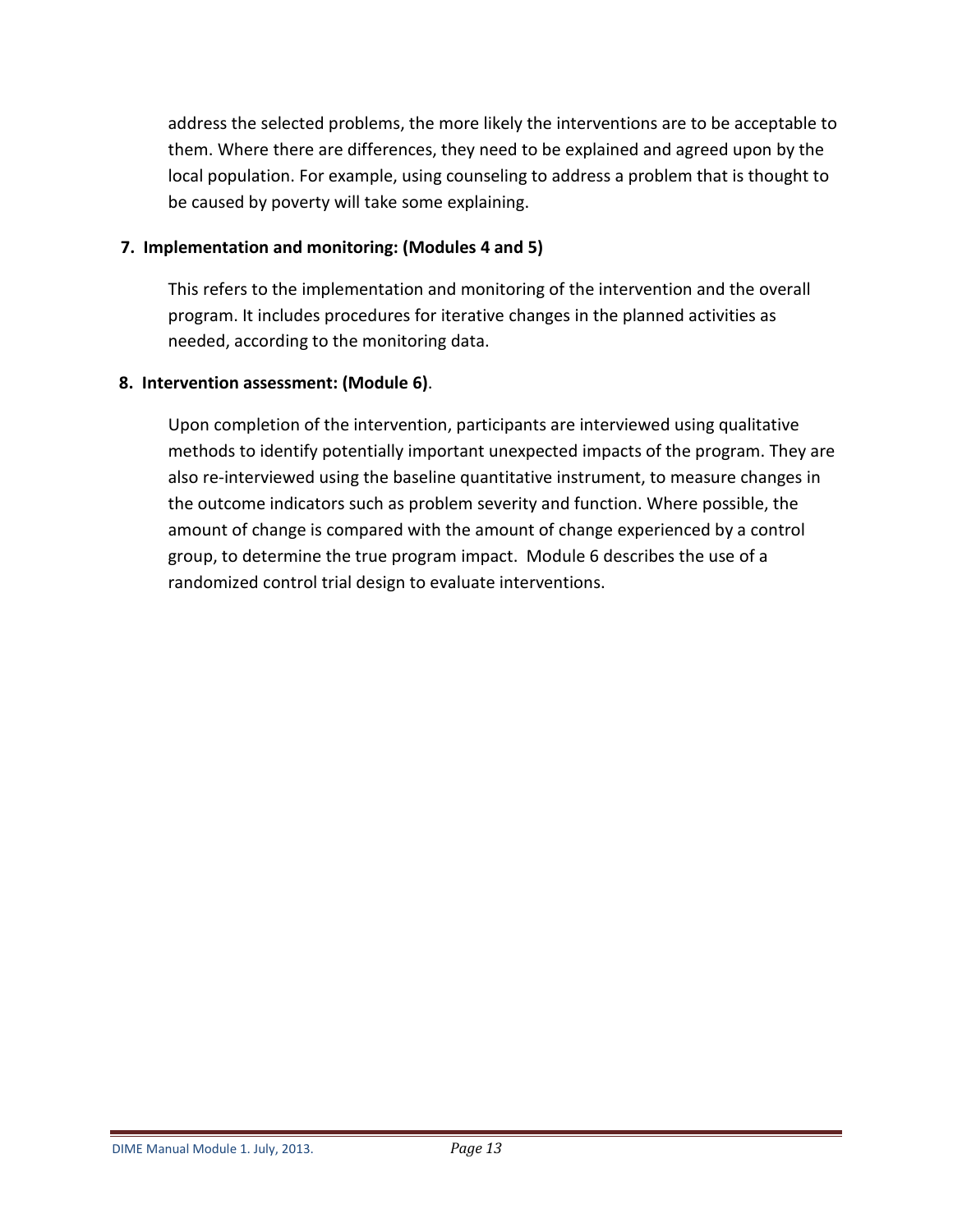address the selected problems, the more likely the interventions are to be acceptable to them. Where there are differences, they need to be explained and agreed upon by the local population. For example, using counseling to address a problem that is thought to be caused by poverty will take some explaining.

**7. Implementation and monitoring: (Modules 4 and 5)**

This refers to the implementation and monitoring of the intervention and the overall program. It includes procedures for iterative changes in the planned activities as needed, according to the monitoring data.

**8. Intervention assessment: (Module 6)**.

Upon completion of the intervention, participants are interviewed using qualitative methods to identify potentially important unexpected impacts of the program. They are also re-interviewed using the baseline quantitative instrument, to measure changes in the outcome indicators such as problem severity and function. Where possible, the amount of change is compared with the amount of change experienced by a control group, to determine the true program impact. Module 6 describes the use of a randomized control trial design to evaluate interventions.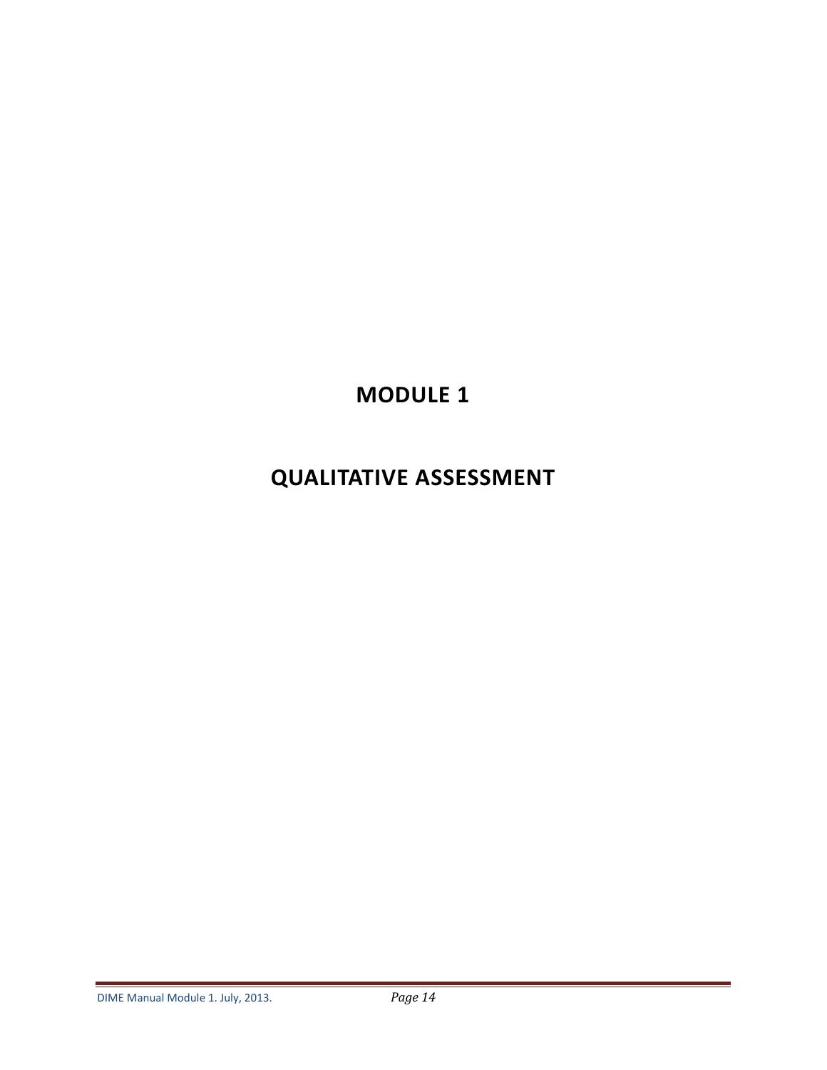# MODULE 1

# QUALITATIVE ASSESSMENT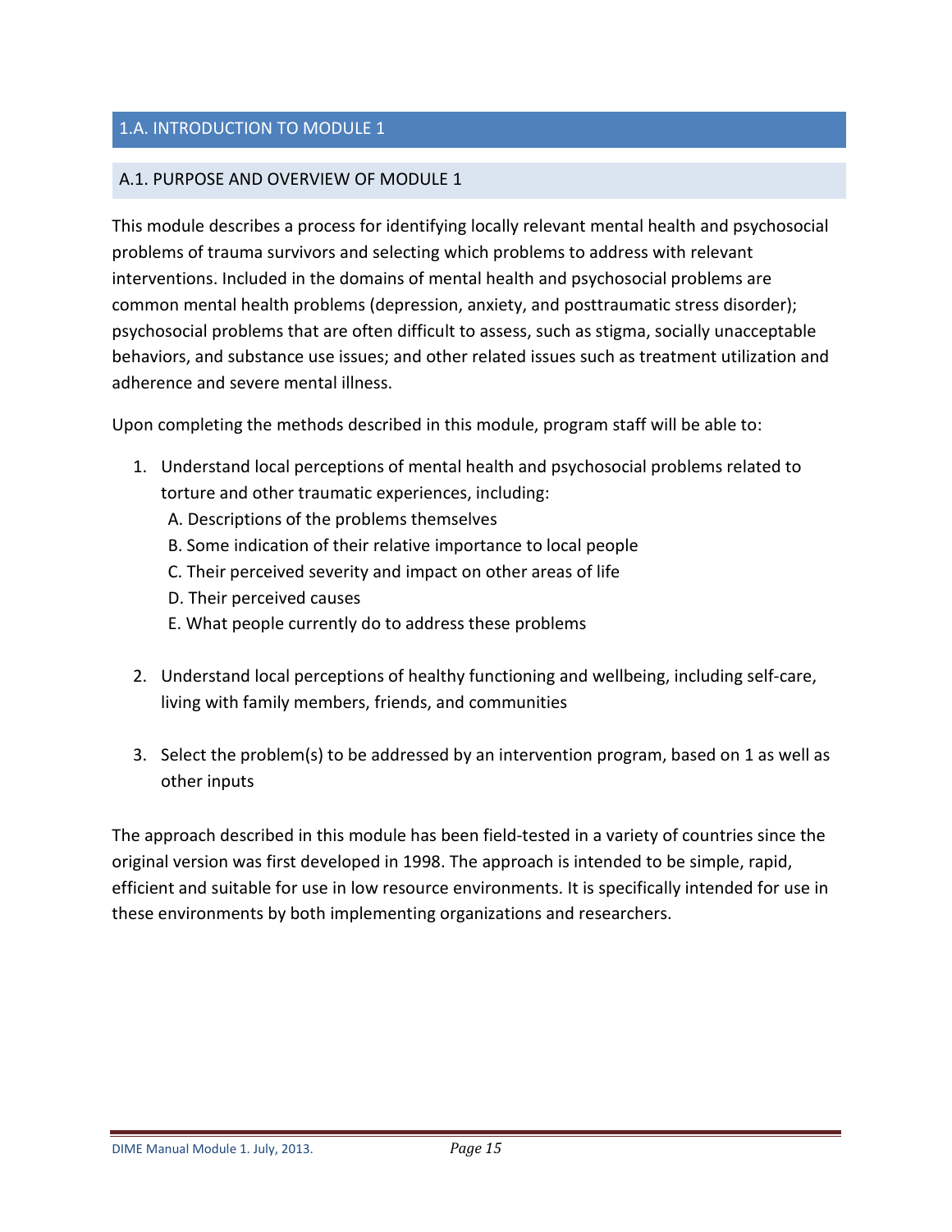## 1.A. INTRODUCTION TO MODULE 1

### A.1. PURPOSE AND OVERVIEW OF MODULE 1

This module describes a process for identifying locally relevant mental health and psychosocial problems of trauma survivors and selecting which problems to address with relevant interventions. Included in the domains of mental health and psychosocial problems are common mental health problems (depression, anxiety, and posttraumatic stress disorder); psychosocial problems that are often difficult to assess, such as stigma, socially unacceptable behaviors, and substance use issues; and other related issues such as treatment utilization and adherence and severe mental illness.

Upon completing the methods described in this module, program staff will be able to:

1. Understand local perceptions of mental health and psychosocial problems related to torture and other traumatic experiences, including:
   A. Descriptions of the problems themselves
   B. Some indication of their relative importance to local people
   C. Their perceived severity and impact on other areas of life
   D. Their perceived causes
   E. What people currently do to address these problems

2. Understand local perceptions of healthy functioning and wellbeing, including self-care, living with family members, friends, and communities

3. Select the problem(s) to be addressed by an intervention program, based on 1 as well as other inputs

The approach described in this module has been field-tested in a variety of countries since the original version was first developed in 1998. The approach is intended to be simple, rapid, efficient and suitable for use in low resource environments. It is specifically intended for use in these environments by both implementing organizations and researchers.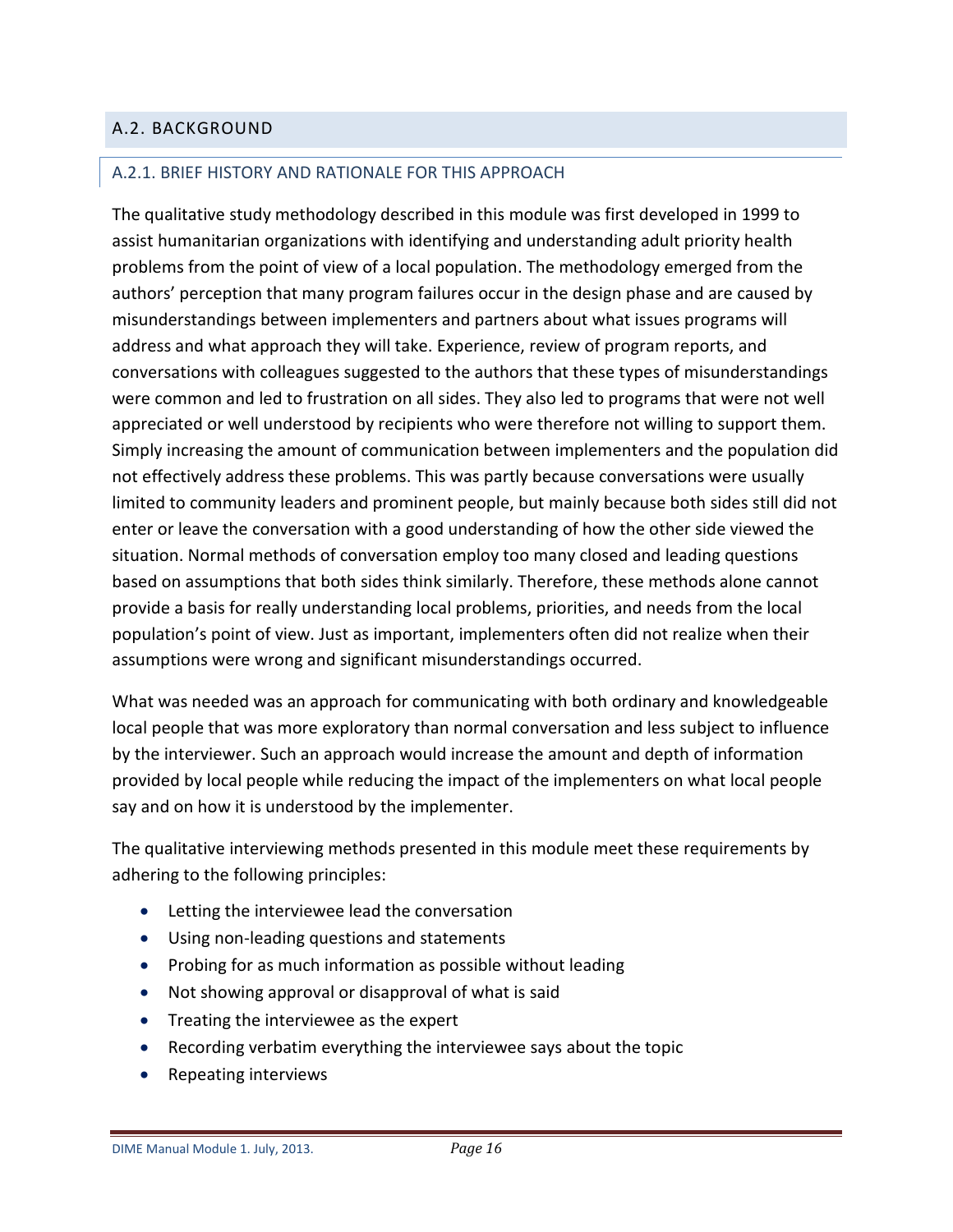## A.2. BACKGROUND

### A.2.1. BRIEF HISTORY AND RATIONALE FOR THIS APPROACH

The qualitative study methodology described in this module was first developed in 1999 to assist humanitarian organizations with identifying and understanding adult priority health problems from the point of view of a local population. The methodology emerged from the authors' perception that many program failures occur in the design phase and are caused by misunderstandings between implementers and partners about what issues programs will address and what approach they will take. Experience, review of program reports, and conversations with colleagues suggested to the authors that these types of misunderstandings were common and led to frustration on all sides. They also led to programs that were not well appreciated or well understood by recipients who were therefore not willing to support them. Simply increasing the amount of communication between implementers and the population did not effectively address these problems. This was partly because conversations were usually limited to community leaders and prominent people, but mainly because both sides still did not enter or leave the conversation with a good understanding of how the other side viewed the situation. Normal methods of conversation employ too many closed and leading questions based on assumptions that both sides think similarly. Therefore, these methods alone cannot provide a basis for really understanding local problems, priorities, and needs from the local population's point of view. Just as important, implementers often did not realize when their assumptions were wrong and significant misunderstandings occurred.

What was needed was an approach for communicating with both ordinary and knowledgeable local people that was more exploratory than normal conversation and less subject to influence by the interviewer. Such an approach would increase the amount and depth of information provided by local people while reducing the impact of the implementers on what local people say and on how it is understood by the implementer.

The qualitative interviewing methods presented in this module meet these requirements by adhering to the following principles:

- Letting the interviewee lead the conversation
- Using non-leading questions and statements
- Probing for as much information as possible without leading
- Not showing approval or disapproval of what is said
- Treating the interviewee as the expert
- Recording verbatim everything the interviewee says about the topic
- Repeating interviews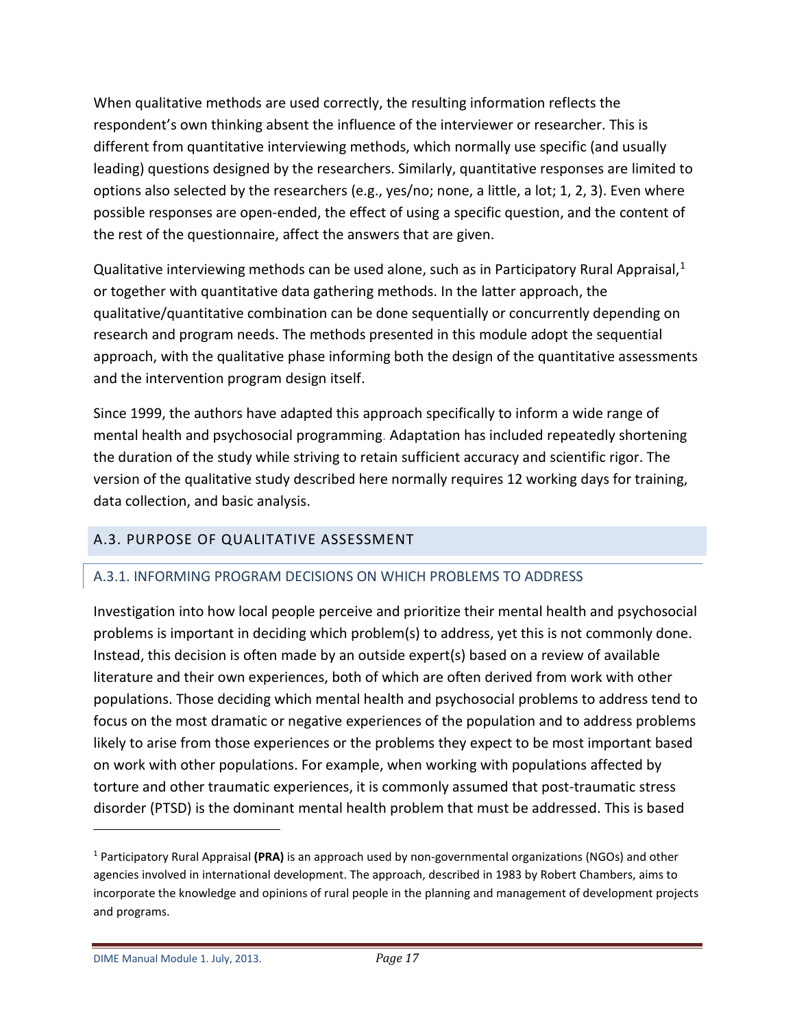When qualitative methods are used correctly, the resulting information reflects the respondent's own thinking absent the influence of the interviewer or researcher. This is different from quantitative interviewing methods, which normally use specific (and usually leading) questions designed by the researchers. Similarly, quantitative responses are limited to options also selected by the researchers (e.g., yes/no; none, a little, a lot; 1, 2, 3). Even where possible responses are open-ended, the effect of using a specific question, and the content of the rest of the questionnaire, affect the answers that are given.

Qualitative interviewing methods can be used alone, such as in Participatory Rural Appraisal,[1] or together with quantitative data gathering methods. In the latter approach, the qualitative/quantitative combination can be done sequentially or concurrently depending on research and program needs. The methods presented in this module adopt the sequential approach, with the qualitative phase informing both the design of the quantitative assessments and the intervention program design itself.

Since 1999, the authors have adapted this approach specifically to inform a wide range of mental health and psychosocial programming. Adaptation has included repeatedly shortening the duration of the study while striving to retain sufficient accuracy and scientific rigor. The version of the qualitative study described here normally requires 12 working days for training, data collection, and basic analysis.

## A.3. PURPOSE OF QUALITATIVE ASSESSMENT

### A.3.1. INFORMING PROGRAM DECISIONS ON WHICH PROBLEMS TO ADDRESS

Investigation into how local people perceive and prioritize their mental health and psychosocial problems is important in deciding which problem(s) to address, yet this is not commonly done. Instead, this decision is often made by an outside expert(s) based on a review of available literature and their own experiences, both of which are often derived from work with other populations. Those deciding which mental health and psychosocial problems to address tend to focus on the most dramatic or negative experiences of the population and to address problems likely to arise from those experiences or the problems they expect to be most important based on work with other populations. For example, when working with populations affected by torture and other traumatic experiences, it is commonly assumed that post-traumatic stress disorder (PTSD) is the dominant mental health problem that must be addressed. This is based

---

[1] Participatory Rural Appraisal **(PRA)** is an approach used by non-governmental organizations (NGOs) and other agencies involved in international development. The approach, described in 1983 by Robert Chambers, aims to incorporate the knowledge and opinions of rural people in the planning and management of development projects and programs.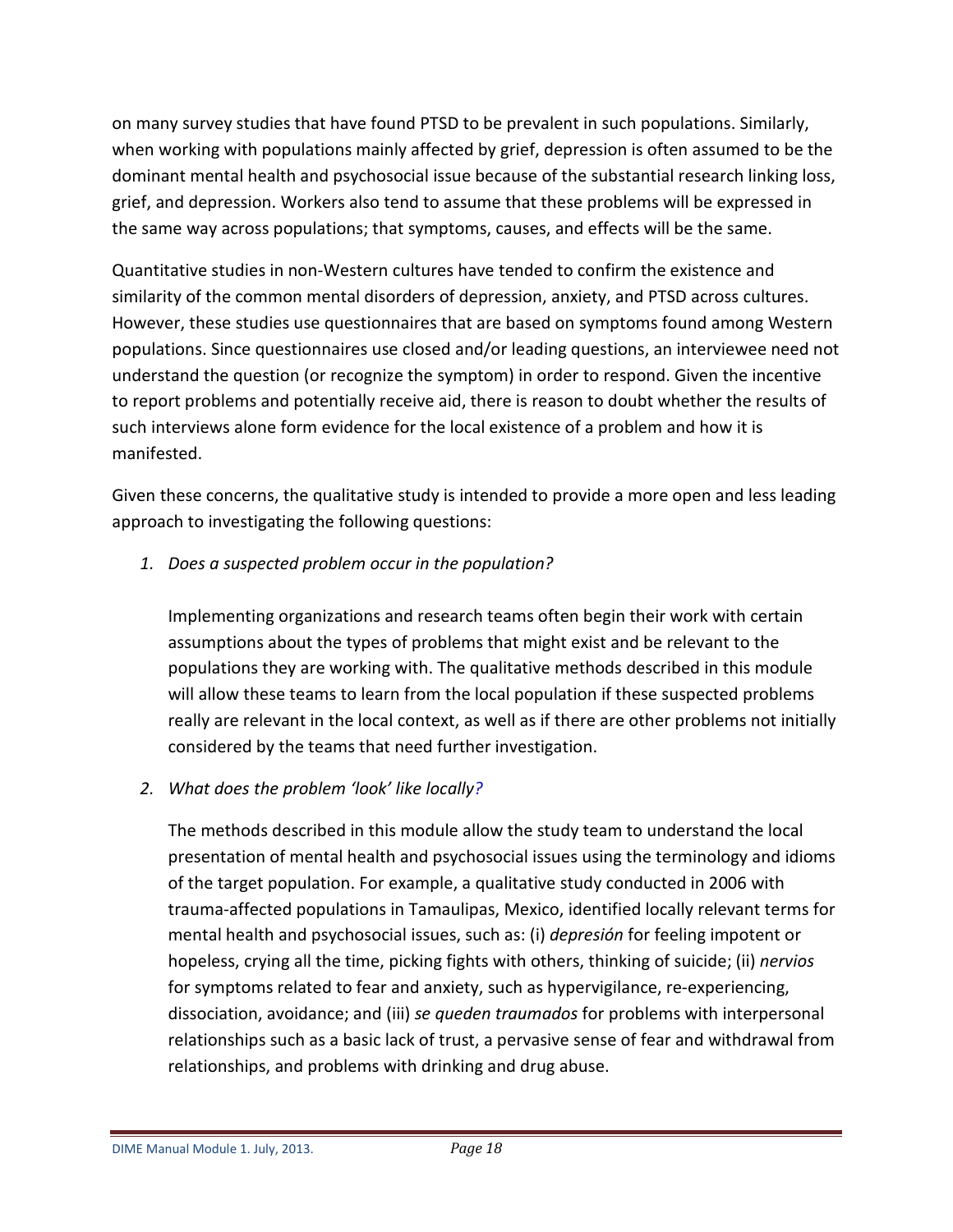on many survey studies that have found PTSD to be prevalent in such populations. Similarly, when working with populations mainly affected by grief, depression is often assumed to be the dominant mental health and psychosocial issue because of the substantial research linking loss, grief, and depression. Workers also tend to assume that these problems will be expressed in the same way across populations; that symptoms, causes, and effects will be the same.

Quantitative studies in non-Western cultures have tended to confirm the existence and similarity of the common mental disorders of depression, anxiety, and PTSD across cultures. However, these studies use questionnaires that are based on symptoms found among Western populations. Since questionnaires use closed and/or leading questions, an interviewee need not understand the question (or recognize the symptom) in order to respond. Given the incentive to report problems and potentially receive aid, there is reason to doubt whether the results of such interviews alone form evidence for the local existence of a problem and how it is manifested.

Given these concerns, the qualitative study is intended to provide a more open and less leading approach to investigating the following questions:

1. *Does a suspected problem occur in the population?*

   Implementing organizations and research teams often begin their work with certain assumptions about the types of problems that might exist and be relevant to the populations they are working with. The qualitative methods described in this module will allow these teams to learn from the local population if these suspected problems really are relevant in the local context, as well as if there are other problems not initially considered by the teams that need further investigation.

2. *What does the problem 'look' like locally?*

   The methods described in this module allow the study team to understand the local presentation of mental health and psychosocial issues using the terminology and idioms of the target population. For example, a qualitative study conducted in 2006 with trauma-affected populations in Tamaulipas, Mexico, identified locally relevant terms for mental health and psychosocial issues, such as: (i) *depresión* for feeling impotent or hopeless, crying all the time, picking fights with others, thinking of suicide; (ii) *nervios* for symptoms related to fear and anxiety, such as hypervigilance, re-experiencing, dissociation, avoidance; and (iii) *se queden traumados* for problems with interpersonal relationships such as a basic lack of trust, a pervasive sense of fear and withdrawal from relationships, and problems with drinking and drug abuse.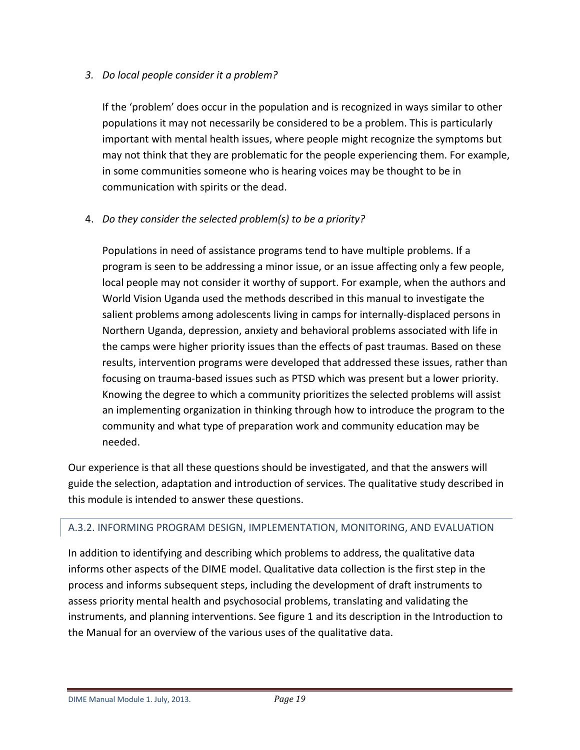3. *Do local people consider it a problem?*

   If the 'problem' does occur in the population and is recognized in ways similar to other populations it may not necessarily be considered to be a problem. This is particularly important with mental health issues, where people might recognize the symptoms but may not think that they are problematic for the people experiencing them. For example, in some communities someone who is hearing voices may be thought to be in communication with spirits or the dead.

4. *Do they consider the selected problem(s) to be a priority?*

   Populations in need of assistance programs tend to have multiple problems. If a program is seen to be addressing a minor issue, or an issue affecting only a few people, local people may not consider it worthy of support. For example, when the authors and World Vision Uganda used the methods described in this manual to investigate the salient problems among adolescents living in camps for internally-displaced persons in Northern Uganda, depression, anxiety and behavioral problems associated with life in the camps were higher priority issues than the effects of past traumas. Based on these results, intervention programs were developed that addressed these issues, rather than focusing on trauma-based issues such as PTSD which was present but a lower priority. Knowing the degree to which a community prioritizes the selected problems will assist an implementing organization in thinking through how to introduce the program to the community and what type of preparation work and community education may be needed.

Our experience is that all these questions should be investigated, and that the answers will guide the selection, adaptation and introduction of services. The qualitative study described in this module is intended to answer these questions.

## A.3.2. INFORMING PROGRAM DESIGN, IMPLEMENTATION, MONITORING, AND EVALUATION

In addition to identifying and describing which problems to address, the qualitative data informs other aspects of the DIME model. Qualitative data collection is the first step in the process and informs subsequent steps, including the development of draft instruments to assess priority mental health and psychosocial problems, translating and validating the instruments, and planning interventions. See figure 1 and its description in the Introduction to the Manual for an overview of the various uses of the qualitative data.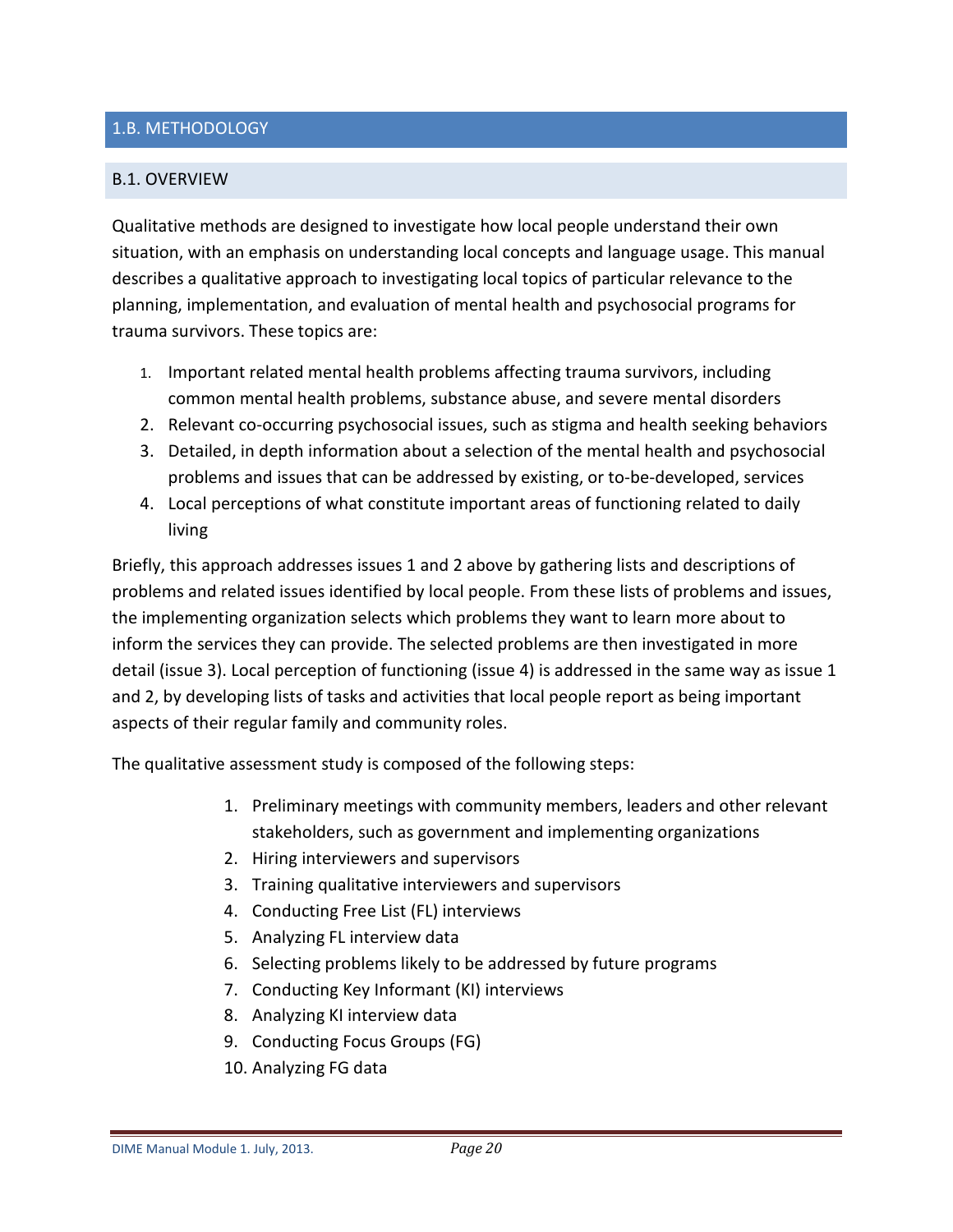## 1.B. METHODOLOGY

### B.1. OVERVIEW

Qualitative methods are designed to investigate how local people understand their own situation, with an emphasis on understanding local concepts and language usage. This manual describes a qualitative approach to investigating local topics of particular relevance to the planning, implementation, and evaluation of mental health and psychosocial programs for trauma survivors. These topics are:

1. Important related mental health problems affecting trauma survivors, including common mental health problems, substance abuse, and severe mental disorders
2. Relevant co-occurring psychosocial issues, such as stigma and health seeking behaviors
3. Detailed, in depth information about a selection of the mental health and psychosocial problems and issues that can be addressed by existing, or to-be-developed, services
4. Local perceptions of what constitute important areas of functioning related to daily living

Briefly, this approach addresses issues 1 and 2 above by gathering lists and descriptions of problems and related issues identified by local people. From these lists of problems and issues, the implementing organization selects which problems they want to learn more about to inform the services they can provide. The selected problems are then investigated in more detail (issue 3). Local perception of functioning (issue 4) is addressed in the same way as issue 1 and 2, by developing lists of tasks and activities that local people report as being important aspects of their regular family and community roles.

The qualitative assessment study is composed of the following steps:

1. Preliminary meetings with community members, leaders and other relevant stakeholders, such as government and implementing organizations
2. Hiring interviewers and supervisors
3. Training qualitative interviewers and supervisors
4. Conducting Free List (FL) interviews
5. Analyzing FL interview data
6. Selecting problems likely to be addressed by future programs
7. Conducting Key Informant (KI) interviews
8. Analyzing KI interview data
9. Conducting Focus Groups (FG)
10. Analyzing FG data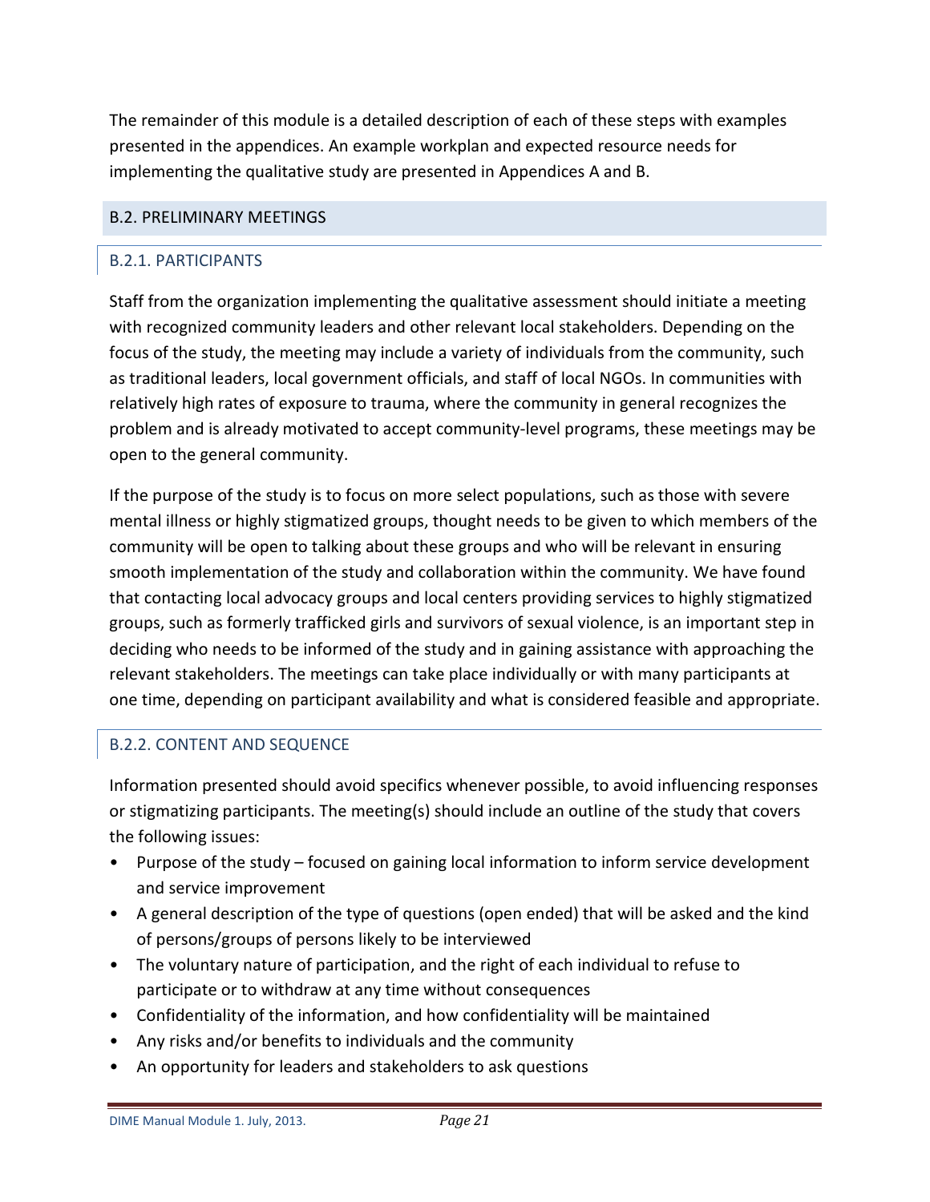The remainder of this module is a detailed description of each of these steps with examples presented in the appendices. An example workplan and expected resource needs for implementing the qualitative study are presented in Appendices A and B.

## B.2. PRELIMINARY MEETINGS

### B.2.1. PARTICIPANTS

Staff from the organization implementing the qualitative assessment should initiate a meeting with recognized community leaders and other relevant local stakeholders. Depending on the focus of the study, the meeting may include a variety of individuals from the community, such as traditional leaders, local government officials, and staff of local NGOs. In communities with relatively high rates of exposure to trauma, where the community in general recognizes the problem and is already motivated to accept community-level programs, these meetings may be open to the general community.

If the purpose of the study is to focus on more select populations, such as those with severe mental illness or highly stigmatized groups, thought needs to be given to which members of the community will be open to talking about these groups and who will be relevant in ensuring smooth implementation of the study and collaboration within the community. We have found that contacting local advocacy groups and local centers providing services to highly stigmatized groups, such as formerly trafficked girls and survivors of sexual violence, is an important step in deciding who needs to be informed of the study and in gaining assistance with approaching the relevant stakeholders. The meetings can take place individually or with many participants at one time, depending on participant availability and what is considered feasible and appropriate.

### B.2.2. CONTENT AND SEQUENCE

Information presented should avoid specifics whenever possible, to avoid influencing responses or stigmatizing participants. The meeting(s) should include an outline of the study that covers the following issues:

- Purpose of the study – focused on gaining local information to inform service development and service improvement
- A general description of the type of questions (open ended) that will be asked and the kind of persons/groups of persons likely to be interviewed
- The voluntary nature of participation, and the right of each individual to refuse to participate or to withdraw at any time without consequences
- Confidentiality of the information, and how confidentiality will be maintained
- Any risks and/or benefits to individuals and the community
- An opportunity for leaders and stakeholders to ask questions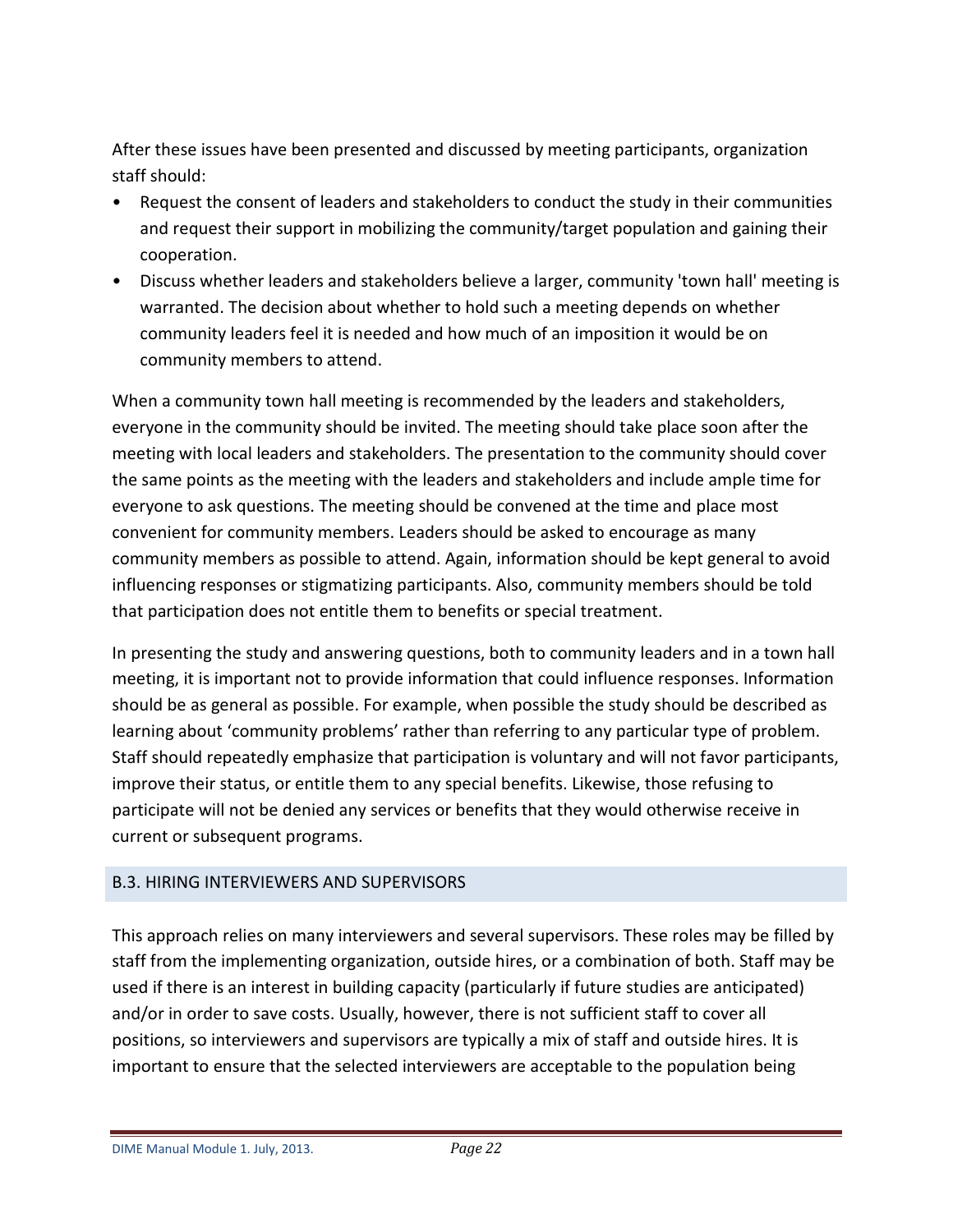After these issues have been presented and discussed by meeting participants, organization staff should:

- Request the consent of leaders and stakeholders to conduct the study in their communities and request their support in mobilizing the community/target population and gaining their cooperation.
- Discuss whether leaders and stakeholders believe a larger, community 'town hall' meeting is warranted. The decision about whether to hold such a meeting depends on whether community leaders feel it is needed and how much of an imposition it would be on community members to attend.

When a community town hall meeting is recommended by the leaders and stakeholders, everyone in the community should be invited. The meeting should take place soon after the meeting with local leaders and stakeholders. The presentation to the community should cover the same points as the meeting with the leaders and stakeholders and include ample time for everyone to ask questions. The meeting should be convened at the time and place most convenient for community members. Leaders should be asked to encourage as many community members as possible to attend. Again, information should be kept general to avoid influencing responses or stigmatizing participants. Also, community members should be told that participation does not entitle them to benefits or special treatment.

In presenting the study and answering questions, both to community leaders and in a town hall meeting, it is important not to provide information that could influence responses. Information should be as general as possible. For example, when possible the study should be described as learning about 'community problems' rather than referring to any particular type of problem. Staff should repeatedly emphasize that participation is voluntary and will not favor participants, improve their status, or entitle them to any special benefits. Likewise, those refusing to participate will not be denied any services or benefits that they would otherwise receive in current or subsequent programs.

## B.3. HIRING INTERVIEWERS AND SUPERVISORS

This approach relies on many interviewers and several supervisors. These roles may be filled by staff from the implementing organization, outside hires, or a combination of both. Staff may be used if there is an interest in building capacity (particularly if future studies are anticipated) and/or in order to save costs. Usually, however, there is not sufficient staff to cover all positions, so interviewers and supervisors are typically a mix of staff and outside hires. It is important to ensure that the selected interviewers are acceptable to the population being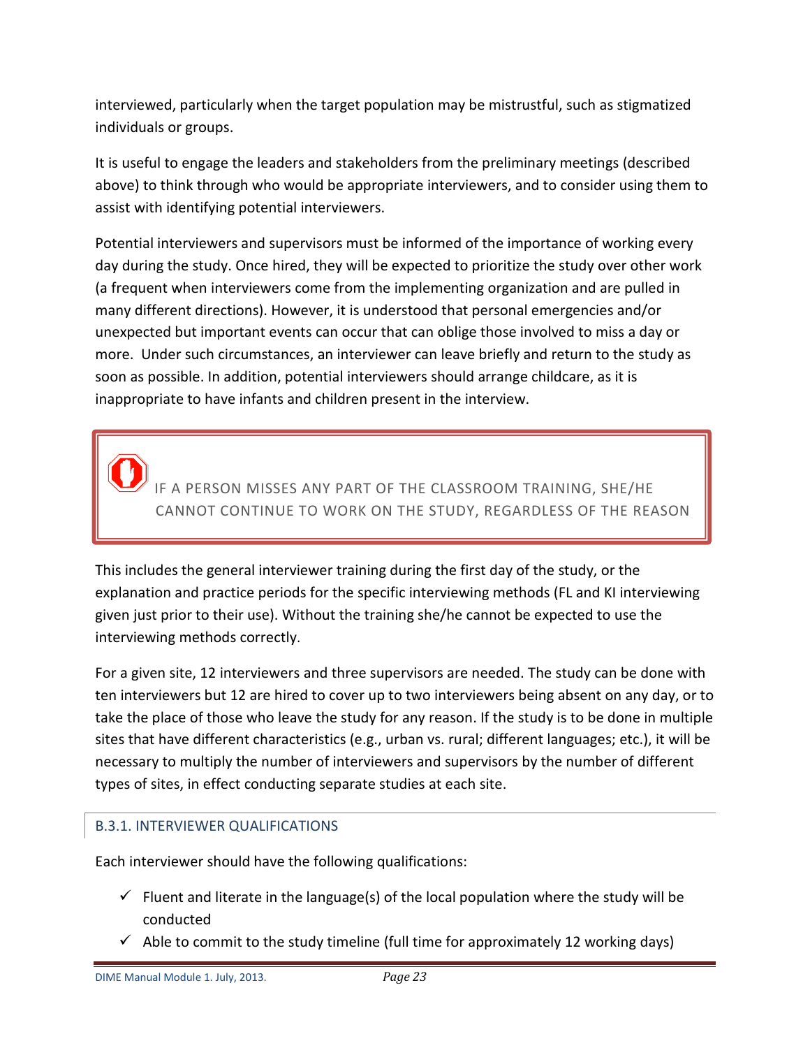interviewed, particularly when the target population may be mistrustful, such as stigmatized individuals or groups.

It is useful to engage the leaders and stakeholders from the preliminary meetings (described above) to think through who would be appropriate interviewers, and to consider using them to assist with identifying potential interviewers.

Potential interviewers and supervisors must be informed of the importance of working every day during the study. Once hired, they will be expected to prioritize the study over other work (a frequent when interviewers come from the implementing organization and are pulled in many different directions). However, it is understood that personal emergencies and/or unexpected but important events can occur that can oblige those involved to miss a day or more. Under such circumstances, an interviewer can leave briefly and return to the study as soon as possible. In addition, potential interviewers should arrange childcare, as it is inappropriate to have infants and children present in the interview.

> IF A PERSON MISSES ANY PART OF THE CLASSROOM TRAINING, SHE/HE CANNOT CONTINUE TO WORK ON THE STUDY, REGARDLESS OF THE REASON

This includes the general interviewer training during the first day of the study, or the explanation and practice periods for the specific interviewing methods (FL and KI interviewing given just prior to their use). Without the training she/he cannot be expected to use the interviewing methods correctly.

For a given site, 12 interviewers and three supervisors are needed. The study can be done with ten interviewers but 12 are hired to cover up to two interviewers being absent on any day, or to take the place of those who leave the study for any reason. If the study is to be done in multiple sites that have different characteristics (e.g., urban vs. rural; different languages; etc.), it will be necessary to multiply the number of interviewers and supervisors by the number of different types of sites, in effect conducting separate studies at each site.

### B.3.1. INTERVIEWER QUALIFICATIONS

Each interviewer should have the following qualifications:

- ✓ Fluent and literate in the language(s) of the local population where the study will be conducted
- ✓ Able to commit to the study timeline (full time for approximately 12 working days)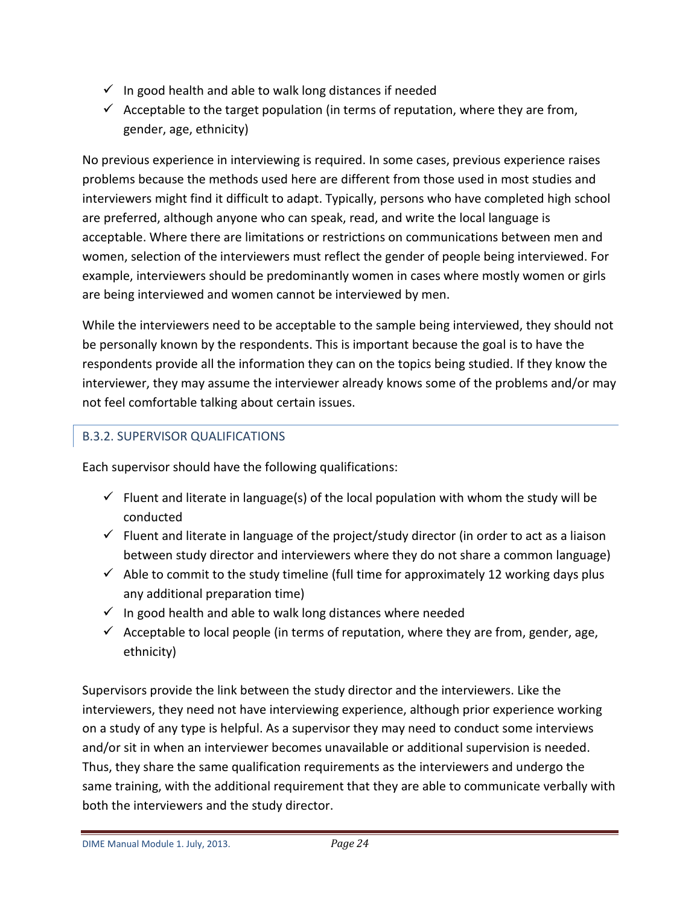- ✓ In good health and able to walk long distances if needed
- ✓ Acceptable to the target population (in terms of reputation, where they are from, gender, age, ethnicity)

No previous experience in interviewing is required. In some cases, previous experience raises problems because the methods used here are different from those used in most studies and interviewers might find it difficult to adapt. Typically, persons who have completed high school are preferred, although anyone who can speak, read, and write the local language is acceptable. Where there are limitations or restrictions on communications between men and women, selection of the interviewers must reflect the gender of people being interviewed. For example, interviewers should be predominantly women in cases where mostly women or girls are being interviewed and women cannot be interviewed by men.

While the interviewers need to be acceptable to the sample being interviewed, they should not be personally known by the respondents. This is important because the goal is to have the respondents provide all the information they can on the topics being studied. If they know the interviewer, they may assume the interviewer already knows some of the problems and/or may not feel comfortable talking about certain issues.

### B.3.2. SUPERVISOR QUALIFICATIONS

Each supervisor should have the following qualifications:

- ✓ Fluent and literate in language(s) of the local population with whom the study will be conducted
- ✓ Fluent and literate in language of the project/study director (in order to act as a liaison between study director and interviewers where they do not share a common language)
- ✓ Able to commit to the study timeline (full time for approximately 12 working days plus any additional preparation time)
- ✓ In good health and able to walk long distances where needed
- ✓ Acceptable to local people (in terms of reputation, where they are from, gender, age, ethnicity)

Supervisors provide the link between the study director and the interviewers. Like the interviewers, they need not have interviewing experience, although prior experience working on a study of any type is helpful. As a supervisor they may need to conduct some interviews and/or sit in when an interviewer becomes unavailable or additional supervision is needed. Thus, they share the same qualification requirements as the interviewers and undergo the same training, with the additional requirement that they are able to communicate verbally with both the interviewers and the study director.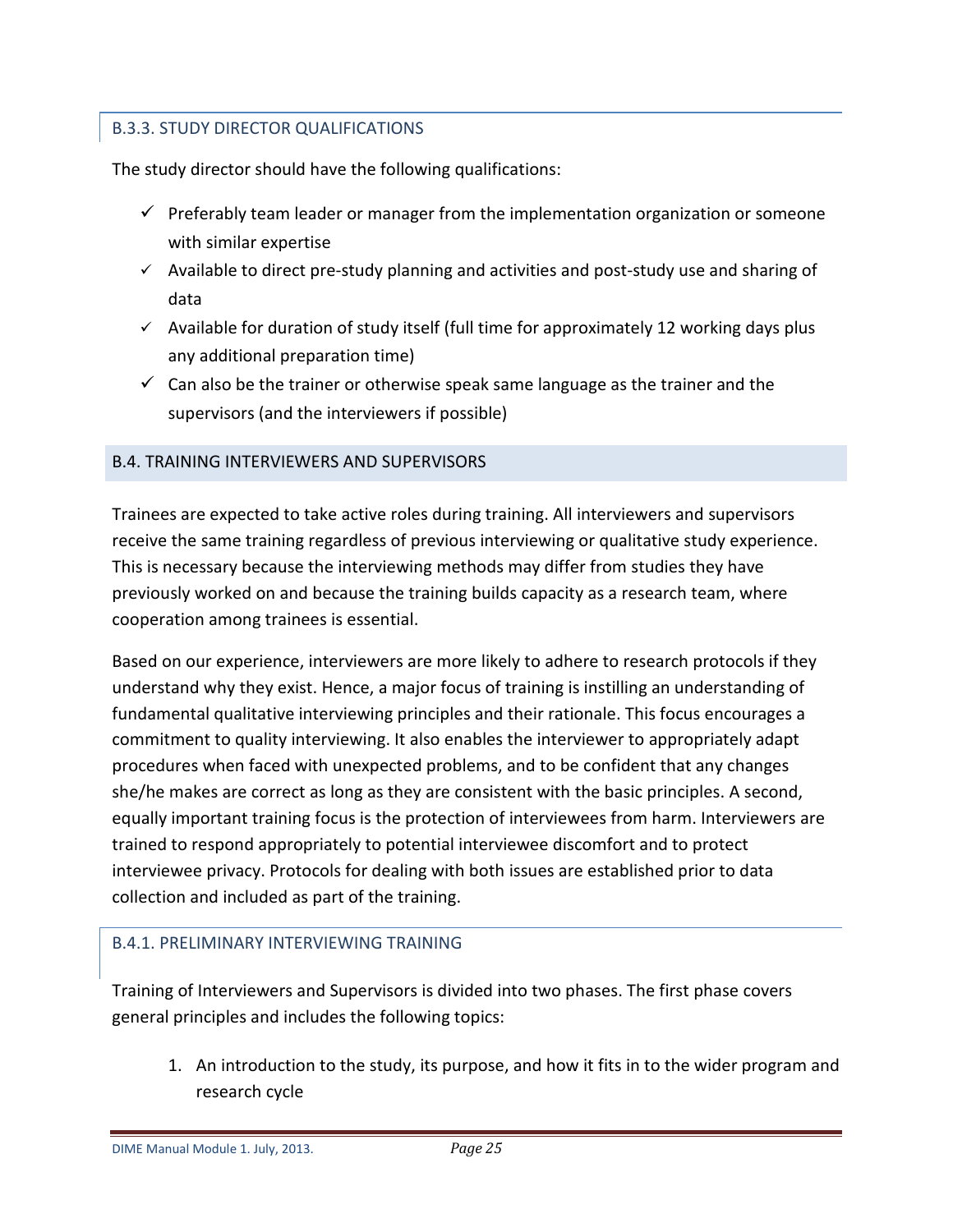### B.3.3. STUDY DIRECTOR QUALIFICATIONS

The study director should have the following qualifications:

- ✓ Preferably team leader or manager from the implementation organization or someone with similar expertise
- ✓ Available to direct pre-study planning and activities and post-study use and sharing of data
- ✓ Available for duration of study itself (full time for approximately 12 working days plus any additional preparation time)
- ✓ Can also be the trainer or otherwise speak same language as the trainer and the supervisors (and the interviewers if possible)

## B.4. TRAINING INTERVIEWERS AND SUPERVISORS

Trainees are expected to take active roles during training. All interviewers and supervisors receive the same training regardless of previous interviewing or qualitative study experience. This is necessary because the interviewing methods may differ from studies they have previously worked on and because the training builds capacity as a research team, where cooperation among trainees is essential.

Based on our experience, interviewers are more likely to adhere to research protocols if they understand why they exist. Hence, a major focus of training is instilling an understanding of fundamental qualitative interviewing principles and their rationale. This focus encourages a commitment to quality interviewing. It also enables the interviewer to appropriately adapt procedures when faced with unexpected problems, and to be confident that any changes she/he makes are correct as long as they are consistent with the basic principles. A second, equally important training focus is the protection of interviewees from harm. Interviewers are trained to respond appropriately to potential interviewee discomfort and to protect interviewee privacy. Protocols for dealing with both issues are established prior to data collection and included as part of the training.

### B.4.1. PRELIMINARY INTERVIEWING TRAINING

Training of Interviewers and Supervisors is divided into two phases. The first phase covers general principles and includes the following topics:

1. An introduction to the study, its purpose, and how it fits in to the wider program and research cycle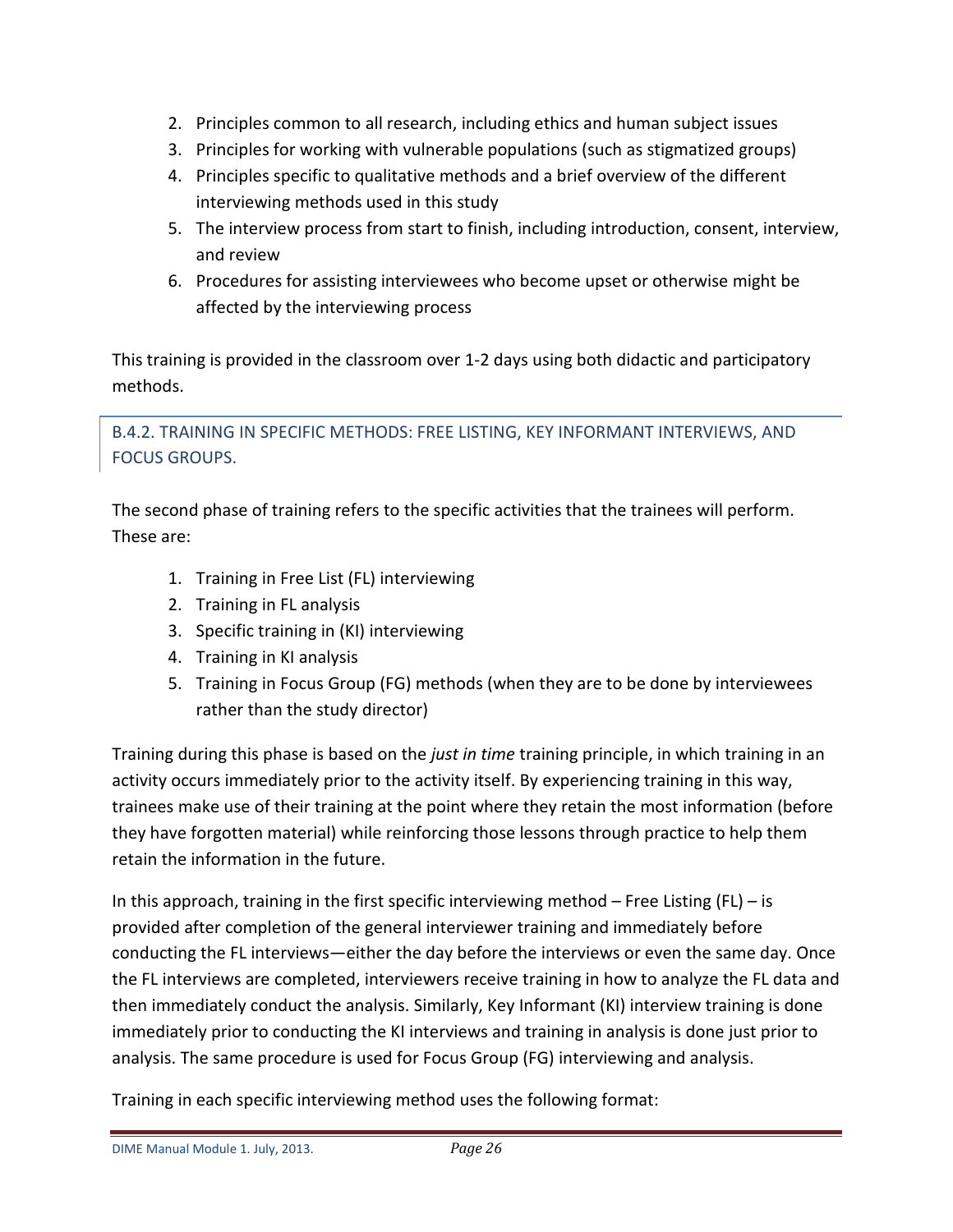2. Principles common to all research, including ethics and human subject issues
3. Principles for working with vulnerable populations (such as stigmatized groups)
4. Principles specific to qualitative methods and a brief overview of the different interviewing methods used in this study
5. The interview process from start to finish, including introduction, consent, interview, and review
6. Procedures for assisting interviewees who become upset or otherwise might be affected by the interviewing process

This training is provided in the classroom over 1-2 days using both didactic and participatory methods.

### B.4.2. TRAINING IN SPECIFIC METHODS: FREE LISTING, KEY INFORMANT INTERVIEWS, AND FOCUS GROUPS.

The second phase of training refers to the specific activities that the trainees will perform. These are:

1. Training in Free List (FL) interviewing
2. Training in FL analysis
3. Specific training in (KI) interviewing
4. Training in KI analysis
5. Training in Focus Group (FG) methods (when they are to be done by interviewees rather than the study director)

Training during this phase is based on the *just in time* training principle, in which training in an activity occurs immediately prior to the activity itself. By experiencing training in this way, trainees make use of their training at the point where they retain the most information (before they have forgotten material) while reinforcing those lessons through practice to help them retain the information in the future.

In this approach, training in the first specific interviewing method – Free Listing (FL) – is provided after completion of the general interviewer training and immediately before conducting the FL interviews—either the day before the interviews or even the same day. Once the FL interviews are completed, interviewers receive training in how to analyze the FL data and then immediately conduct the analysis. Similarly, Key Informant (KI) interview training is done immediately prior to conducting the KI interviews and training in analysis is done just prior to analysis. The same procedure is used for Focus Group (FG) interviewing and analysis.

Training in each specific interviewing method uses the following format: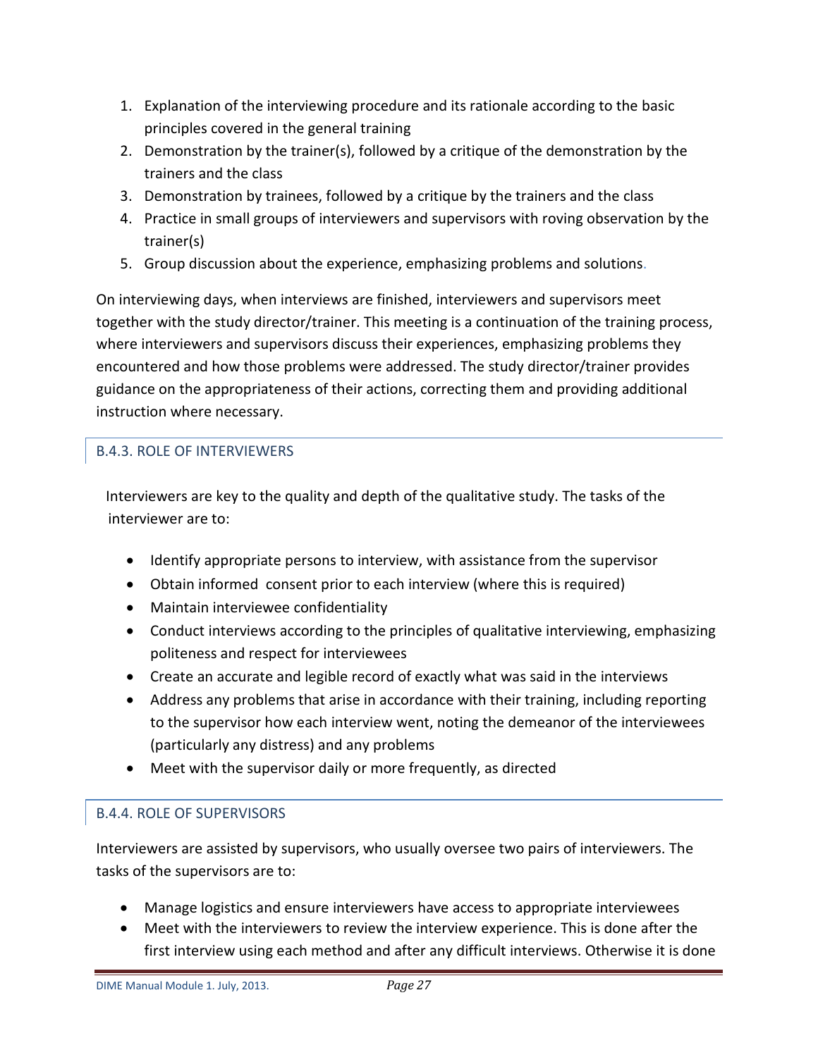1. Explanation of the interviewing procedure and its rationale according to the basic principles covered in the general training
2. Demonstration by the trainer(s), followed by a critique of the demonstration by the trainers and the class
3. Demonstration by trainees, followed by a critique by the trainers and the class
4. Practice in small groups of interviewers and supervisors with roving observation by the trainer(s)
5. Group discussion about the experience, emphasizing problems and solutions.

On interviewing days, when interviews are finished, interviewers and supervisors meet together with the study director/trainer. This meeting is a continuation of the training process, where interviewers and supervisors discuss their experiences, emphasizing problems they encountered and how those problems were addressed. The study director/trainer provides guidance on the appropriateness of their actions, correcting them and providing additional instruction where necessary.

### B.4.3. ROLE OF INTERVIEWERS

Interviewers are key to the quality and depth of the qualitative study. The tasks of the interviewer are to:

- Identify appropriate persons to interview, with assistance from the supervisor
- Obtain informed consent prior to each interview (where this is required)
- Maintain interviewee confidentiality
- Conduct interviews according to the principles of qualitative interviewing, emphasizing politeness and respect for interviewees
- Create an accurate and legible record of exactly what was said in the interviews
- Address any problems that arise in accordance with their training, including reporting to the supervisor how each interview went, noting the demeanor of the interviewees (particularly any distress) and any problems
- Meet with the supervisor daily or more frequently, as directed

### B.4.4. ROLE OF SUPERVISORS

Interviewers are assisted by supervisors, who usually oversee two pairs of interviewers. The tasks of the supervisors are to:

- Manage logistics and ensure interviewers have access to appropriate interviewees
- Meet with the interviewers to review the interview experience. This is done after the first interview using each method and after any difficult interviews. Otherwise it is done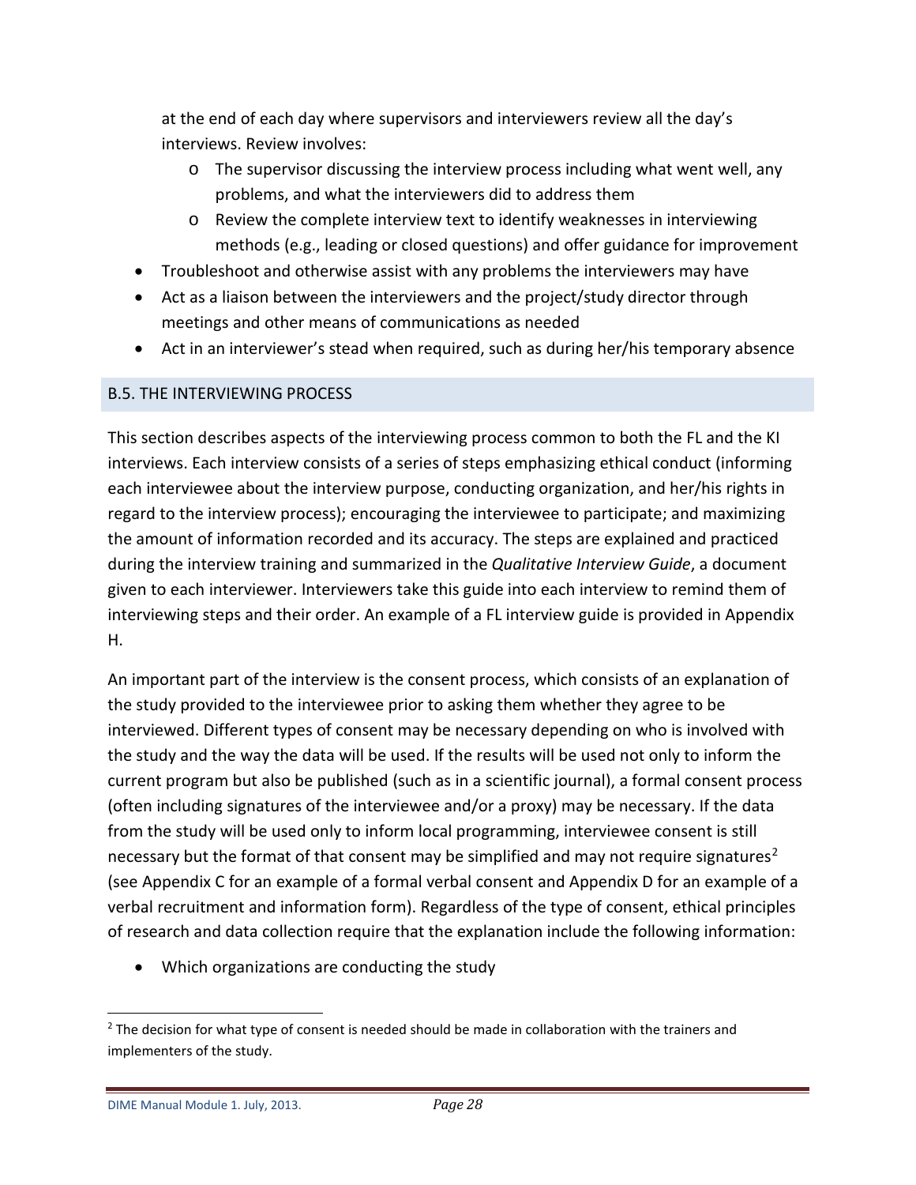at the end of each day where supervisors and interviewers review all the day's interviews. Review involves:

  - The supervisor discussing the interview process including what went well, any problems, and what the interviewers did to address them
  - Review the complete interview text to identify weaknesses in interviewing methods (e.g., leading or closed questions) and offer guidance for improvement

- Troubleshoot and otherwise assist with any problems the interviewers may have
- Act as a liaison between the interviewers and the project/study director through meetings and other means of communications as needed
- Act in an interviewer's stead when required, such as during her/his temporary absence

## B.5. THE INTERVIEWING PROCESS

This section describes aspects of the interviewing process common to both the FL and the KI interviews. Each interview consists of a series of steps emphasizing ethical conduct (informing each interviewee about the interview purpose, conducting organization, and her/his rights in regard to the interview process); encouraging the interviewee to participate; and maximizing the amount of information recorded and its accuracy. The steps are explained and practiced during the interview training and summarized in the *Qualitative Interview Guide*, a document given to each interviewer. Interviewers take this guide into each interview to remind them of interviewing steps and their order. An example of a FL interview guide is provided in Appendix H.

An important part of the interview is the consent process, which consists of an explanation of the study provided to the interviewee prior to asking them whether they agree to be interviewed. Different types of consent may be necessary depending on who is involved with the study and the way the data will be used. If the results will be used not only to inform the current program but also be published (such as in a scientific journal), a formal consent process (often including signatures of the interviewee and/or a proxy) may be necessary. If the data from the study will be used only to inform local programming, interviewee consent is still necessary but the format of that consent may be simplified and may not require signatures[2] (see Appendix C for an example of a formal verbal consent and Appendix D for an example of a verbal recruitment and information form). Regardless of the type of consent, ethical principles of research and data collection require that the explanation include the following information:

- Which organizations are conducting the study

[2] The decision for what type of consent is needed should be made in collaboration with the trainers and implementers of the study.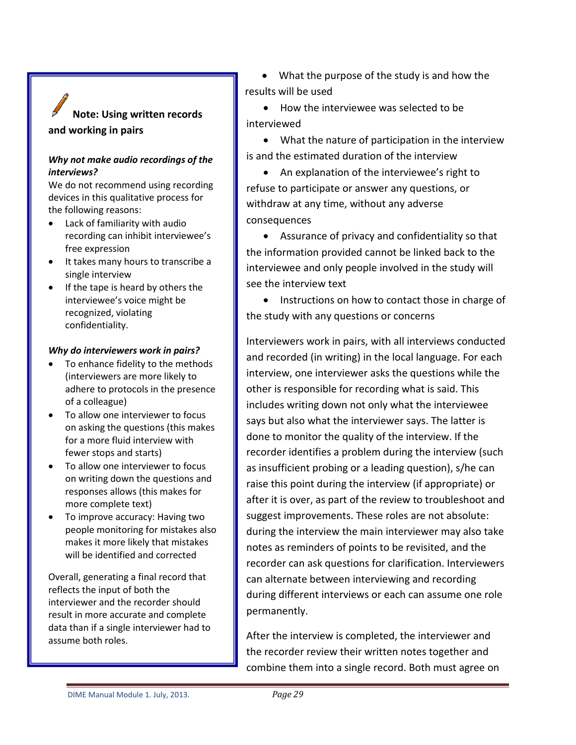**Note: Using written records and working in pairs**

***Why not make audio recordings of the interviews?***

We do not recommend using recording devices in this qualitative process for the following reasons:

- Lack of familiarity with audio recording can inhibit interviewee's free expression
- It takes many hours to transcribe a single interview
- If the tape is heard by others the interviewee's voice might be recognized, violating confidentiality.

***Why do interviewers work in pairs?***

- To enhance fidelity to the methods (interviewers are more likely to adhere to protocols in the presence of a colleague)
- To allow one interviewer to focus on asking the questions (this makes for a more fluid interview with fewer stops and starts)
- To allow one interviewer to focus on writing down the questions and responses allows (this makes for more complete text)
- To improve accuracy: Having two people monitoring for mistakes also makes it more likely that mistakes will be identified and corrected

Overall, generating a final record that reflects the input of both the interviewer and the recorder should result in more accurate and complete data than if a single interviewer had to assume both roles.

- What the purpose of the study is and how the results will be used
- How the interviewee was selected to be interviewed
- What the nature of participation in the interview is and the estimated duration of the interview
- An explanation of the interviewee's right to refuse to participate or answer any questions, or withdraw at any time, without any adverse consequences
- Assurance of privacy and confidentiality so that the information provided cannot be linked back to the interviewee and only people involved in the study will see the interview text
- Instructions on how to contact those in charge of the study with any questions or concerns

Interviewers work in pairs, with all interviews conducted and recorded (in writing) in the local language. For each interview, one interviewer asks the questions while the other is responsible for recording what is said. This includes writing down not only what the interviewee says but also what the interviewer says. The latter is done to monitor the quality of the interview. If the recorder identifies a problem during the interview (such as insufficient probing or a leading question), s/he can raise this point during the interview (if appropriate) or after it is over, as part of the review to troubleshoot and suggest improvements. These roles are not absolute: during the interview the main interviewer may also take notes as reminders of points to be revisited, and the recorder can ask questions for clarification. Interviewers can alternate between interviewing and recording during different interviews or each can assume one role permanently.

After the interview is completed, the interviewer and the recorder review their written notes together and combine them into a single record. Both must agree on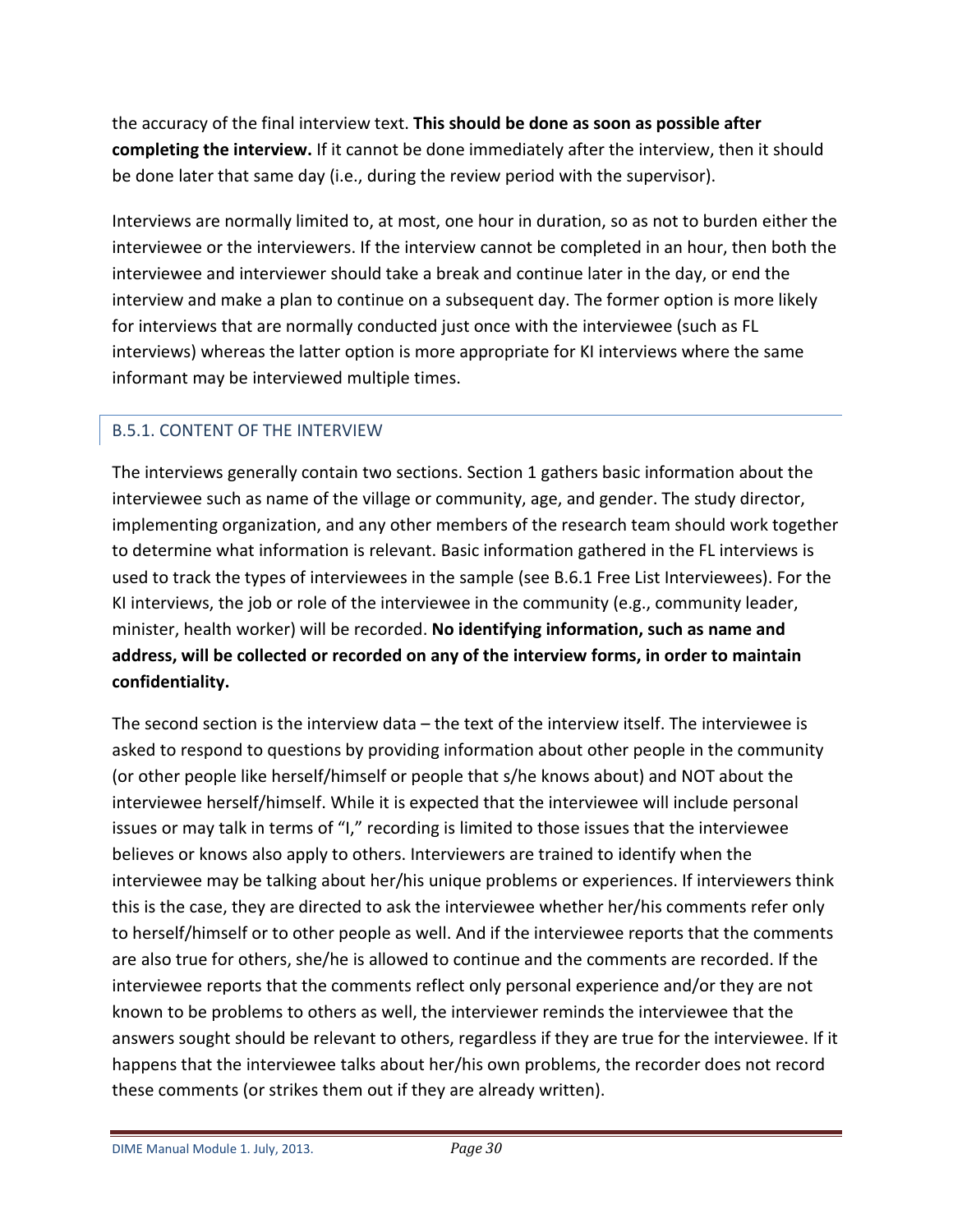the accuracy of the final interview text. **This should be done as soon as possible after completing the interview.** If it cannot be done immediately after the interview, then it should be done later that same day (i.e., during the review period with the supervisor).

Interviews are normally limited to, at most, one hour in duration, so as not to burden either the interviewee or the interviewers. If the interview cannot be completed in an hour, then both the interviewee and interviewer should take a break and continue later in the day, or end the interview and make a plan to continue on a subsequent day. The former option is more likely for interviews that are normally conducted just once with the interviewee (such as FL interviews) whereas the latter option is more appropriate for KI interviews where the same informant may be interviewed multiple times.

### B.5.1. CONTENT OF THE INTERVIEW

The interviews generally contain two sections. Section 1 gathers basic information about the interviewee such as name of the village or community, age, and gender. The study director, implementing organization, and any other members of the research team should work together to determine what information is relevant. Basic information gathered in the FL interviews is used to track the types of interviewees in the sample (see B.6.1 Free List Interviewees). For the KI interviews, the job or role of the interviewee in the community (e.g., community leader, minister, health worker) will be recorded. **No identifying information, such as name and address, will be collected or recorded on any of the interview forms, in order to maintain confidentiality.**

The second section is the interview data – the text of the interview itself. The interviewee is asked to respond to questions by providing information about other people in the community (or other people like herself/himself or people that s/he knows about) and NOT about the interviewee herself/himself. While it is expected that the interviewee will include personal issues or may talk in terms of "I," recording is limited to those issues that the interviewee believes or knows also apply to others. Interviewers are trained to identify when the interviewee may be talking about her/his unique problems or experiences. If interviewers think this is the case, they are directed to ask the interviewee whether her/his comments refer only to herself/himself or to other people as well. And if the interviewee reports that the comments are also true for others, she/he is allowed to continue and the comments are recorded. If the interviewee reports that the comments reflect only personal experience and/or they are not known to be problems to others as well, the interviewer reminds the interviewee that the answers sought should be relevant to others, regardless if they are true for the interviewee. If it happens that the interviewee talks about her/his own problems, the recorder does not record these comments (or strikes them out if they are already written).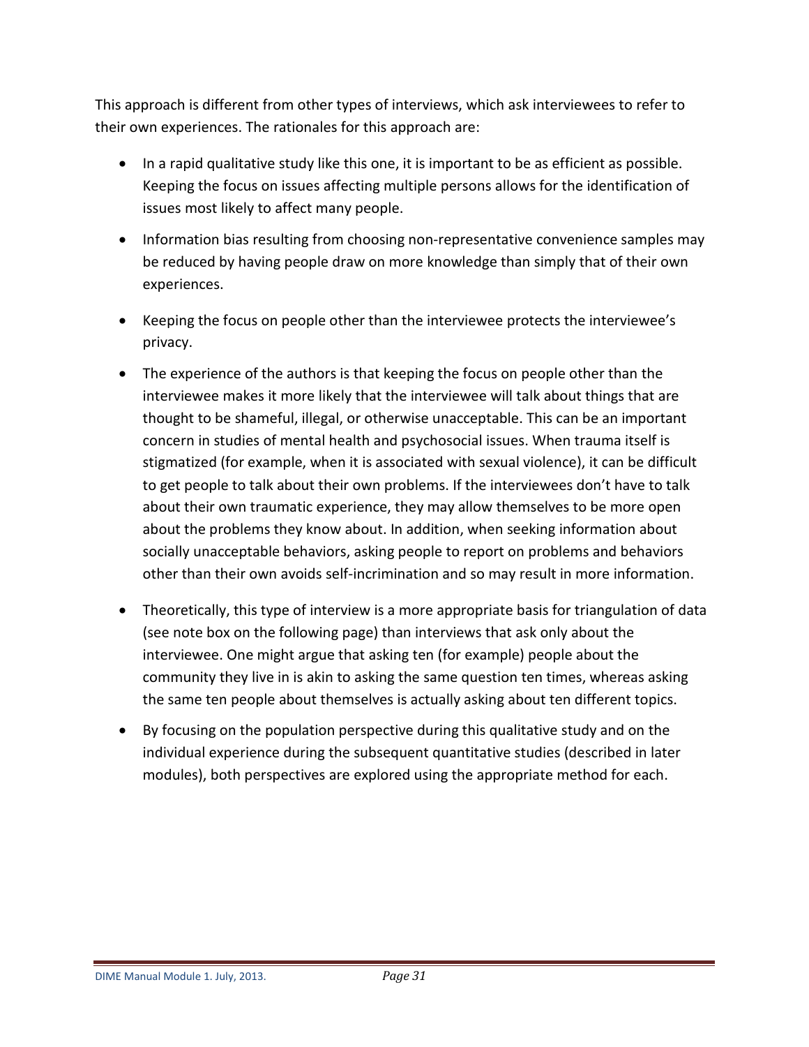This approach is different from other types of interviews, which ask interviewees to refer to their own experiences. The rationales for this approach are:

- In a rapid qualitative study like this one, it is important to be as efficient as possible. Keeping the focus on issues affecting multiple persons allows for the identification of issues most likely to affect many people.
- Information bias resulting from choosing non-representative convenience samples may be reduced by having people draw on more knowledge than simply that of their own experiences.
- Keeping the focus on people other than the interviewee protects the interviewee's privacy.
- The experience of the authors is that keeping the focus on people other than the interviewee makes it more likely that the interviewee will talk about things that are thought to be shameful, illegal, or otherwise unacceptable. This can be an important concern in studies of mental health and psychosocial issues. When trauma itself is stigmatized (for example, when it is associated with sexual violence), it can be difficult to get people to talk about their own problems. If the interviewees don't have to talk about their own traumatic experience, they may allow themselves to be more open about the problems they know about. In addition, when seeking information about socially unacceptable behaviors, asking people to report on problems and behaviors other than their own avoids self-incrimination and so may result in more information.
- Theoretically, this type of interview is a more appropriate basis for triangulation of data (see note box on the following page) than interviews that ask only about the interviewee. One might argue that asking ten (for example) people about the community they live in is akin to asking the same question ten times, whereas asking the same ten people about themselves is actually asking about ten different topics.
- By focusing on the population perspective during this qualitative study and on the individual experience during the subsequent quantitative studies (described in later modules), both perspectives are explored using the appropriate method for each.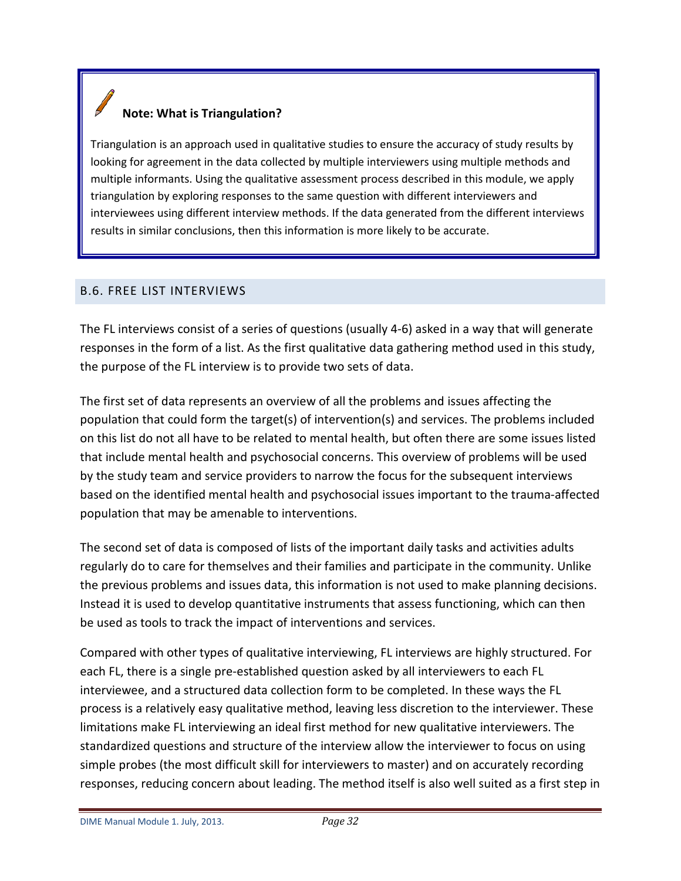**Note: What is Triangulation?**

Triangulation is an approach used in qualitative studies to ensure the accuracy of study results by looking for agreement in the data collected by multiple interviewers using multiple methods and multiple informants. Using the qualitative assessment process described in this module, we apply triangulation by exploring responses to the same question with different interviewers and interviewees using different interview methods. If the data generated from the different interviews results in similar conclusions, then this information is more likely to be accurate.

## B.6. FREE LIST INTERVIEWS

The FL interviews consist of a series of questions (usually 4-6) asked in a way that will generate responses in the form of a list. As the first qualitative data gathering method used in this study, the purpose of the FL interview is to provide two sets of data.

The first set of data represents an overview of all the problems and issues affecting the population that could form the target(s) of intervention(s) and services. The problems included on this list do not all have to be related to mental health, but often there are some issues listed that include mental health and psychosocial concerns. This overview of problems will be used by the study team and service providers to narrow the focus for the subsequent interviews based on the identified mental health and psychosocial issues important to the trauma-affected population that may be amenable to interventions.

The second set of data is composed of lists of the important daily tasks and activities adults regularly do to care for themselves and their families and participate in the community. Unlike the previous problems and issues data, this information is not used to make planning decisions. Instead it is used to develop quantitative instruments that assess functioning, which can then be used as tools to track the impact of interventions and services.

Compared with other types of qualitative interviewing, FL interviews are highly structured. For each FL, there is a single pre-established question asked by all interviewers to each FL interviewee, and a structured data collection form to be completed. In these ways the FL process is a relatively easy qualitative method, leaving less discretion to the interviewer. These limitations make FL interviewing an ideal first method for new qualitative interviewers. The standardized questions and structure of the interview allow the interviewer to focus on using simple probes (the most difficult skill for interviewers to master) and on accurately recording responses, reducing concern about leading. The method itself is also well suited as a first step in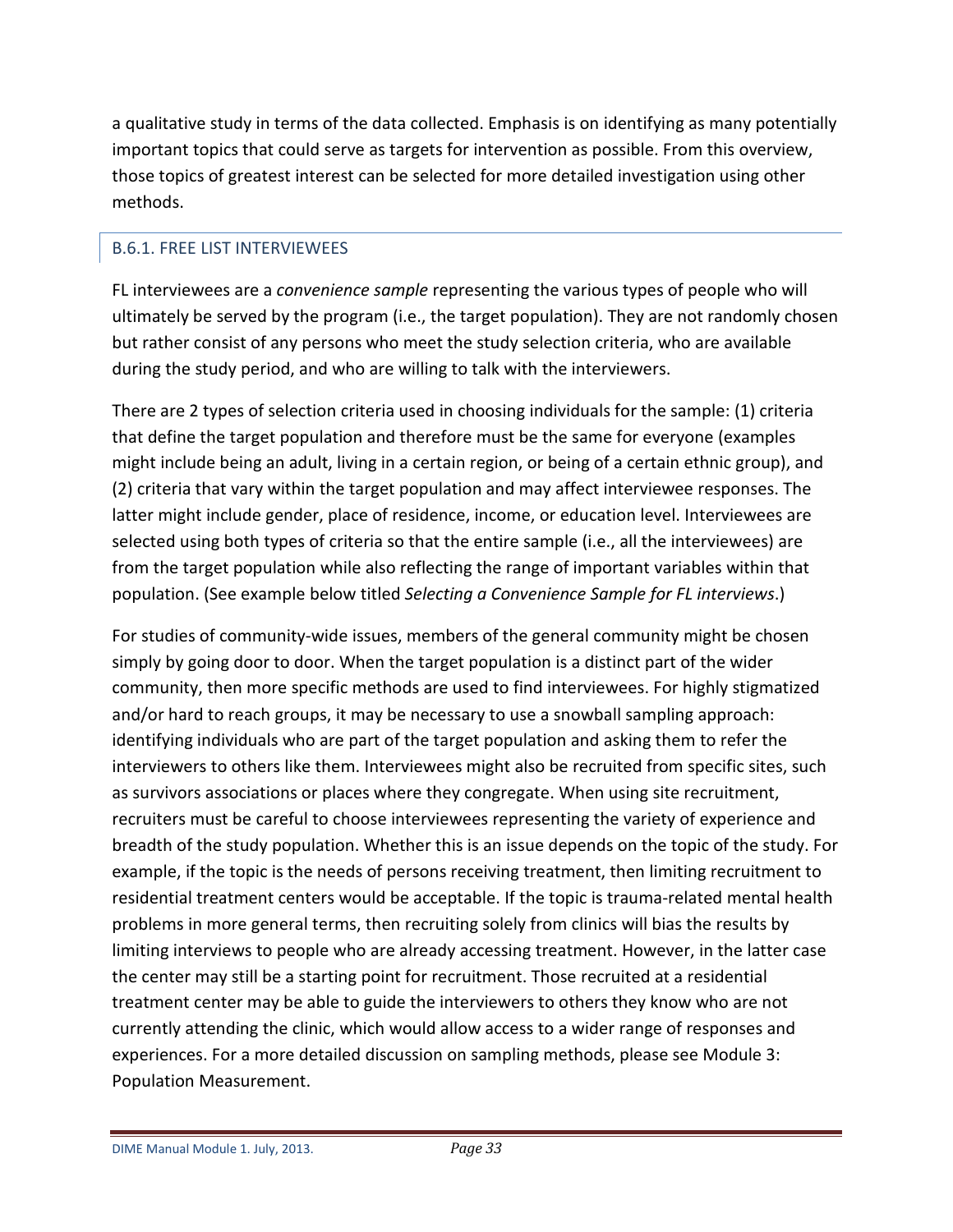a qualitative study in terms of the data collected. Emphasis is on identifying as many potentially important topics that could serve as targets for intervention as possible. From this overview, those topics of greatest interest can be selected for more detailed investigation using other methods.

### B.6.1. FREE LIST INTERVIEWEES

FL interviewees are a *convenience sample* representing the various types of people who will ultimately be served by the program (i.e., the target population). They are not randomly chosen but rather consist of any persons who meet the study selection criteria, who are available during the study period, and who are willing to talk with the interviewers.

There are 2 types of selection criteria used in choosing individuals for the sample: (1) criteria that define the target population and therefore must be the same for everyone (examples might include being an adult, living in a certain region, or being of a certain ethnic group), and (2) criteria that vary within the target population and may affect interviewee responses. The latter might include gender, place of residence, income, or education level. Interviewees are selected using both types of criteria so that the entire sample (i.e., all the interviewees) are from the target population while also reflecting the range of important variables within that population. (See example below titled *Selecting a Convenience Sample for FL interviews*.)

For studies of community-wide issues, members of the general community might be chosen simply by going door to door. When the target population is a distinct part of the wider community, then more specific methods are used to find interviewees. For highly stigmatized and/or hard to reach groups, it may be necessary to use a snowball sampling approach: identifying individuals who are part of the target population and asking them to refer the interviewers to others like them. Interviewees might also be recruited from specific sites, such as survivors associations or places where they congregate. When using site recruitment, recruiters must be careful to choose interviewees representing the variety of experience and breadth of the study population. Whether this is an issue depends on the topic of the study. For example, if the topic is the needs of persons receiving treatment, then limiting recruitment to residential treatment centers would be acceptable. If the topic is trauma-related mental health problems in more general terms, then recruiting solely from clinics will bias the results by limiting interviews to people who are already accessing treatment. However, in the latter case the center may still be a starting point for recruitment. Those recruited at a residential treatment center may be able to guide the interviewers to others they know who are not currently attending the clinic, which would allow access to a wider range of responses and experiences. For a more detailed discussion on sampling methods, please see Module 3: Population Measurement.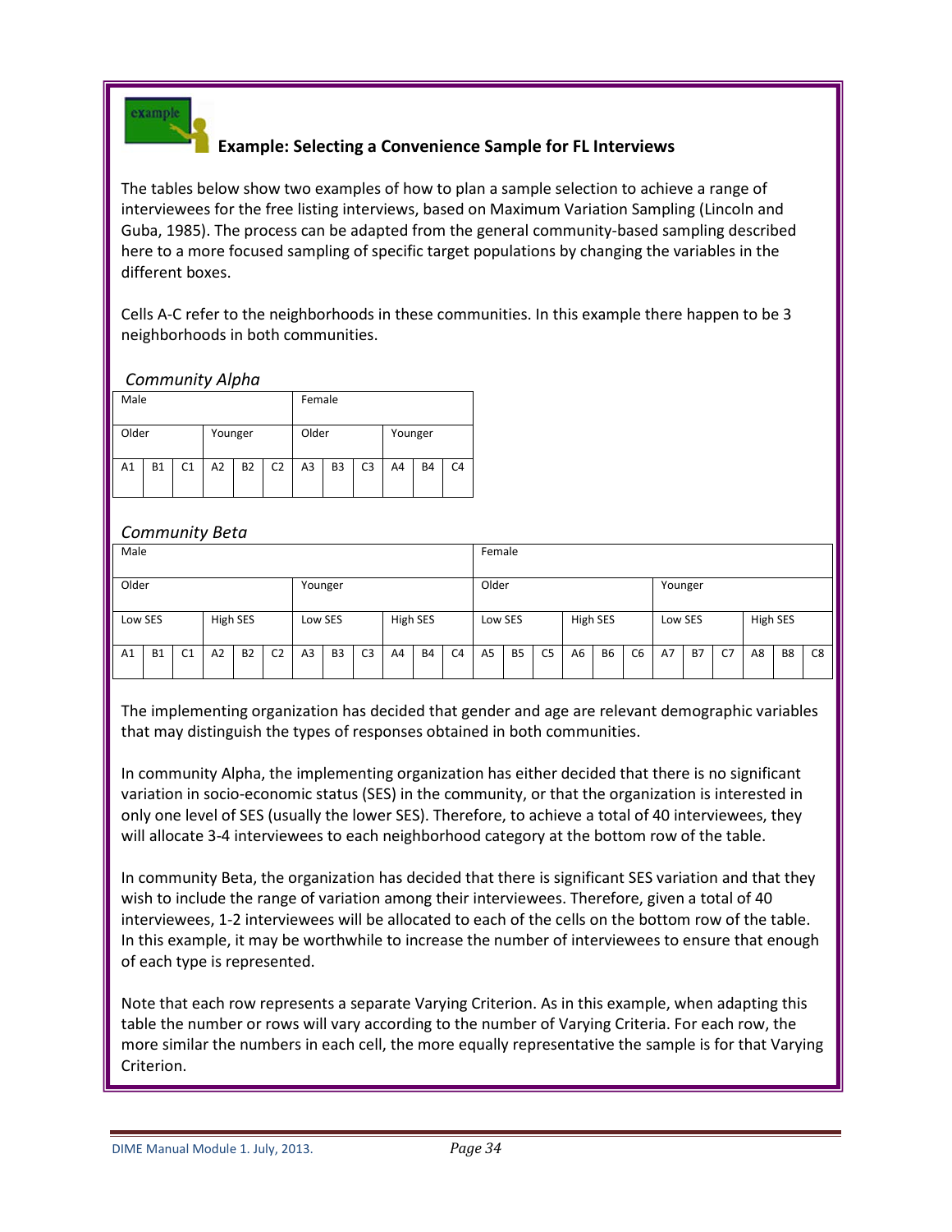### Example: Selecting a Convenience Sample for FL Interviews

The tables below show two examples of how to plan a sample selection to achieve a range of interviewees for the free listing interviews, based on Maximum Variation Sampling (Lincoln and Guba, 1985). The process can be adapted from the general community-based sampling described here to a more focused sampling of specific target populations by changing the variables in the different boxes.

Cells A-C refer to the neighborhoods in these communities. In this example there happen to be 3 neighborhoods in both communities.

*Community Alpha*

| Male | | | | | | Female | | | | | |
|---|---|---|---|---|---|---|---|---|---|---|---|
| Older | | | Younger | | | Older | | | Younger | | |
| A1 | B1 | C1 | A2 | B2 | C2 | A3 | B3 | C3 | A4 | B4 | C4 |

*Community Beta*

| Male | | | | | | | | | | | | Female | | | | | | | | | | | |
|---|---|---|---|---|---|---|---|---|---|---|---|---|---|---|---|---|---|---|---|---|---|---|---|
| Older | | | | | | Younger | | | | | | Older | | | | | | Younger | | | | | |
| Low SES | | | High SES | | | Low SES | | | High SES | | | Low SES | | | High SES | | | Low SES | | | High SES | | |
| A1 | B1 | C1 | A2 | B2 | C2 | A3 | B3 | C3 | A4 | B4 | C4 | A5 | B5 | C5 | A6 | B6 | C6 | A7 | B7 | C7 | A8 | B8 | C8 |

The implementing organization has decided that gender and age are relevant demographic variables that may distinguish the types of responses obtained in both communities.

In community Alpha, the implementing organization has either decided that there is no significant variation in socio-economic status (SES) in the community, or that the organization is interested in only one level of SES (usually the lower SES). Therefore, to achieve a total of 40 interviewees, they will allocate 3-4 interviewees to each neighborhood category at the bottom row of the table.

In community Beta, the organization has decided that there is significant SES variation and that they wish to include the range of variation among their interviewees. Therefore, given a total of 40 interviewees, 1-2 interviewees will be allocated to each of the cells on the bottom row of the table. In this example, it may be worthwhile to increase the number of interviewees to ensure that enough of each type is represented.

Note that each row represents a separate Varying Criterion. As in this example, when adapting this table the number or rows will vary according to the number of Varying Criteria. For each row, the more similar the numbers in each cell, the more equally representative the sample is for that Varying Criterion.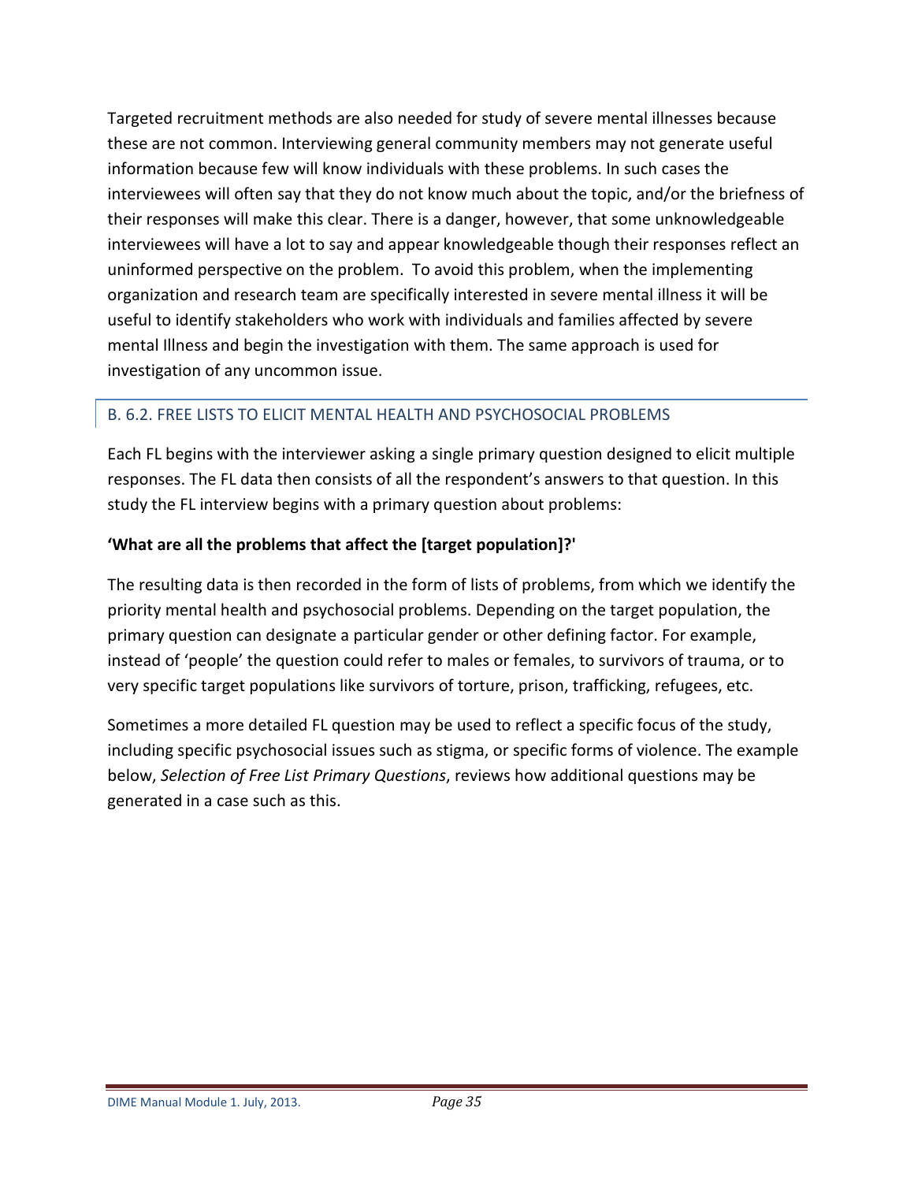Targeted recruitment methods are also needed for study of severe mental illnesses because these are not common. Interviewing general community members may not generate useful information because few will know individuals with these problems. In such cases the interviewees will often say that they do not know much about the topic, and/or the briefness of their responses will make this clear. There is a danger, however, that some unknowledgeable interviewees will have a lot to say and appear knowledgeable though their responses reflect an uninformed perspective on the problem. To avoid this problem, when the implementing organization and research team are specifically interested in severe mental illness it will be useful to identify stakeholders who work with individuals and families affected by severe mental Illness and begin the investigation with them. The same approach is used for investigation of any uncommon issue.

### B. 6.2. FREE LISTS TO ELICIT MENTAL HEALTH AND PSYCHOSOCIAL PROBLEMS

Each FL begins with the interviewer asking a single primary question designed to elicit multiple responses. The FL data then consists of all the respondent's answers to that question. In this study the FL interview begins with a primary question about problems:

**'What are all the problems that affect the [target population]?'**

The resulting data is then recorded in the form of lists of problems, from which we identify the priority mental health and psychosocial problems. Depending on the target population, the primary question can designate a particular gender or other defining factor. For example, instead of 'people' the question could refer to males or females, to survivors of trauma, or to very specific target populations like survivors of torture, prison, trafficking, refugees, etc.

Sometimes a more detailed FL question may be used to reflect a specific focus of the study, including specific psychosocial issues such as stigma, or specific forms of violence. The example below, *Selection of Free List Primary Questions*, reviews how additional questions may be generated in a case such as this.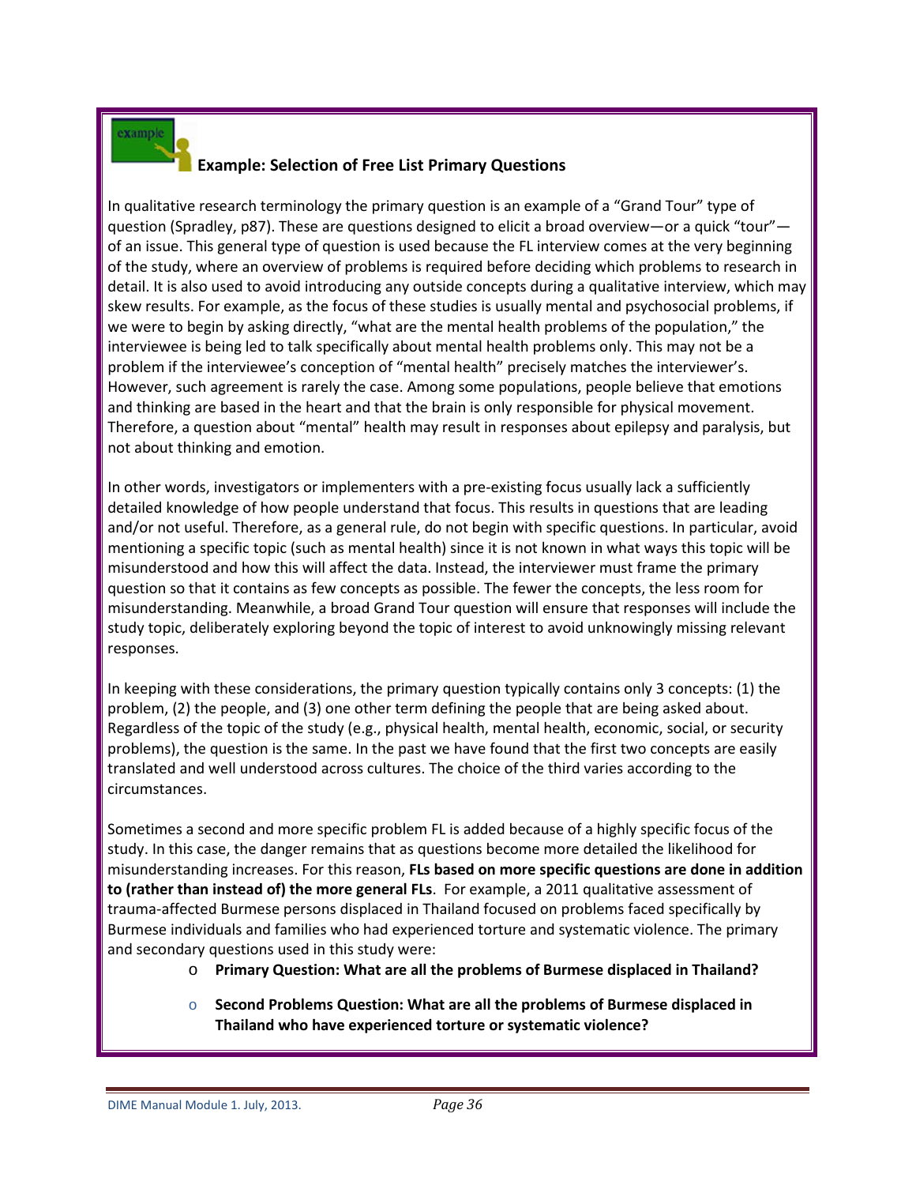### Example: Selection of Free List Primary Questions

In qualitative research terminology the primary question is an example of a "Grand Tour" type of question (Spradley, p87). These are questions designed to elicit a broad overview—or a quick "tour"—of an issue. This general type of question is used because the FL interview comes at the very beginning of the study, where an overview of problems is required before deciding which problems to research in detail. It is also used to avoid introducing any outside concepts during a qualitative interview, which may skew results. For example, as the focus of these studies is usually mental and psychosocial problems, if we were to begin by asking directly, "what are the mental health problems of the population," the interviewee is being led to talk specifically about mental health problems only. This may not be a problem if the interviewee's conception of "mental health" precisely matches the interviewer's. However, such agreement is rarely the case. Among some populations, people believe that emotions and thinking are based in the heart and that the brain is only responsible for physical movement. Therefore, a question about "mental" health may result in responses about epilepsy and paralysis, but not about thinking and emotion.

In other words, investigators or implementers with a pre-existing focus usually lack a sufficiently detailed knowledge of how people understand that focus. This results in questions that are leading and/or not useful. Therefore, as a general rule, do not begin with specific questions. In particular, avoid mentioning a specific topic (such as mental health) since it is not known in what ways this topic will be misunderstood and how this will affect the data. Instead, the interviewer must frame the primary question so that it contains as few concepts as possible. The fewer the concepts, the less room for misunderstanding. Meanwhile, a broad Grand Tour question will ensure that responses will include the study topic, deliberately exploring beyond the topic of interest to avoid unknowingly missing relevant responses.

In keeping with these considerations, the primary question typically contains only 3 concepts: (1) the problem, (2) the people, and (3) one other term defining the people that are being asked about. Regardless of the topic of the study (e.g., physical health, mental health, economic, social, or security problems), the question is the same. In the past we have found that the first two concepts are easily translated and well understood across cultures. The choice of the third varies according to the circumstances.

Sometimes a second and more specific problem FL is added because of a highly specific focus of the study. In this case, the danger remains that as questions become more detailed the likelihood for misunderstanding increases. For this reason, **FLs based on more specific questions are done in addition to (rather than instead of) the more general FLs**. For example, a 2011 qualitative assessment of trauma-affected Burmese persons displaced in Thailand focused on problems faced specifically by Burmese individuals and families who had experienced torture and systematic violence. The primary and secondary questions used in this study were:

- **Primary Question: What are all the problems of Burmese displaced in Thailand?**
- **Second Problems Question: What are all the problems of Burmese displaced in Thailand who have experienced torture or systematic violence?**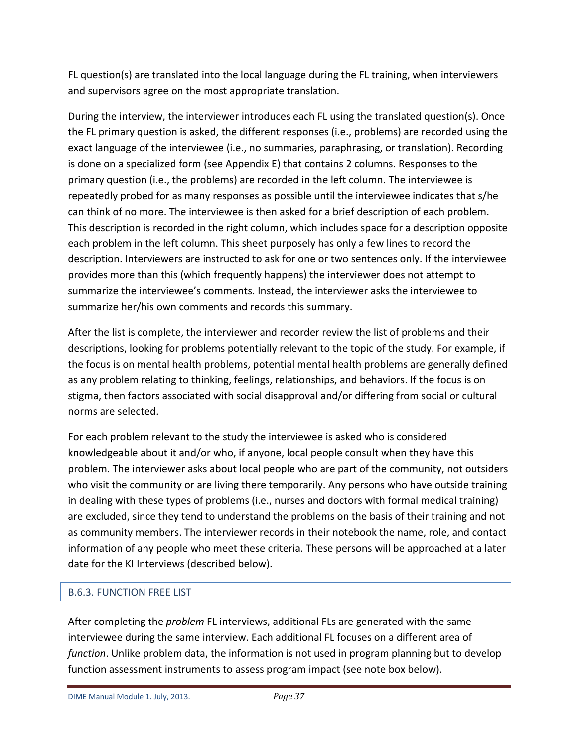FL question(s) are translated into the local language during the FL training, when interviewers and supervisors agree on the most appropriate translation.

During the interview, the interviewer introduces each FL using the translated question(s). Once the FL primary question is asked, the different responses (i.e., problems) are recorded using the exact language of the interviewee (i.e., no summaries, paraphrasing, or translation). Recording is done on a specialized form (see Appendix E) that contains 2 columns. Responses to the primary question (i.e., the problems) are recorded in the left column. The interviewee is repeatedly probed for as many responses as possible until the interviewee indicates that s/he can think of no more. The interviewee is then asked for a brief description of each problem. This description is recorded in the right column, which includes space for a description opposite each problem in the left column. This sheet purposely has only a few lines to record the description. Interviewers are instructed to ask for one or two sentences only. If the interviewee provides more than this (which frequently happens) the interviewer does not attempt to summarize the interviewee's comments. Instead, the interviewer asks the interviewee to summarize her/his own comments and records this summary.

After the list is complete, the interviewer and recorder review the list of problems and their descriptions, looking for problems potentially relevant to the topic of the study. For example, if the focus is on mental health problems, potential mental health problems are generally defined as any problem relating to thinking, feelings, relationships, and behaviors. If the focus is on stigma, then factors associated with social disapproval and/or differing from social or cultural norms are selected.

For each problem relevant to the study the interviewee is asked who is considered knowledgeable about it and/or who, if anyone, local people consult when they have this problem. The interviewer asks about local people who are part of the community, not outsiders who visit the community or are living there temporarily. Any persons who have outside training in dealing with these types of problems (i.e., nurses and doctors with formal medical training) are excluded, since they tend to understand the problems on the basis of their training and not as community members. The interviewer records in their notebook the name, role, and contact information of any people who meet these criteria. These persons will be approached at a later date for the KI Interviews (described below).

### B.6.3. FUNCTION FREE LIST

After completing the *problem* FL interviews, additional FLs are generated with the same interviewee during the same interview. Each additional FL focuses on a different area of *function*. Unlike problem data, the information is not used in program planning but to develop function assessment instruments to assess program impact (see note box below).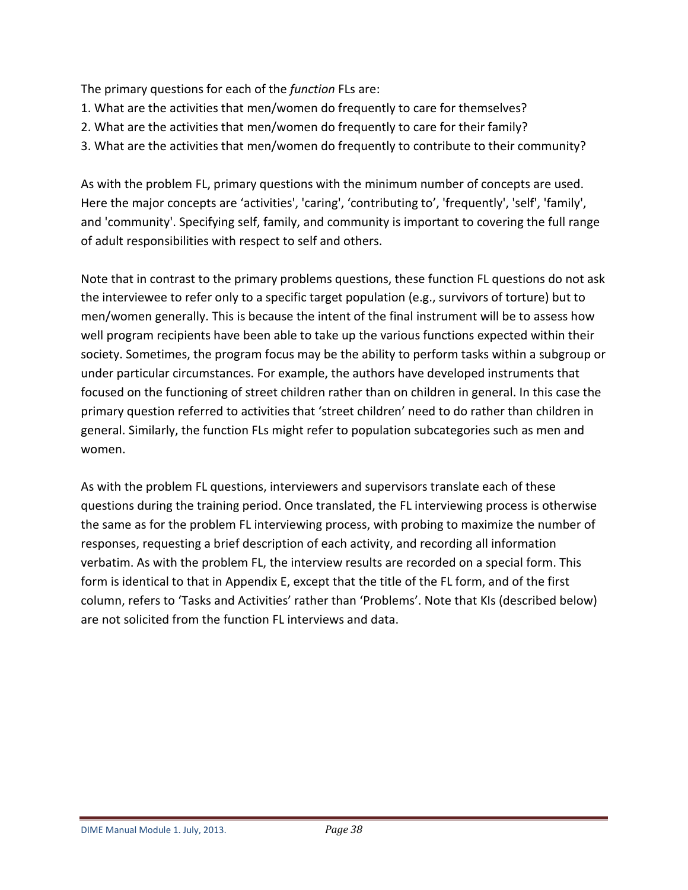The primary questions for each of the *function* FLs are:

1. What are the activities that men/women do frequently to care for themselves?
2. What are the activities that men/women do frequently to care for their family?
3. What are the activities that men/women do frequently to contribute to their community?

As with the problem FL, primary questions with the minimum number of concepts are used. Here the major concepts are 'activities', 'caring', 'contributing to', 'frequently', 'self', 'family', and 'community'. Specifying self, family, and community is important to covering the full range of adult responsibilities with respect to self and others.

Note that in contrast to the primary problems questions, these function FL questions do not ask the interviewee to refer only to a specific target population (e.g., survivors of torture) but to men/women generally. This is because the intent of the final instrument will be to assess how well program recipients have been able to take up the various functions expected within their society. Sometimes, the program focus may be the ability to perform tasks within a subgroup or under particular circumstances. For example, the authors have developed instruments that focused on the functioning of street children rather than on children in general. In this case the primary question referred to activities that 'street children' need to do rather than children in general. Similarly, the function FLs might refer to population subcategories such as men and women.

As with the problem FL questions, interviewers and supervisors translate each of these questions during the training period. Once translated, the FL interviewing process is otherwise the same as for the problem FL interviewing process, with probing to maximize the number of responses, requesting a brief description of each activity, and recording all information verbatim. As with the problem FL, the interview results are recorded on a special form. This form is identical to that in Appendix E, except that the title of the FL form, and of the first column, refers to 'Tasks and Activities' rather than 'Problems'. Note that KIs (described below) are not solicited from the function FL interviews and data.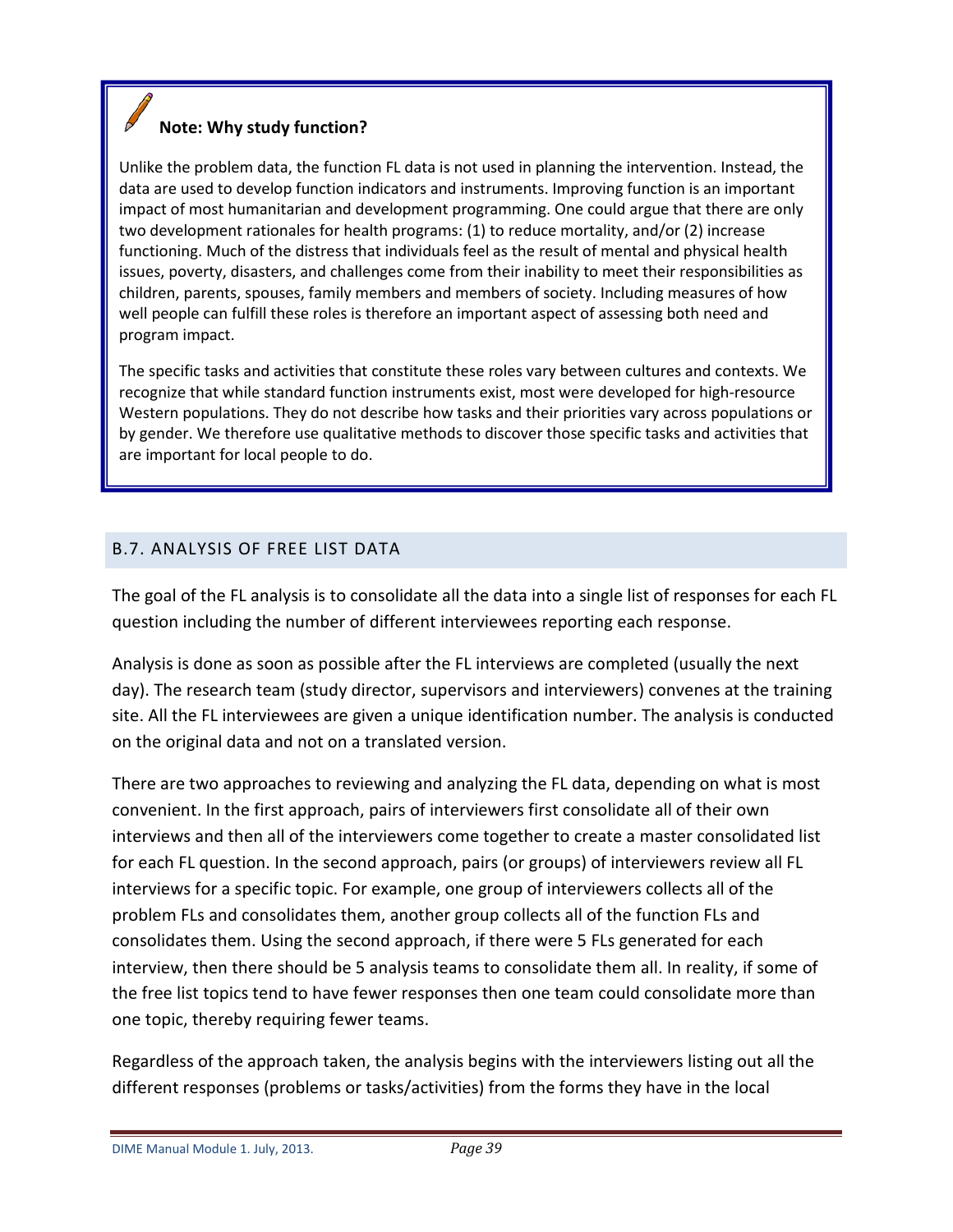**Note: Why study function?**

Unlike the problem data, the function FL data is not used in planning the intervention. Instead, the data are used to develop function indicators and instruments. Improving function is an important impact of most humanitarian and development programming. One could argue that there are only two development rationales for health programs: (1) to reduce mortality, and/or (2) increase functioning. Much of the distress that individuals feel as the result of mental and physical health issues, poverty, disasters, and challenges come from their inability to meet their responsibilities as children, parents, spouses, family members and members of society. Including measures of how well people can fulfill these roles is therefore an important aspect of assessing both need and program impact.

The specific tasks and activities that constitute these roles vary between cultures and contexts. We recognize that while standard function instruments exist, most were developed for high-resource Western populations. They do not describe how tasks and their priorities vary across populations or by gender. We therefore use qualitative methods to discover those specific tasks and activities that are important for local people to do.

## B.7. ANALYSIS OF FREE LIST DATA

The goal of the FL analysis is to consolidate all the data into a single list of responses for each FL question including the number of different interviewees reporting each response.

Analysis is done as soon as possible after the FL interviews are completed (usually the next day). The research team (study director, supervisors and interviewers) convenes at the training site. All the FL interviewees are given a unique identification number. The analysis is conducted on the original data and not on a translated version.

There are two approaches to reviewing and analyzing the FL data, depending on what is most convenient. In the first approach, pairs of interviewers first consolidate all of their own interviews and then all of the interviewers come together to create a master consolidated list for each FL question. In the second approach, pairs (or groups) of interviewers review all FL interviews for a specific topic. For example, one group of interviewers collects all of the problem FLs and consolidates them, another group collects all of the function FLs and consolidates them. Using the second approach, if there were 5 FLs generated for each interview, then there should be 5 analysis teams to consolidate them all. In reality, if some of the free list topics tend to have fewer responses then one team could consolidate more than one topic, thereby requiring fewer teams.

Regardless of the approach taken, the analysis begins with the interviewers listing out all the different responses (problems or tasks/activities) from the forms they have in the local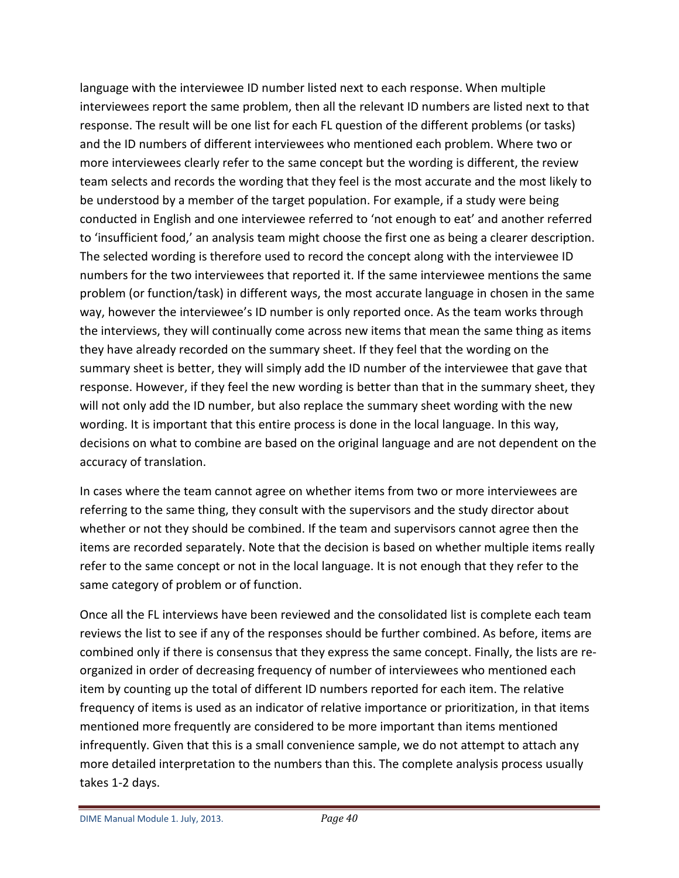language with the interviewee ID number listed next to each response. When multiple interviewees report the same problem, then all the relevant ID numbers are listed next to that response. The result will be one list for each FL question of the different problems (or tasks) and the ID numbers of different interviewees who mentioned each problem. Where two or more interviewees clearly refer to the same concept but the wording is different, the review team selects and records the wording that they feel is the most accurate and the most likely to be understood by a member of the target population. For example, if a study were being conducted in English and one interviewee referred to 'not enough to eat' and another referred to 'insufficient food,' an analysis team might choose the first one as being a clearer description. The selected wording is therefore used to record the concept along with the interviewee ID numbers for the two interviewees that reported it. If the same interviewee mentions the same problem (or function/task) in different ways, the most accurate language in chosen in the same way, however the interviewee's ID number is only reported once. As the team works through the interviews, they will continually come across new items that mean the same thing as items they have already recorded on the summary sheet. If they feel that the wording on the summary sheet is better, they will simply add the ID number of the interviewee that gave that response. However, if they feel the new wording is better than that in the summary sheet, they will not only add the ID number, but also replace the summary sheet wording with the new wording. It is important that this entire process is done in the local language. In this way, decisions on what to combine are based on the original language and are not dependent on the accuracy of translation.

In cases where the team cannot agree on whether items from two or more interviewees are referring to the same thing, they consult with the supervisors and the study director about whether or not they should be combined. If the team and supervisors cannot agree then the items are recorded separately. Note that the decision is based on whether multiple items really refer to the same concept or not in the local language. It is not enough that they refer to the same category of problem or of function.

Once all the FL interviews have been reviewed and the consolidated list is complete each team reviews the list to see if any of the responses should be further combined. As before, items are combined only if there is consensus that they express the same concept. Finally, the lists are re-organized in order of decreasing frequency of number of interviewees who mentioned each item by counting up the total of different ID numbers reported for each item. The relative frequency of items is used as an indicator of relative importance or prioritization, in that items mentioned more frequently are considered to be more important than items mentioned infrequently. Given that this is a small convenience sample, we do not attempt to attach any more detailed interpretation to the numbers than this. The complete analysis process usually takes 1-2 days.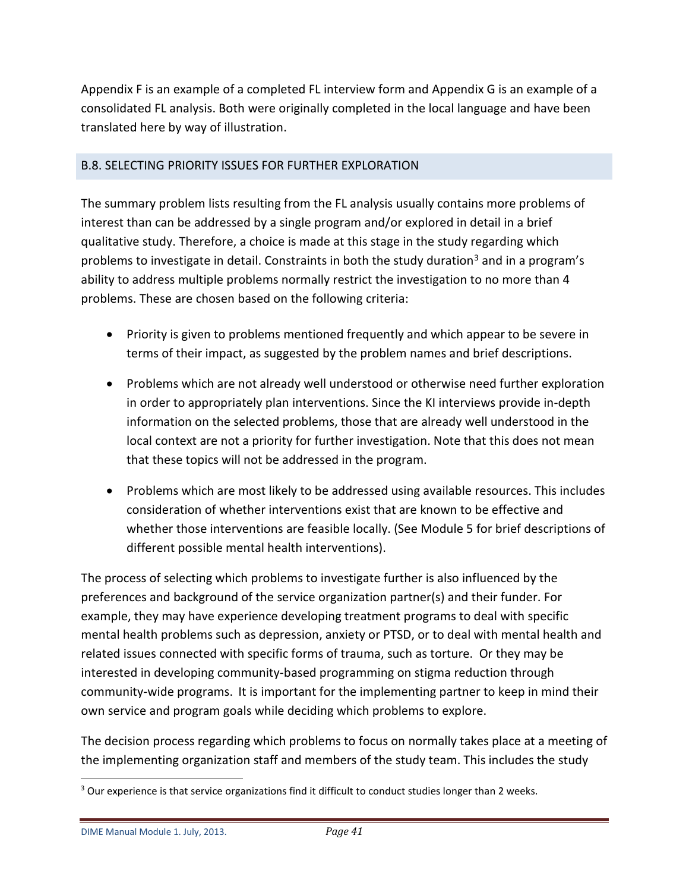Appendix F is an example of a completed FL interview form and Appendix G is an example of a consolidated FL analysis. Both were originally completed in the local language and have been translated here by way of illustration.

## B.8. SELECTING PRIORITY ISSUES FOR FURTHER EXPLORATION

The summary problem lists resulting from the FL analysis usually contains more problems of interest than can be addressed by a single program and/or explored in detail in a brief qualitative study. Therefore, a choice is made at this stage in the study regarding which problems to investigate in detail. Constraints in both the study duration[3] and in a program's ability to address multiple problems normally restrict the investigation to no more than 4 problems. These are chosen based on the following criteria:

- Priority is given to problems mentioned frequently and which appear to be severe in terms of their impact, as suggested by the problem names and brief descriptions.
- Problems which are not already well understood or otherwise need further exploration in order to appropriately plan interventions. Since the KI interviews provide in-depth information on the selected problems, those that are already well understood in the local context are not a priority for further investigation. Note that this does not mean that these topics will not be addressed in the program.
- Problems which are most likely to be addressed using available resources. This includes consideration of whether interventions exist that are known to be effective and whether those interventions are feasible locally. (See Module 5 for brief descriptions of different possible mental health interventions).

The process of selecting which problems to investigate further is also influenced by the preferences and background of the service organization partner(s) and their funder. For example, they may have experience developing treatment programs to deal with specific mental health problems such as depression, anxiety or PTSD, or to deal with mental health and related issues connected with specific forms of trauma, such as torture. Or they may be interested in developing community-based programming on stigma reduction through community-wide programs. It is important for the implementing partner to keep in mind their own service and program goals while deciding which problems to explore.

The decision process regarding which problems to focus on normally takes place at a meeting of the implementing organization staff and members of the study team. This includes the study

[3] Our experience is that service organizations find it difficult to conduct studies longer than 2 weeks.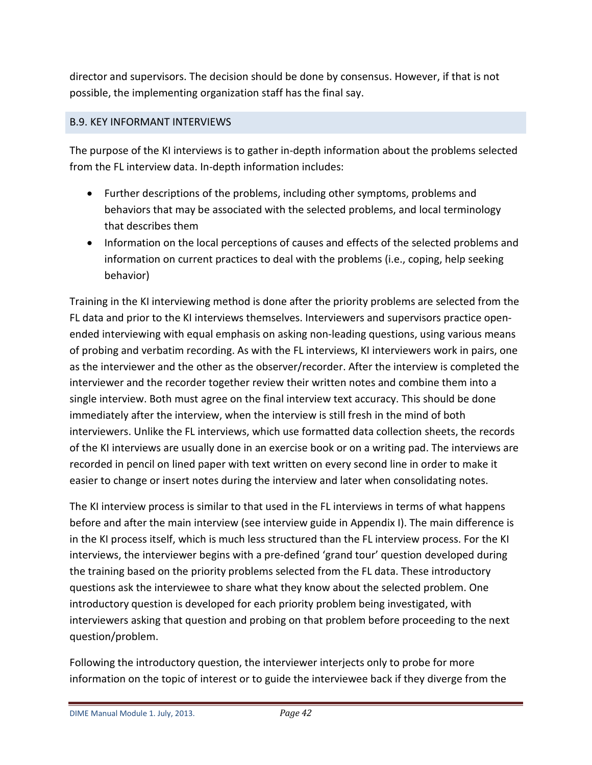director and supervisors. The decision should be done by consensus. However, if that is not possible, the implementing organization staff has the final say.

## B.9. KEY INFORMANT INTERVIEWS

The purpose of the KI interviews is to gather in-depth information about the problems selected from the FL interview data. In-depth information includes:

- Further descriptions of the problems, including other symptoms, problems and behaviors that may be associated with the selected problems, and local terminology that describes them
- Information on the local perceptions of causes and effects of the selected problems and information on current practices to deal with the problems (i.e., coping, help seeking behavior)

Training in the KI interviewing method is done after the priority problems are selected from the FL data and prior to the KI interviews themselves. Interviewers and supervisors practice open-ended interviewing with equal emphasis on asking non-leading questions, using various means of probing and verbatim recording. As with the FL interviews, KI interviewers work in pairs, one as the interviewer and the other as the observer/recorder. After the interview is completed the interviewer and the recorder together review their written notes and combine them into a single interview. Both must agree on the final interview text accuracy. This should be done immediately after the interview, when the interview is still fresh in the mind of both interviewers. Unlike the FL interviews, which use formatted data collection sheets, the records of the KI interviews are usually done in an exercise book or on a writing pad. The interviews are recorded in pencil on lined paper with text written on every second line in order to make it easier to change or insert notes during the interview and later when consolidating notes.

The KI interview process is similar to that used in the FL interviews in terms of what happens before and after the main interview (see interview guide in Appendix I). The main difference is in the KI process itself, which is much less structured than the FL interview process. For the KI interviews, the interviewer begins with a pre-defined 'grand tour' question developed during the training based on the priority problems selected from the FL data. These introductory questions ask the interviewee to share what they know about the selected problem. One introductory question is developed for each priority problem being investigated, with interviewers asking that question and probing on that problem before proceeding to the next question/problem.

Following the introductory question, the interviewer interjects only to probe for more information on the topic of interest or to guide the interviewee back if they diverge from the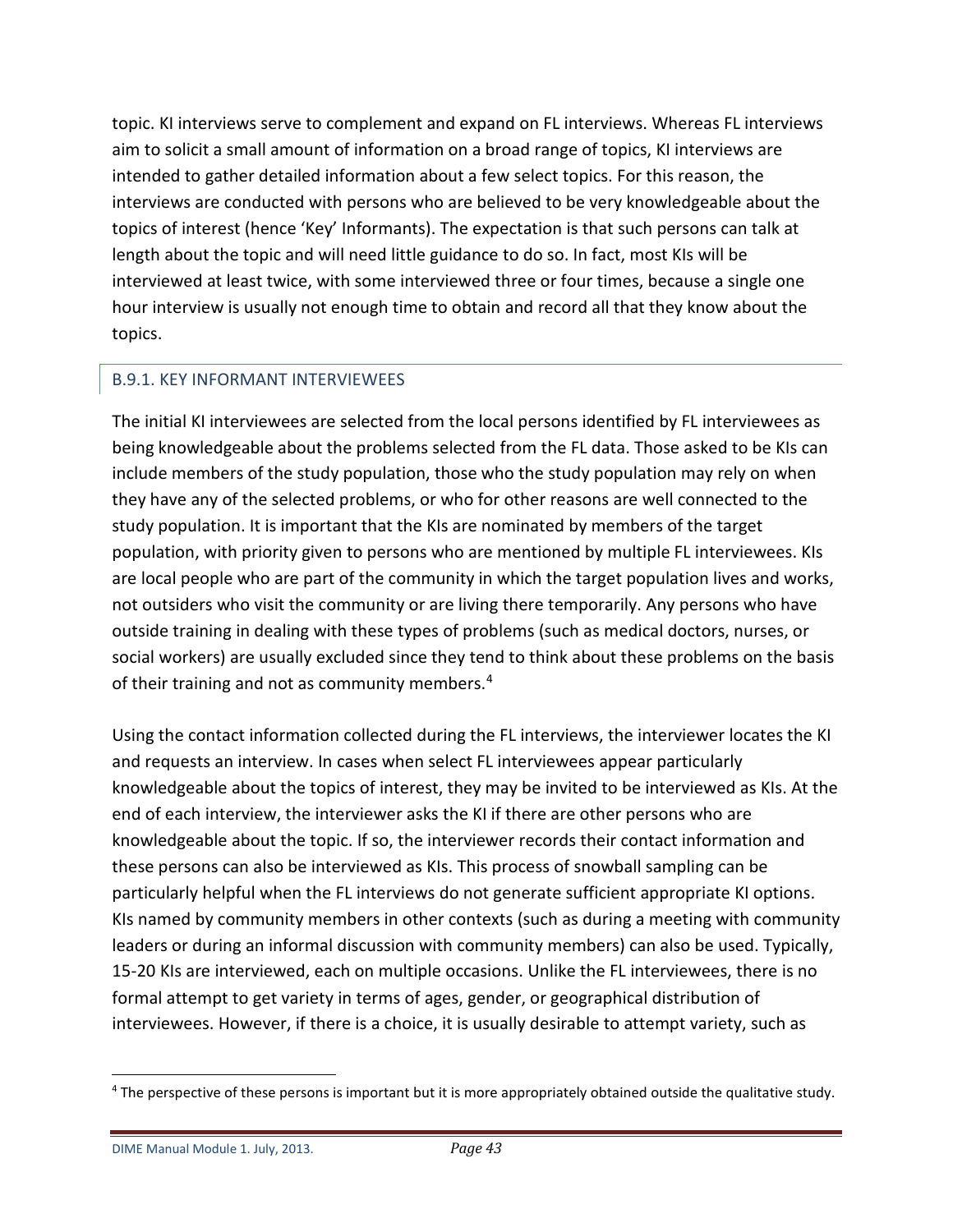topic. KI interviews serve to complement and expand on FL interviews. Whereas FL interviews aim to solicit a small amount of information on a broad range of topics, KI interviews are intended to gather detailed information about a few select topics. For this reason, the interviews are conducted with persons who are believed to be very knowledgeable about the topics of interest (hence 'Key' Informants). The expectation is that such persons can talk at length about the topic and will need little guidance to do so. In fact, most KIs will be interviewed at least twice, with some interviewed three or four times, because a single one hour interview is usually not enough time to obtain and record all that they know about the topics.

### B.9.1. KEY INFORMANT INTERVIEWEES

The initial KI interviewees are selected from the local persons identified by FL interviewees as being knowledgeable about the problems selected from the FL data. Those asked to be KIs can include members of the study population, those who the study population may rely on when they have any of the selected problems, or who for other reasons are well connected to the study population. It is important that the KIs are nominated by members of the target population, with priority given to persons who are mentioned by multiple FL interviewees. KIs are local people who are part of the community in which the target population lives and works, not outsiders who visit the community or are living there temporarily. Any persons who have outside training in dealing with these types of problems (such as medical doctors, nurses, or social workers) are usually excluded since they tend to think about these problems on the basis of their training and not as community members.[4]

Using the contact information collected during the FL interviews, the interviewer locates the KI and requests an interview. In cases when select FL interviewees appear particularly knowledgeable about the topics of interest, they may be invited to be interviewed as KIs. At the end of each interview, the interviewer asks the KI if there are other persons who are knowledgeable about the topic. If so, the interviewer records their contact information and these persons can also be interviewed as KIs. This process of snowball sampling can be particularly helpful when the FL interviews do not generate sufficient appropriate KI options. KIs named by community members in other contexts (such as during a meeting with community leaders or during an informal discussion with community members) can also be used. Typically, 15-20 KIs are interviewed, each on multiple occasions. Unlike the FL interviewees, there is no formal attempt to get variety in terms of ages, gender, or geographical distribution of interviewees. However, if there is a choice, it is usually desirable to attempt variety, such as

[4] The perspective of these persons is important but it is more appropriately obtained outside the qualitative study.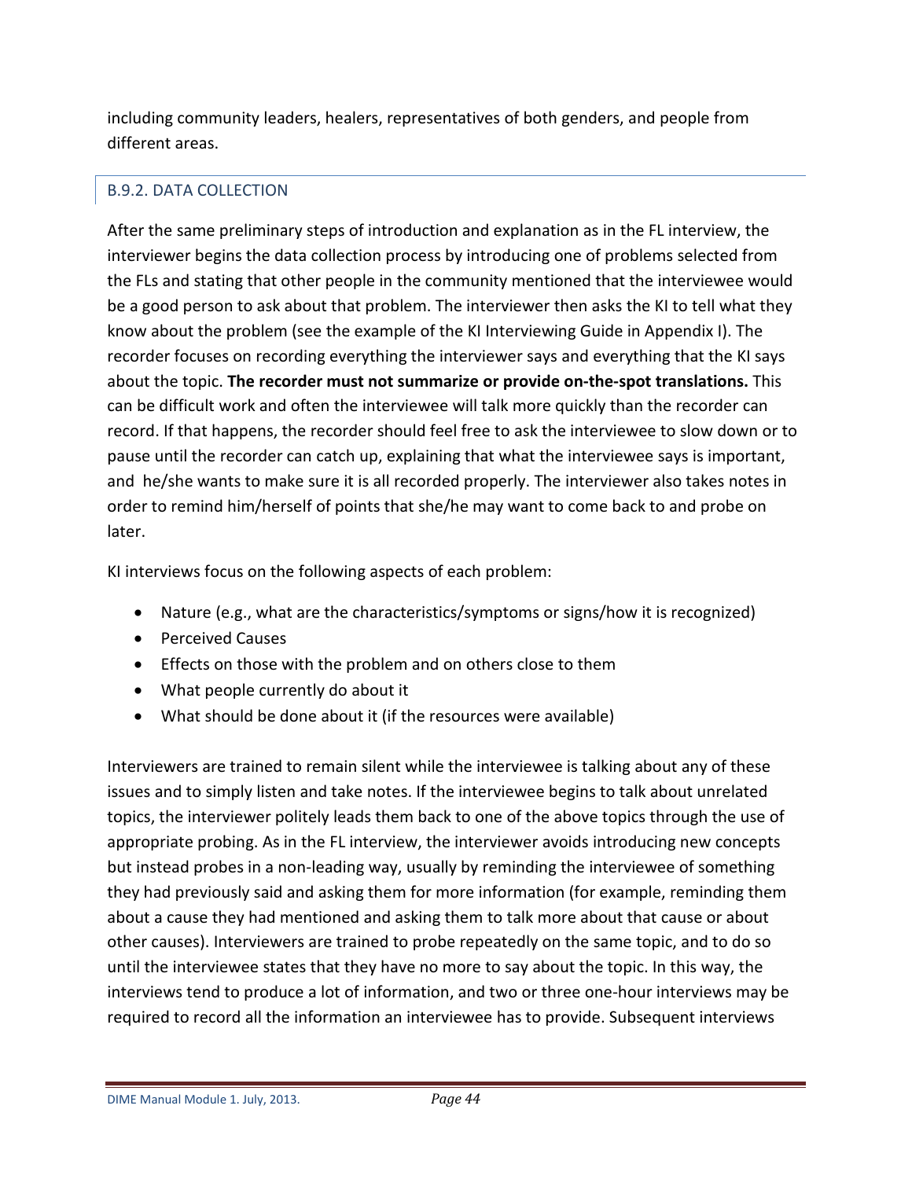including community leaders, healers, representatives of both genders, and people from different areas.

### B.9.2. DATA COLLECTION

After the same preliminary steps of introduction and explanation as in the FL interview, the interviewer begins the data collection process by introducing one of problems selected from the FLs and stating that other people in the community mentioned that the interviewee would be a good person to ask about that problem. The interviewer then asks the KI to tell what they know about the problem (see the example of the KI Interviewing Guide in Appendix I). The recorder focuses on recording everything the interviewer says and everything that the KI says about the topic. **The recorder must not summarize or provide on-the-spot translations.** This can be difficult work and often the interviewee will talk more quickly than the recorder can record. If that happens, the recorder should feel free to ask the interviewee to slow down or to pause until the recorder can catch up, explaining that what the interviewee says is important, and he/she wants to make sure it is all recorded properly. The interviewer also takes notes in order to remind him/herself of points that she/he may want to come back to and probe on later.

KI interviews focus on the following aspects of each problem:

- Nature (e.g., what are the characteristics/symptoms or signs/how it is recognized)
- Perceived Causes
- Effects on those with the problem and on others close to them
- What people currently do about it
- What should be done about it (if the resources were available)

Interviewers are trained to remain silent while the interviewee is talking about any of these issues and to simply listen and take notes. If the interviewee begins to talk about unrelated topics, the interviewer politely leads them back to one of the above topics through the use of appropriate probing. As in the FL interview, the interviewer avoids introducing new concepts but instead probes in a non-leading way, usually by reminding the interviewee of something they had previously said and asking them for more information (for example, reminding them about a cause they had mentioned and asking them to talk more about that cause or about other causes). Interviewers are trained to probe repeatedly on the same topic, and to do so until the interviewee states that they have no more to say about the topic. In this way, the interviews tend to produce a lot of information, and two or three one-hour interviews may be required to record all the information an interviewee has to provide. Subsequent interviews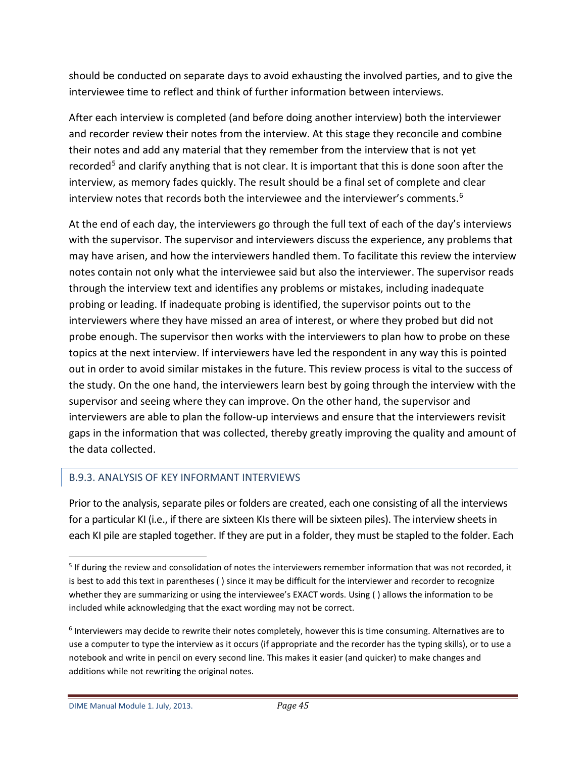should be conducted on separate days to avoid exhausting the involved parties, and to give the interviewee time to reflect and think of further information between interviews.

After each interview is completed (and before doing another interview) both the interviewer and recorder review their notes from the interview. At this stage they reconcile and combine their notes and add any material that they remember from the interview that is not yet recorded[5] and clarify anything that is not clear. It is important that this is done soon after the interview, as memory fades quickly. The result should be a final set of complete and clear interview notes that records both the interviewee and the interviewer's comments.[6]

At the end of each day, the interviewers go through the full text of each of the day's interviews with the supervisor. The supervisor and interviewers discuss the experience, any problems that may have arisen, and how the interviewers handled them. To facilitate this review the interview notes contain not only what the interviewee said but also the interviewer. The supervisor reads through the interview text and identifies any problems or mistakes, including inadequate probing or leading. If inadequate probing is identified, the supervisor points out to the interviewers where they have missed an area of interest, or where they probed but did not probe enough. The supervisor then works with the interviewers to plan how to probe on these topics at the next interview. If interviewers have led the respondent in any way this is pointed out in order to avoid similar mistakes in the future. This review process is vital to the success of the study. On the one hand, the interviewers learn best by going through the interview with the supervisor and seeing where they can improve. On the other hand, the supervisor and interviewers are able to plan the follow-up interviews and ensure that the interviewers revisit gaps in the information that was collected, thereby greatly improving the quality and amount of the data collected.

### B.9.3. ANALYSIS OF KEY INFORMANT INTERVIEWS

Prior to the analysis, separate piles or folders are created, each one consisting of all the interviews for a particular KI (i.e., if there are sixteen KIs there will be sixteen piles). The interview sheets in each KI pile are stapled together. If they are put in a folder, they must be stapled to the folder. Each

---

[5] If during the review and consolidation of notes the interviewers remember information that was not recorded, it is best to add this text in parentheses ( ) since it may be difficult for the interviewer and recorder to recognize whether they are summarizing or using the interviewee's EXACT words. Using ( ) allows the information to be included while acknowledging that the exact wording may not be correct.

[6] Interviewers may decide to rewrite their notes completely, however this is time consuming. Alternatives are to use a computer to type the interview as it occurs (if appropriate and the recorder has the typing skills), or to use a notebook and write in pencil on every second line. This makes it easier (and quicker) to make changes and additions while not rewriting the original notes.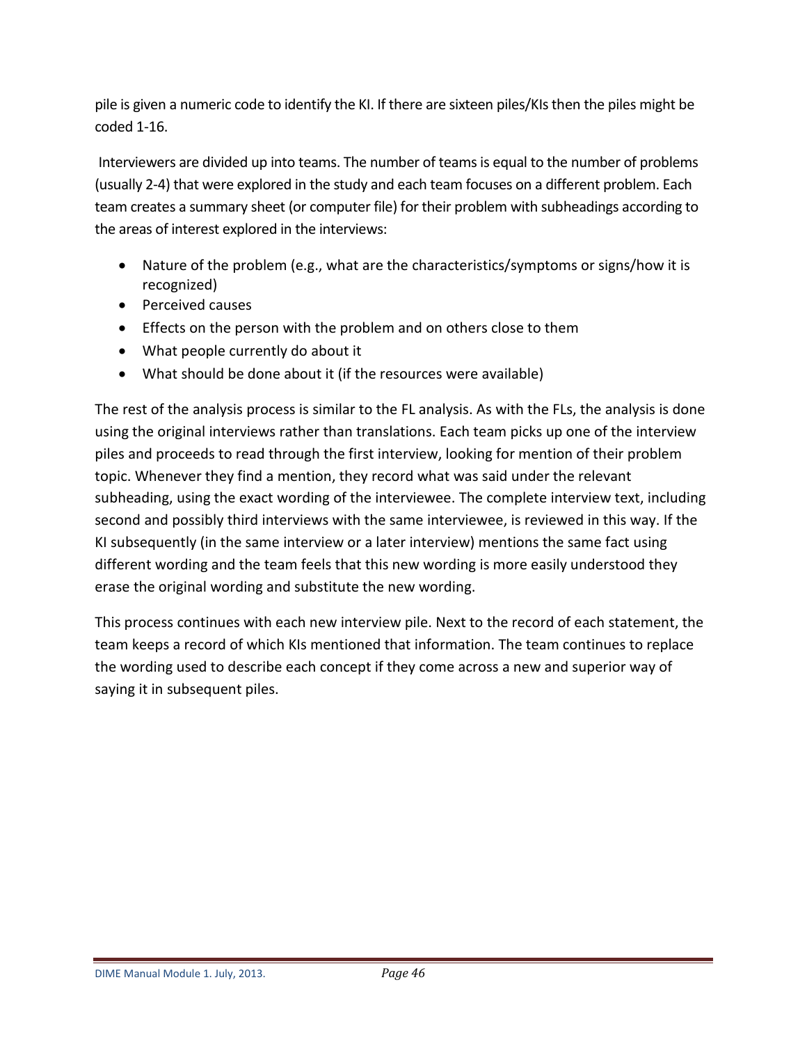pile is given a numeric code to identify the KI. If there are sixteen piles/KIs then the piles might be coded 1-16.

Interviewers are divided up into teams. The number of teams is equal to the number of problems (usually 2-4) that were explored in the study and each team focuses on a different problem. Each team creates a summary sheet (or computer file) for their problem with subheadings according to the areas of interest explored in the interviews:

- Nature of the problem (e.g., what are the characteristics/symptoms or signs/how it is recognized)
- Perceived causes
- Effects on the person with the problem and on others close to them
- What people currently do about it
- What should be done about it (if the resources were available)

The rest of the analysis process is similar to the FL analysis. As with the FLs, the analysis is done using the original interviews rather than translations. Each team picks up one of the interview piles and proceeds to read through the first interview, looking for mention of their problem topic. Whenever they find a mention, they record what was said under the relevant subheading, using the exact wording of the interviewee. The complete interview text, including second and possibly third interviews with the same interviewee, is reviewed in this way. If the KI subsequently (in the same interview or a later interview) mentions the same fact using different wording and the team feels that this new wording is more easily understood they erase the original wording and substitute the new wording.

This process continues with each new interview pile. Next to the record of each statement, the team keeps a record of which KIs mentioned that information. The team continues to replace the wording used to describe each concept if they come across a new and superior way of saying it in subsequent piles.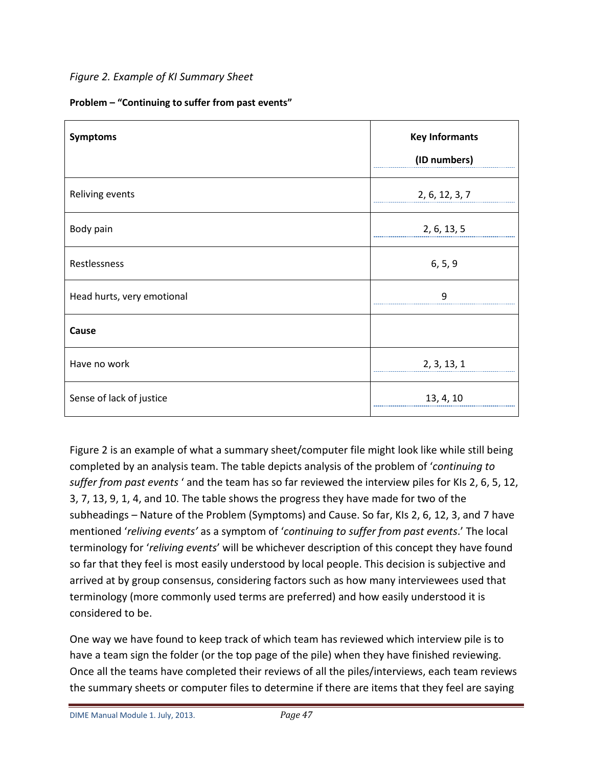*Figure 2. Example of KI Summary Sheet*

**Problem – "Continuing to suffer from past events"**

| **Symptoms** | **Key Informants (ID numbers)** |
|---|---|
| Reliving events | 2, 6, 12, 3, 7 |
| Body pain | 2, 6, 13, 5 |
| Restlessness | 6, 5, 9 |
| Head hurts, very emotional | 9 |
| **Cause** | |
| Have no work | 2, 3, 13, 1 |
| Sense of lack of justice | 13, 4, 10 |

Figure 2 is an example of what a summary sheet/computer file might look like while still being completed by an analysis team. The table depicts analysis of the problem of '*continuing to suffer from past events* ' and the team has so far reviewed the interview piles for KIs 2, 6, 5, 12, 3, 7, 13, 9, 1, 4, and 10. The table shows the progress they have made for two of the subheadings – Nature of the Problem (Symptoms) and Cause. So far, KIs 2, 6, 12, 3, and 7 have mentioned '*reliving events'* as a symptom of '*continuing to suffer from past events*.' The local terminology for '*reliving events*' will be whichever description of this concept they have found so far that they feel is most easily understood by local people. This decision is subjective and arrived at by group consensus, considering factors such as how many interviewees used that terminology (more commonly used terms are preferred) and how easily understood it is considered to be.

One way we have found to keep track of which team has reviewed which interview pile is to have a team sign the folder (or the top page of the pile) when they have finished reviewing. Once all the teams have completed their reviews of all the piles/interviews, each team reviews the summary sheets or computer files to determine if there are items that they feel are saying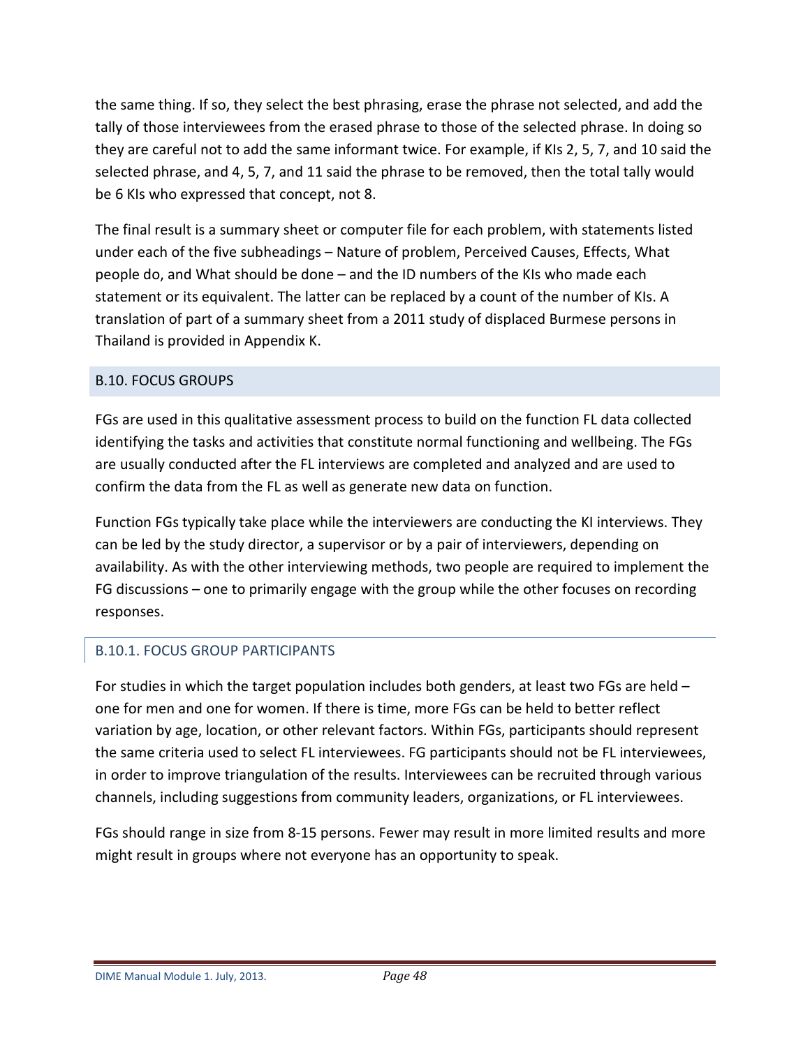the same thing. If so, they select the best phrasing, erase the phrase not selected, and add the tally of those interviewees from the erased phrase to those of the selected phrase. In doing so they are careful not to add the same informant twice. For example, if KIs 2, 5, 7, and 10 said the selected phrase, and 4, 5, 7, and 11 said the phrase to be removed, then the total tally would be 6 KIs who expressed that concept, not 8.

The final result is a summary sheet or computer file for each problem, with statements listed under each of the five subheadings – Nature of problem, Perceived Causes, Effects, What people do, and What should be done – and the ID numbers of the KIs who made each statement or its equivalent. The latter can be replaced by a count of the number of KIs. A translation of part of a summary sheet from a 2011 study of displaced Burmese persons in Thailand is provided in Appendix K.

## B.10. FOCUS GROUPS

FGs are used in this qualitative assessment process to build on the function FL data collected identifying the tasks and activities that constitute normal functioning and wellbeing. The FGs are usually conducted after the FL interviews are completed and analyzed and are used to confirm the data from the FL as well as generate new data on function.

Function FGs typically take place while the interviewers are conducting the KI interviews. They can be led by the study director, a supervisor or by a pair of interviewers, depending on availability. As with the other interviewing methods, two people are required to implement the FG discussions – one to primarily engage with the group while the other focuses on recording responses.

### B.10.1. FOCUS GROUP PARTICIPANTS

For studies in which the target population includes both genders, at least two FGs are held – one for men and one for women. If there is time, more FGs can be held to better reflect variation by age, location, or other relevant factors. Within FGs, participants should represent the same criteria used to select FL interviewees. FG participants should not be FL interviewees, in order to improve triangulation of the results. Interviewees can be recruited through various channels, including suggestions from community leaders, organizations, or FL interviewees.

FGs should range in size from 8-15 persons. Fewer may result in more limited results and more might result in groups where not everyone has an opportunity to speak.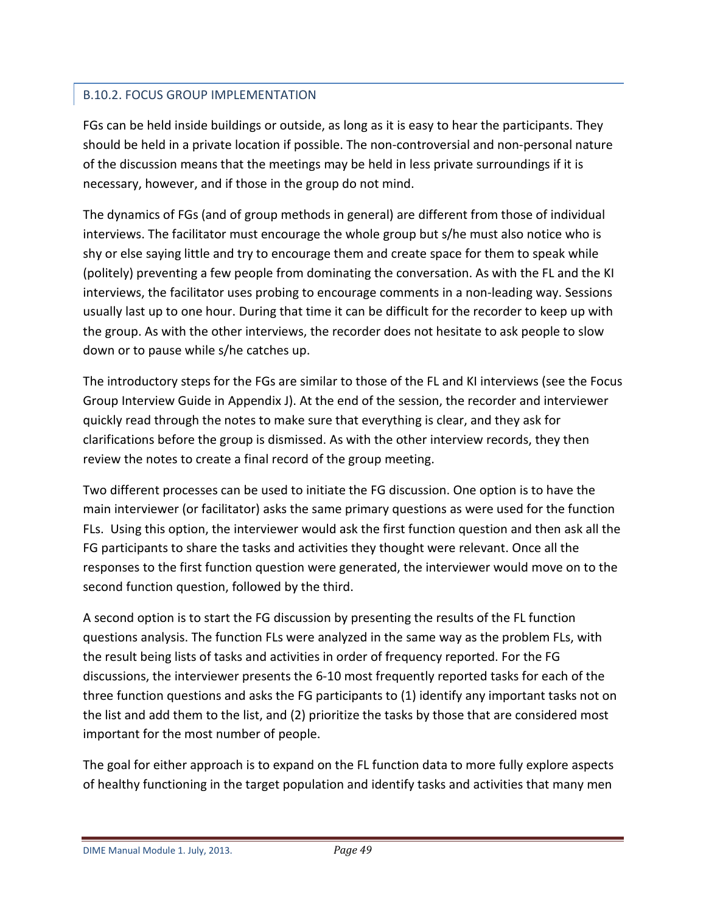## B.10.2. FOCUS GROUP IMPLEMENTATION

FGs can be held inside buildings or outside, as long as it is easy to hear the participants. They should be held in a private location if possible. The non-controversial and non-personal nature of the discussion means that the meetings may be held in less private surroundings if it is necessary, however, and if those in the group do not mind.

The dynamics of FGs (and of group methods in general) are different from those of individual interviews. The facilitator must encourage the whole group but s/he must also notice who is shy or else saying little and try to encourage them and create space for them to speak while (politely) preventing a few people from dominating the conversation. As with the FL and the KI interviews, the facilitator uses probing to encourage comments in a non-leading way. Sessions usually last up to one hour. During that time it can be difficult for the recorder to keep up with the group. As with the other interviews, the recorder does not hesitate to ask people to slow down or to pause while s/he catches up.

The introductory steps for the FGs are similar to those of the FL and KI interviews (see the Focus Group Interview Guide in Appendix J). At the end of the session, the recorder and interviewer quickly read through the notes to make sure that everything is clear, and they ask for clarifications before the group is dismissed. As with the other interview records, they then review the notes to create a final record of the group meeting.

Two different processes can be used to initiate the FG discussion. One option is to have the main interviewer (or facilitator) asks the same primary questions as were used for the function FLs. Using this option, the interviewer would ask the first function question and then ask all the FG participants to share the tasks and activities they thought were relevant. Once all the responses to the first function question were generated, the interviewer would move on to the second function question, followed by the third.

A second option is to start the FG discussion by presenting the results of the FL function questions analysis. The function FLs were analyzed in the same way as the problem FLs, with the result being lists of tasks and activities in order of frequency reported. For the FG discussions, the interviewer presents the 6-10 most frequently reported tasks for each of the three function questions and asks the FG participants to (1) identify any important tasks not on the list and add them to the list, and (2) prioritize the tasks by those that are considered most important for the most number of people.

The goal for either approach is to expand on the FL function data to more fully explore aspects of healthy functioning in the target population and identify tasks and activities that many men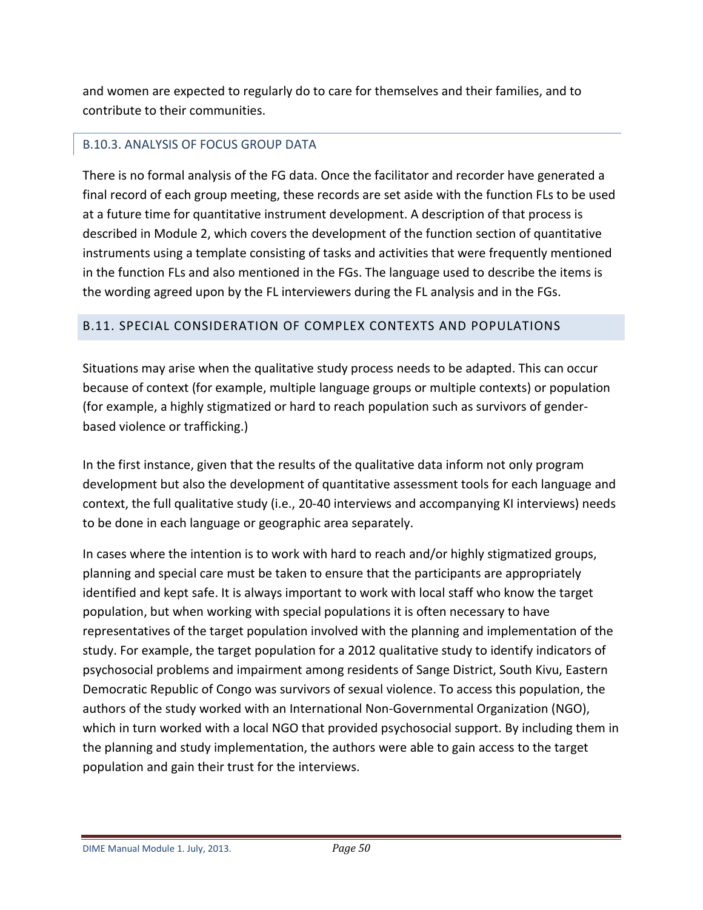and women are expected to regularly do to care for themselves and their families, and to contribute to their communities.

### B.10.3. ANALYSIS OF FOCUS GROUP DATA

There is no formal analysis of the FG data. Once the facilitator and recorder have generated a final record of each group meeting, these records are set aside with the function FLs to be used at a future time for quantitative instrument development. A description of that process is described in Module 2, which covers the development of the function section of quantitative instruments using a template consisting of tasks and activities that were frequently mentioned in the function FLs and also mentioned in the FGs. The language used to describe the items is the wording agreed upon by the FL interviewers during the FL analysis and in the FGs.

## B.11. SPECIAL CONSIDERATION OF COMPLEX CONTEXTS AND POPULATIONS

Situations may arise when the qualitative study process needs to be adapted. This can occur because of context (for example, multiple language groups or multiple contexts) or population (for example, a highly stigmatized or hard to reach population such as survivors of gender-based violence or trafficking.)

In the first instance, given that the results of the qualitative data inform not only program development but also the development of quantitative assessment tools for each language and context, the full qualitative study (i.e., 20-40 interviews and accompanying KI interviews) needs to be done in each language or geographic area separately.

In cases where the intention is to work with hard to reach and/or highly stigmatized groups, planning and special care must be taken to ensure that the participants are appropriately identified and kept safe. It is always important to work with local staff who know the target population, but when working with special populations it is often necessary to have representatives of the target population involved with the planning and implementation of the study. For example, the target population for a 2012 qualitative study to identify indicators of psychosocial problems and impairment among residents of Sange District, South Kivu, Eastern Democratic Republic of Congo was survivors of sexual violence. To access this population, the authors of the study worked with an International Non-Governmental Organization (NGO), which in turn worked with a local NGO that provided psychosocial support. By including them in the planning and study implementation, the authors were able to gain access to the target population and gain their trust for the interviews.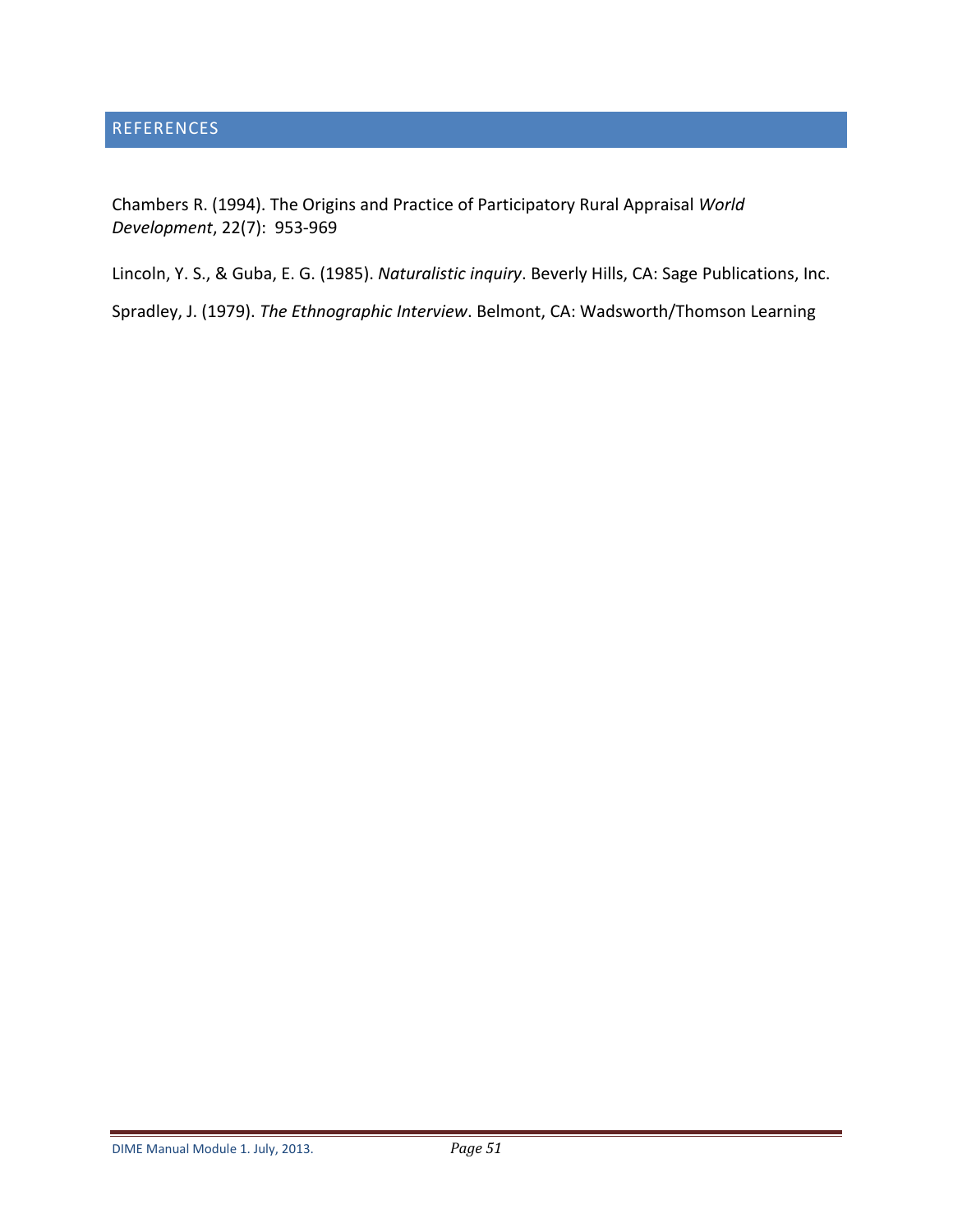## REFERENCES

Chambers R. (1994). The Origins and Practice of Participatory Rural Appraisal *World Development*, 22(7): 953-969

Lincoln, Y. S., & Guba, E. G. (1985). *Naturalistic inquiry*. Beverly Hills, CA: Sage Publications, Inc.

Spradley, J. (1979). *The Ethnographic Interview*. Belmont, CA: Wadsworth/Thomson Learning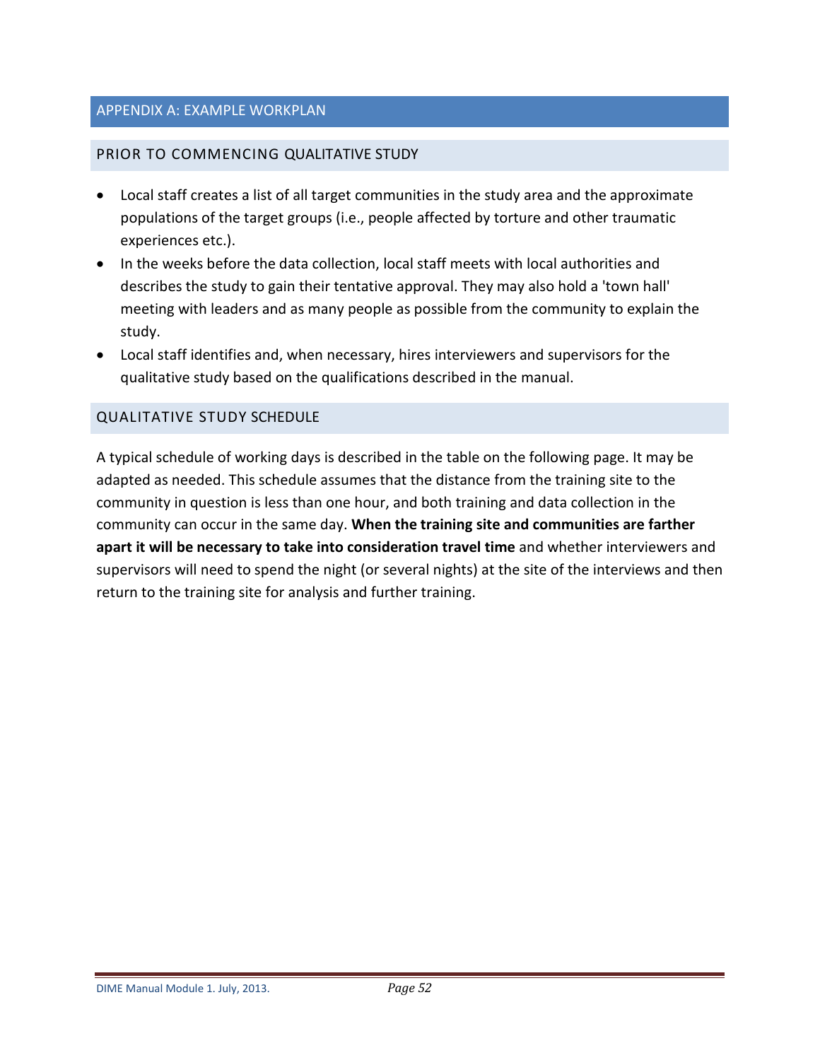## APPENDIX A: EXAMPLE WORKPLAN

### PRIOR TO COMMENCING QUALITATIVE STUDY

- Local staff creates a list of all target communities in the study area and the approximate populations of the target groups (i.e., people affected by torture and other traumatic experiences etc.).
- In the weeks before the data collection, local staff meets with local authorities and describes the study to gain their tentative approval. They may also hold a 'town hall' meeting with leaders and as many people as possible from the community to explain the study.
- Local staff identifies and, when necessary, hires interviewers and supervisors for the qualitative study based on the qualifications described in the manual.

### QUALITATIVE STUDY SCHEDULE

A typical schedule of working days is described in the table on the following page. It may be adapted as needed. This schedule assumes that the distance from the training site to the community in question is less than one hour, and both training and data collection in the community can occur in the same day. **When the training site and communities are farther apart it will be necessary to take into consideration travel time** and whether interviewers and supervisors will need to spend the night (or several nights) at the site of the interviews and then return to the training site for analysis and further training.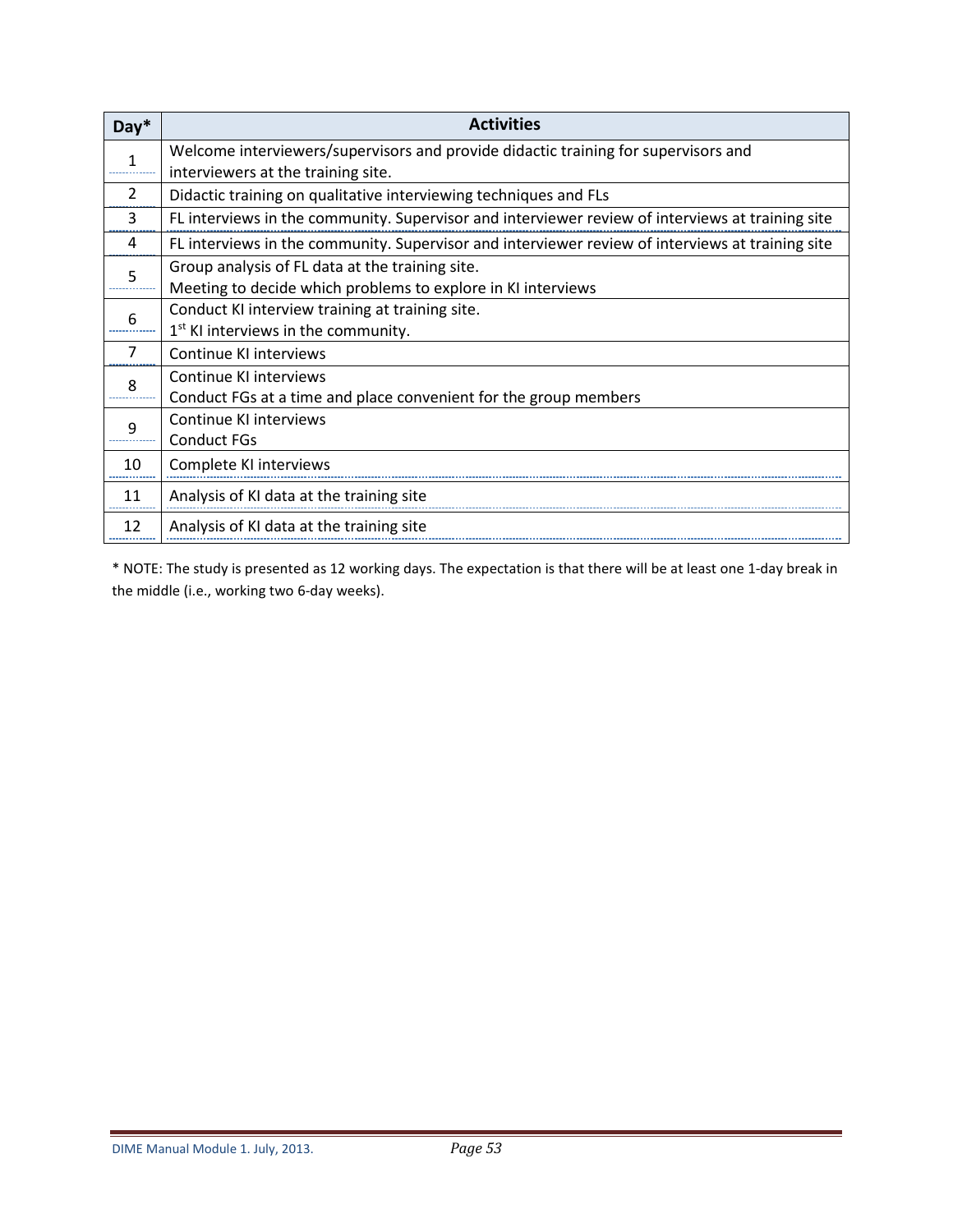| Day* | Activities |
|---|---|
| 1 | Welcome interviewers/supervisors and provide didactic training for supervisors and interviewers at the training site. |
| 2 | Didactic training on qualitative interviewing techniques and FLs |
| 3 | FL interviews in the community. Supervisor and interviewer review of interviews at training site |
| 4 | FL interviews in the community. Supervisor and interviewer review of interviews at training site |
| 5 | Group analysis of FL data at the training site.<br>Meeting to decide which problems to explore in KI interviews |
| 6 | Conduct KI interview training at training site.<br>1st KI interviews in the community. |
| 7 | Continue KI interviews |
| 8 | Continue KI interviews<br>Conduct FGs at a time and place convenient for the group members |
| 9 | Continue KI interviews<br>Conduct FGs |
| 10 | Complete KI interviews |
| 11 | Analysis of KI data at the training site |
| 12 | Analysis of KI data at the training site |

* NOTE: The study is presented as 12 working days. The expectation is that there will be at least one 1-day break in the middle (i.e., working two 6-day weeks).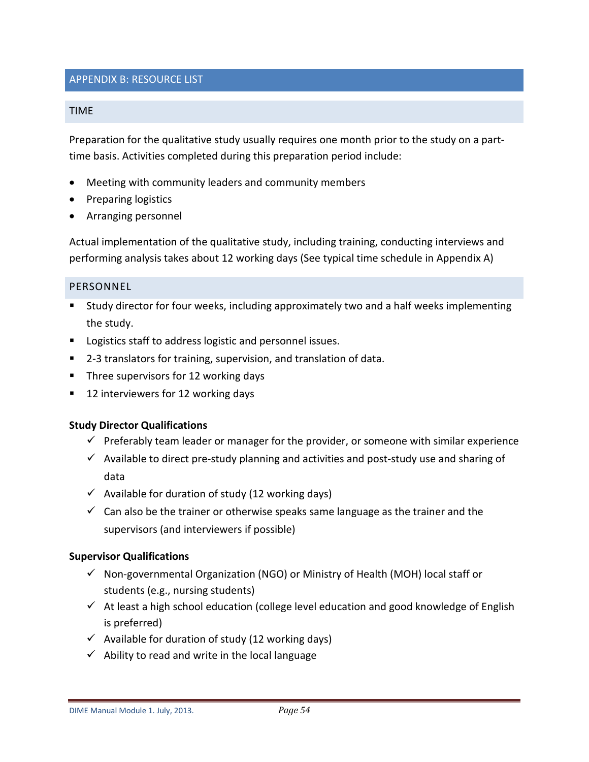## APPENDIX B: RESOURCE LIST

### TIME

Preparation for the qualitative study usually requires one month prior to the study on a part-time basis. Activities completed during this preparation period include:

- Meeting with community leaders and community members
- Preparing logistics
- Arranging personnel

Actual implementation of the qualitative study, including training, conducting interviews and performing analysis takes about 12 working days (See typical time schedule in Appendix A)

### PERSONNEL

- Study director for four weeks, including approximately two and a half weeks implementing the study.
- Logistics staff to address logistic and personnel issues.
- 2-3 translators for training, supervision, and translation of data.
- Three supervisors for 12 working days
- 12 interviewers for 12 working days

**Study Director Qualifications**

- ✓ Preferably team leader or manager for the provider, or someone with similar experience
- ✓ Available to direct pre-study planning and activities and post-study use and sharing of data
- ✓ Available for duration of study (12 working days)
- ✓ Can also be the trainer or otherwise speaks same language as the trainer and the supervisors (and interviewers if possible)

**Supervisor Qualifications**

- ✓ Non-governmental Organization (NGO) or Ministry of Health (MOH) local staff or students (e.g., nursing students)
- ✓ At least a high school education (college level education and good knowledge of English is preferred)
- ✓ Available for duration of study (12 working days)
- ✓ Ability to read and write in the local language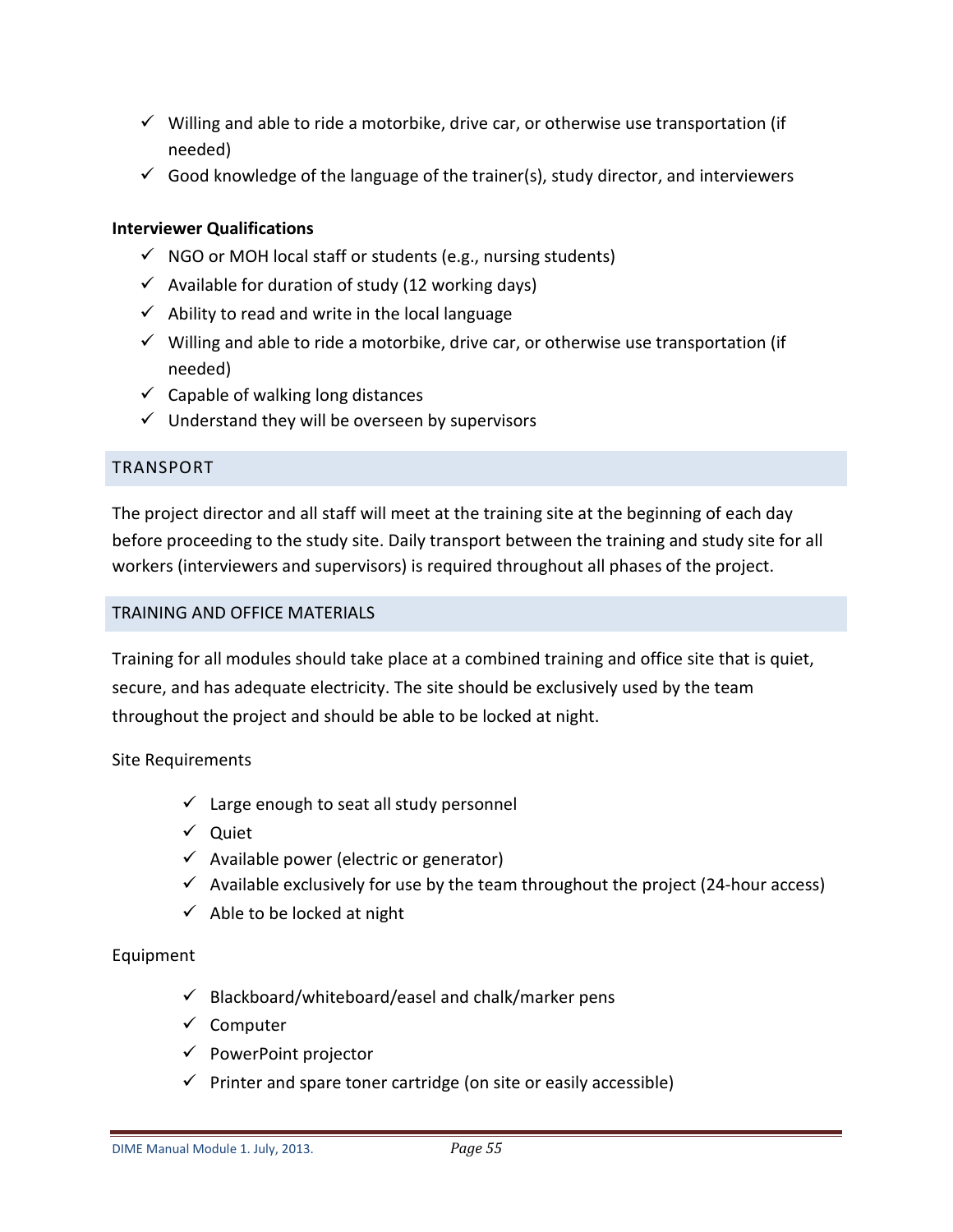- ✓ Willing and able to ride a motorbike, drive car, or otherwise use transportation (if needed)
- ✓ Good knowledge of the language of the trainer(s), study director, and interviewers

**Interviewer Qualifications**

- ✓ NGO or MOH local staff or students (e.g., nursing students)
- ✓ Available for duration of study (12 working days)
- ✓ Ability to read and write in the local language
- ✓ Willing and able to ride a motorbike, drive car, or otherwise use transportation (if needed)
- ✓ Capable of walking long distances
- ✓ Understand they will be overseen by supervisors

## TRANSPORT

The project director and all staff will meet at the training site at the beginning of each day before proceeding to the study site. Daily transport between the training and study site for all workers (interviewers and supervisors) is required throughout all phases of the project.

## TRAINING AND OFFICE MATERIALS

Training for all modules should take place at a combined training and office site that is quiet, secure, and has adequate electricity. The site should be exclusively used by the team throughout the project and should be able to be locked at night.

Site Requirements

- ✓ Large enough to seat all study personnel
- ✓ Quiet
- ✓ Available power (electric or generator)
- ✓ Available exclusively for use by the team throughout the project (24-hour access)
- ✓ Able to be locked at night

Equipment

- ✓ Blackboard/whiteboard/easel and chalk/marker pens
- ✓ Computer
- ✓ PowerPoint projector
- ✓ Printer and spare toner cartridge (on site or easily accessible)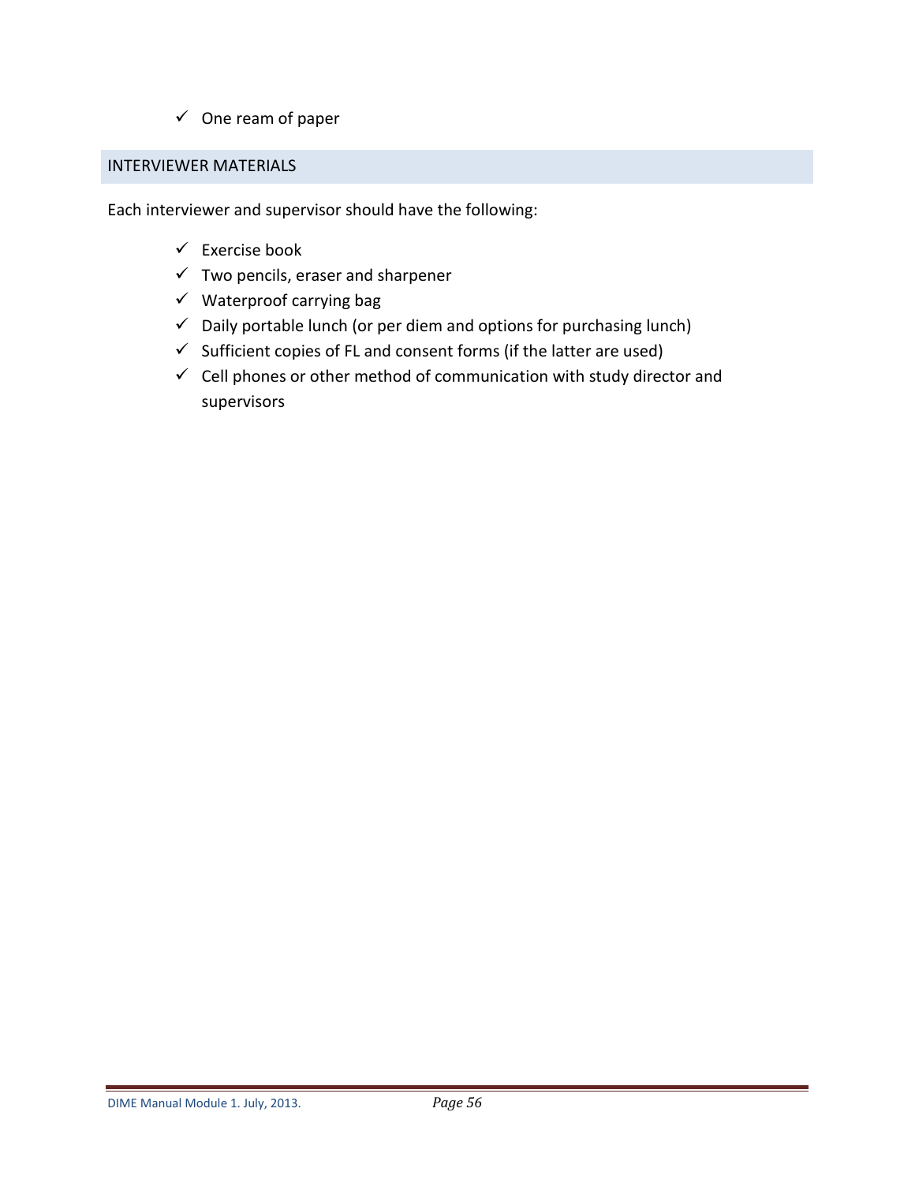- ✓ One ream of paper

## INTERVIEWER MATERIALS

Each interviewer and supervisor should have the following:

- ✓ Exercise book
- ✓ Two pencils, eraser and sharpener
- ✓ Waterproof carrying bag
- ✓ Daily portable lunch (or per diem and options for purchasing lunch)
- ✓ Sufficient copies of FL and consent forms (if the latter are used)
- ✓ Cell phones or other method of communication with study director and supervisors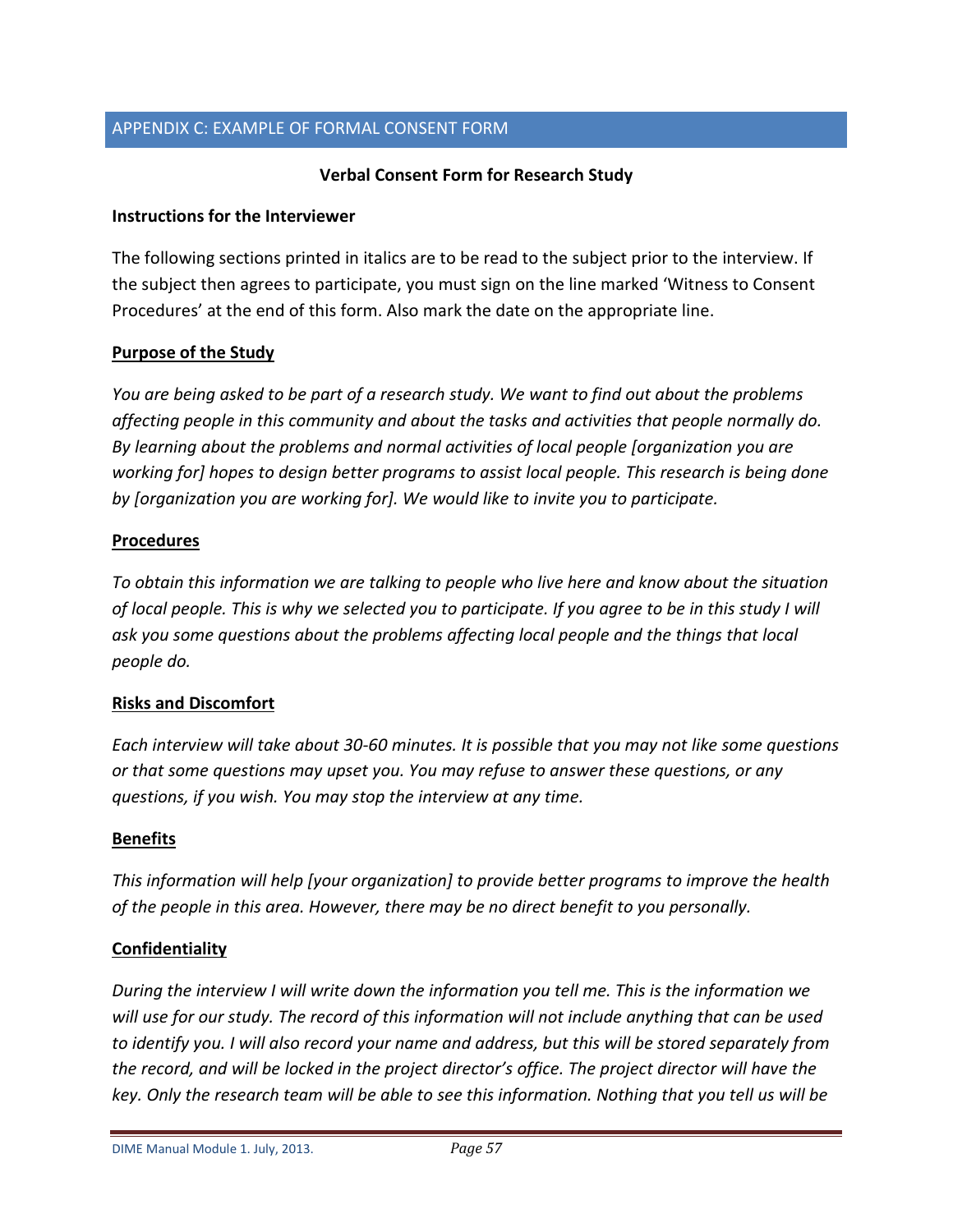## APPENDIX C: EXAMPLE OF FORMAL CONSENT FORM

**Verbal Consent Form for Research Study**

**Instructions for the Interviewer**

The following sections printed in italics are to be read to the subject prior to the interview. If the subject then agrees to participate, you must sign on the line marked 'Witness to Consent Procedures' at the end of this form. Also mark the date on the appropriate line.

**Purpose of the Study**

*You are being asked to be part of a research study. We want to find out about the problems affecting people in this community and about the tasks and activities that people normally do. By learning about the problems and normal activities of local people [organization you are working for] hopes to design better programs to assist local people. This research is being done by [organization you are working for]. We would like to invite you to participate.*

**Procedures**

*To obtain this information we are talking to people who live here and know about the situation of local people. This is why we selected you to participate. If you agree to be in this study I will ask you some questions about the problems affecting local people and the things that local people do.*

**Risks and Discomfort**

*Each interview will take about 30-60 minutes. It is possible that you may not like some questions or that some questions may upset you. You may refuse to answer these questions, or any questions, if you wish. You may stop the interview at any time.*

**Benefits**

*This information will help [your organization] to provide better programs to improve the health of the people in this area. However, there may be no direct benefit to you personally.*

**Confidentiality**

*During the interview I will write down the information you tell me. This is the information we will use for our study. The record of this information will not include anything that can be used to identify you. I will also record your name and address, but this will be stored separately from the record, and will be locked in the project director's office. The project director will have the key. Only the research team will be able to see this information. Nothing that you tell us will be*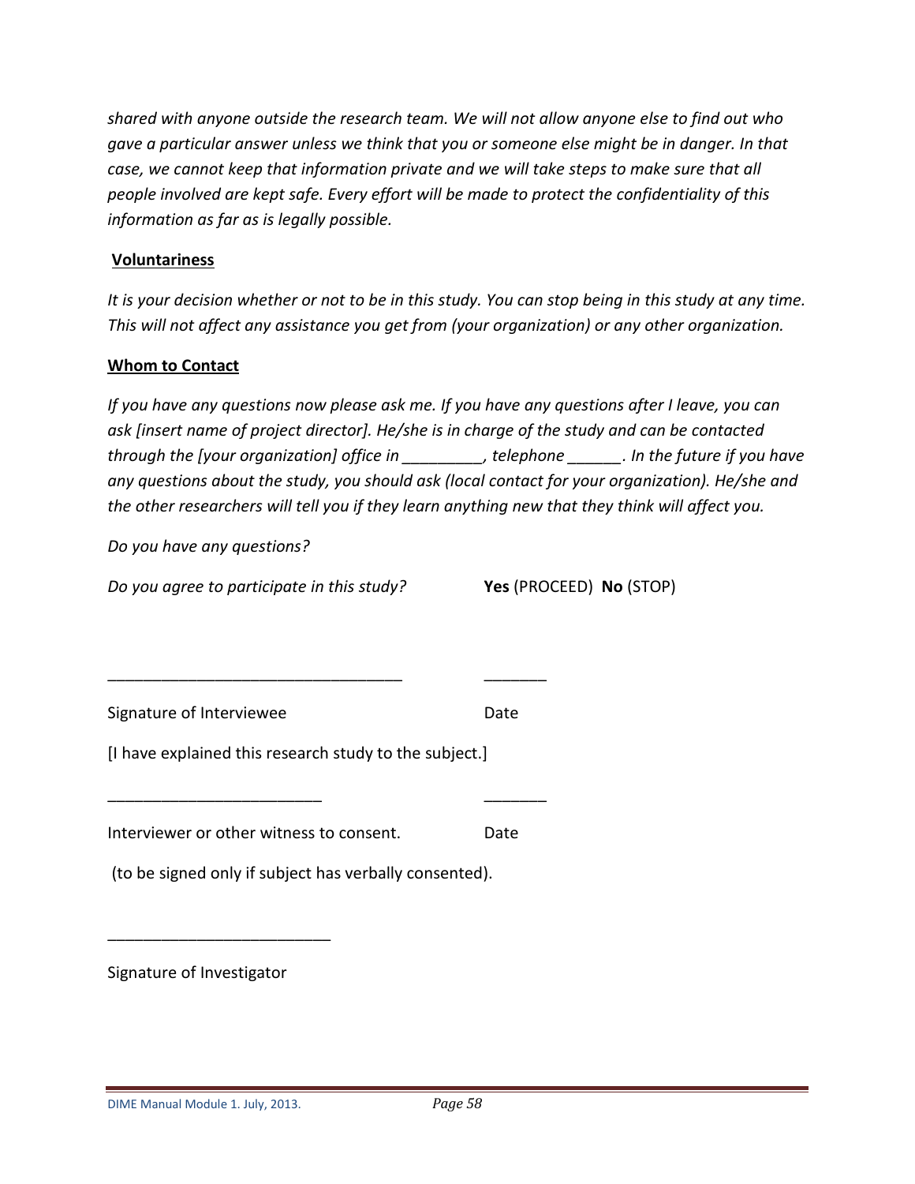*shared with anyone outside the research team. We will not allow anyone else to find out who gave a particular answer unless we think that you or someone else might be in danger. In that case, we cannot keep that information private and we will take steps to make sure that all people involved are kept safe. Every effort will be made to protect the confidentiality of this information as far as is legally possible.*

**Voluntariness**

*It is your decision whether or not to be in this study. You can stop being in this study at any time. This will not affect any assistance you get from (your organization) or any other organization.*

**Whom to Contact**

*If you have any questions now please ask me. If you have any questions after I leave, you can ask [insert name of project director]. He/she is in charge of the study and can be contacted through the [your organization] office in _________, telephone ______. In the future if you have any questions about the study, you should ask (local contact for your organization). He/she and the other researchers will tell you if they learn anything new that they think will affect you.*

*Do you have any questions?*

*Do you agree to participate in this study?* **Yes** (PROCEED) **No** (STOP)

_________________________________ _______

Signature of Interviewee Date

[I have explained this research study to the subject.]

________________________ _______

Interviewer or other witness to consent. Date

(to be signed only if subject has verbally consented).

_________________________

Signature of Investigator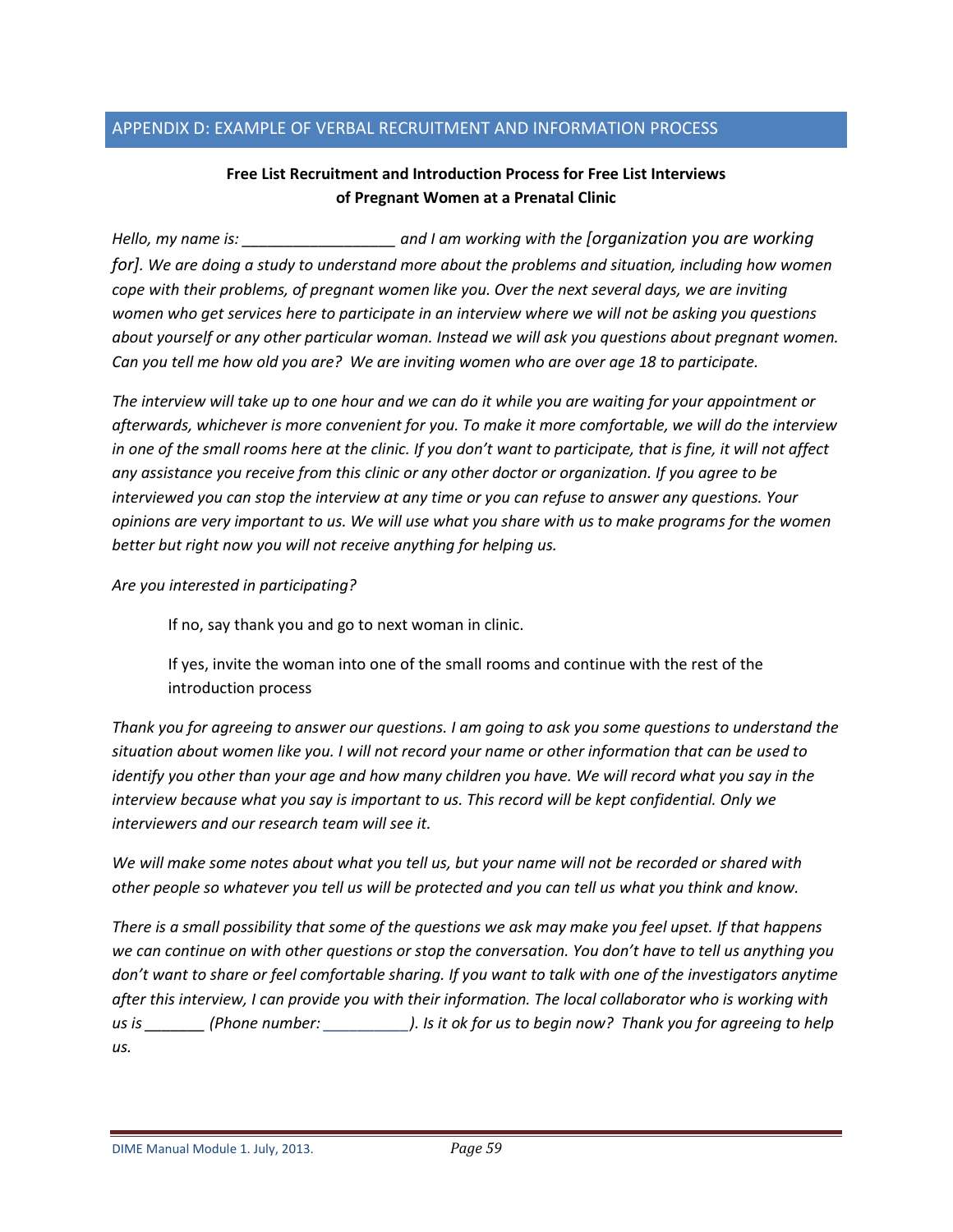## APPENDIX D: EXAMPLE OF VERBAL RECRUITMENT AND INFORMATION PROCESS

**Free List Recruitment and Introduction Process for Free List Interviews of Pregnant Women at a Prenatal Clinic**

*Hello, my name is: __________________ and I am working with the [organization you are working for]. We are doing a study to understand more about the problems and situation, including how women cope with their problems, of pregnant women like you. Over the next several days, we are inviting women who get services here to participate in an interview where we will not be asking you questions about yourself or any other particular woman. Instead we will ask you questions about pregnant women. Can you tell me how old you are? We are inviting women who are over age 18 to participate.*

*The interview will take up to one hour and we can do it while you are waiting for your appointment or afterwards, whichever is more convenient for you. To make it more comfortable, we will do the interview in one of the small rooms here at the clinic. If you don't want to participate, that is fine, it will not affect any assistance you receive from this clinic or any other doctor or organization. If you agree to be interviewed you can stop the interview at any time or you can refuse to answer any questions. Your opinions are very important to us. We will use what you share with us to make programs for the women better but right now you will not receive anything for helping us.*

*Are you interested in participating?*

> If no, say thank you and go to next woman in clinic.
>
> If yes, invite the woman into one of the small rooms and continue with the rest of the introduction process

*Thank you for agreeing to answer our questions. I am going to ask you some questions to understand the situation about women like you. I will not record your name or other information that can be used to identify you other than your age and how many children you have. We will record what you say in the interview because what you say is important to us. This record will be kept confidential. Only we interviewers and our research team will see it.*

*We will make some notes about what you tell us, but your name will not be recorded or shared with other people so whatever you tell us will be protected and you can tell us what you think and know.*

*There is a small possibility that some of the questions we ask may make you feel upset. If that happens we can continue on with other questions or stop the conversation. You don't have to tell us anything you don't want to share or feel comfortable sharing. If you want to talk with one of the investigators anytime after this interview, I can provide you with their information. The local collaborator who is working with us is _______ (Phone number: __________). Is it ok for us to begin now? Thank you for agreeing to help us.*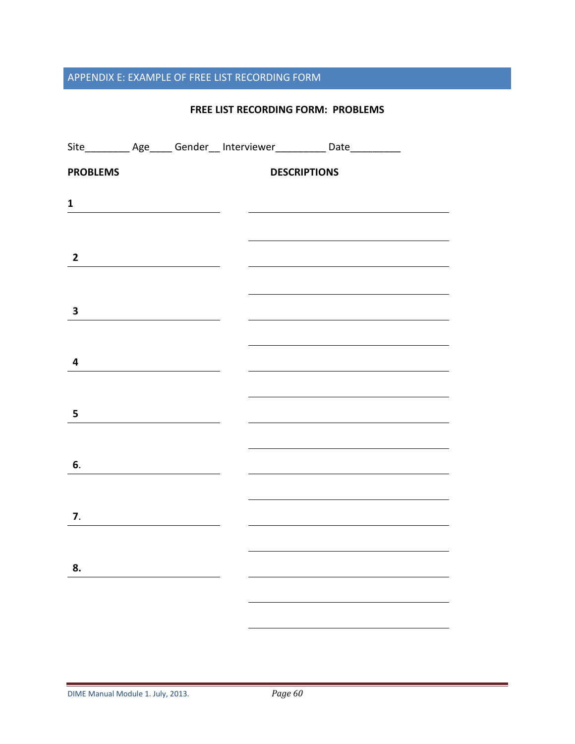## APPENDIX E: EXAMPLE OF FREE LIST RECORDING FORM

**FREE LIST RECORDING FORM: PROBLEMS**

Site________ Age____ Gender__ Interviewer_________ Date_________

| PROBLEMS | DESCRIPTIONS |
|---|---|
| **1** ____________________ | ____________________ |
| | ____________________ |
| **2** ____________________ | ____________________ |
| | ____________________ |
| **3** ____________________ | ____________________ |
| | ____________________ |
| **4** ____________________ | ____________________ |
| | ____________________ |
| **5** ____________________ | ____________________ |
| | ____________________ |
| **6**. ____________________ | ____________________ |
| | ____________________ |
| **7**. ____________________ | ____________________ |
| | ____________________ |
| **8.** ____________________ | ____________________ |
| | ____________________ |
| | ____________________ |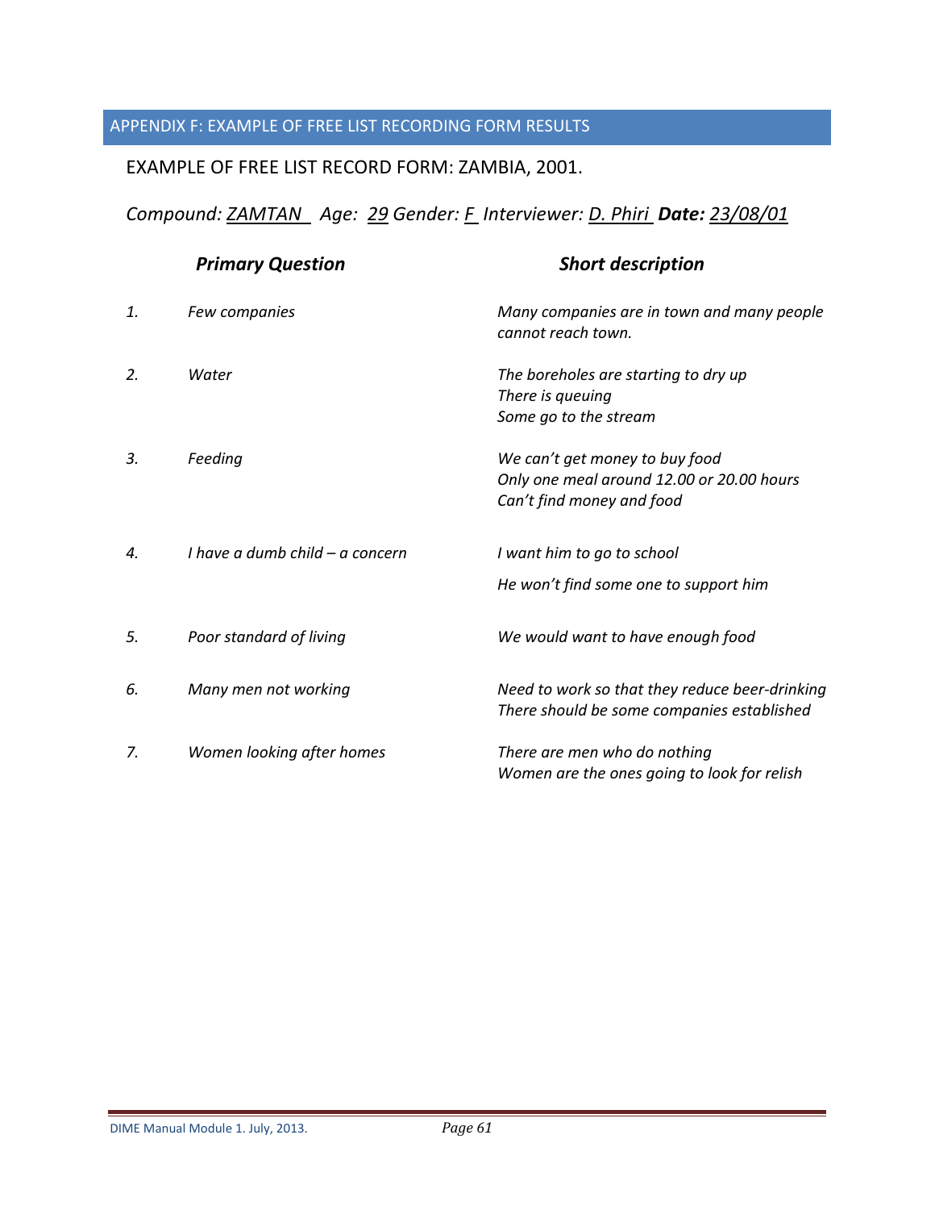## APPENDIX F: EXAMPLE OF FREE LIST RECORDING FORM RESULTS

EXAMPLE OF FREE LIST RECORD FORM: ZAMBIA, 2001.

*Compound: ZAMTAN  Age: 29 Gender: F Interviewer: D. Phiri* ***Date:*** *23/08/01*

| | ***Primary Question*** | ***Short description*** |
|---|---|---|
| *1.* | *Few companies* | *Many companies are in town and many people cannot reach town.* |
| *2.* | *Water* | *The boreholes are starting to dry up*<br>*There is queuing*<br>*Some go to the stream* |
| *3.* | *Feeding* | *We can't get money to buy food*<br>*Only one meal around 12.00 or 20.00 hours*<br>*Can't find money and food* |
| *4.* | *I have a dumb child – a concern* | *I want him to go to school*<br>*He won't find some one to support him* |
| *5.* | *Poor standard of living* | *We would want to have enough food* |
| *6.* | *Many men not working* | *Need to work so that they reduce beer-drinking*<br>*There should be some companies established* |
| *7.* | *Women looking after homes* | *There are men who do nothing*<br>*Women are the ones going to look for relish* |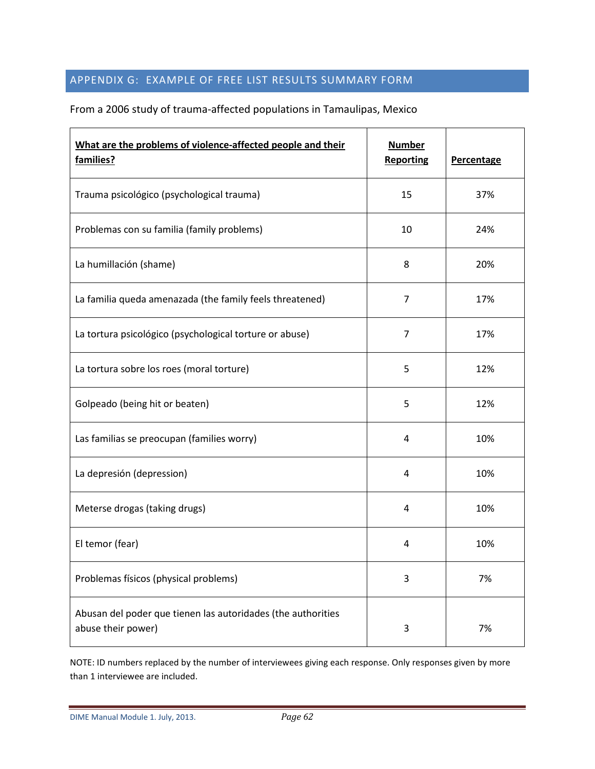## APPENDIX G: EXAMPLE OF FREE LIST RESULTS SUMMARY FORM

From a 2006 study of trauma-affected populations in Tamaulipas, Mexico

| **What are the problems of violence-affected people and their families?** | **Number Reporting** | **Percentage** |
|---|---|---|
| Trauma psicológico (psychological trauma) | 15 | 37% |
| Problemas con su familia (family problems) | 10 | 24% |
| La humillación (shame) | 8 | 20% |
| La familia queda amenazada (the family feels threatened) | 7 | 17% |
| La tortura psicológico (psychological torture or abuse) | 7 | 17% |
| La tortura sobre los roes (moral torture) | 5 | 12% |
| Golpeado (being hit or beaten) | 5 | 12% |
| Las familias se preocupan (families worry) | 4 | 10% |
| La depresión (depression) | 4 | 10% |
| Meterse drogas (taking drugs) | 4 | 10% |
| El temor (fear) | 4 | 10% |
| Problemas físicos (physical problems) | 3 | 7% |
| Abusan del poder que tienen las autoridades (the authorities abuse their power) | 3 | 7% |

NOTE: ID numbers replaced by the number of interviewees giving each response. Only responses given by more than 1 interviewee are included.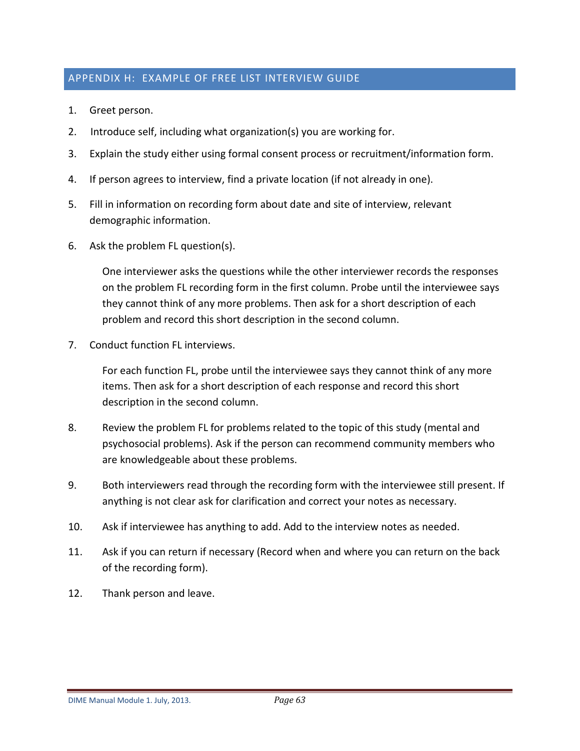## APPENDIX H: EXAMPLE OF FREE LIST INTERVIEW GUIDE

1. Greet person.
2. Introduce self, including what organization(s) you are working for.
3. Explain the study either using formal consent process or recruitment/information form.
4. If person agrees to interview, find a private location (if not already in one).
5. Fill in information on recording form about date and site of interview, relevant demographic information.
6. Ask the problem FL question(s).

   One interviewer asks the questions while the other interviewer records the responses on the problem FL recording form in the first column. Probe until the interviewee says they cannot think of any more problems. Then ask for a short description of each problem and record this short description in the second column.

7. Conduct function FL interviews.

   For each function FL, probe until the interviewee says they cannot think of any more items. Then ask for a short description of each response and record this short description in the second column.

8. Review the problem FL for problems related to the topic of this study (mental and psychosocial problems). Ask if the person can recommend community members who are knowledgeable about these problems.
9. Both interviewers read through the recording form with the interviewee still present. If anything is not clear ask for clarification and correct your notes as necessary.
10. Ask if interviewee has anything to add. Add to the interview notes as needed.
11. Ask if you can return if necessary (Record when and where you can return on the back of the recording form).
12. Thank person and leave.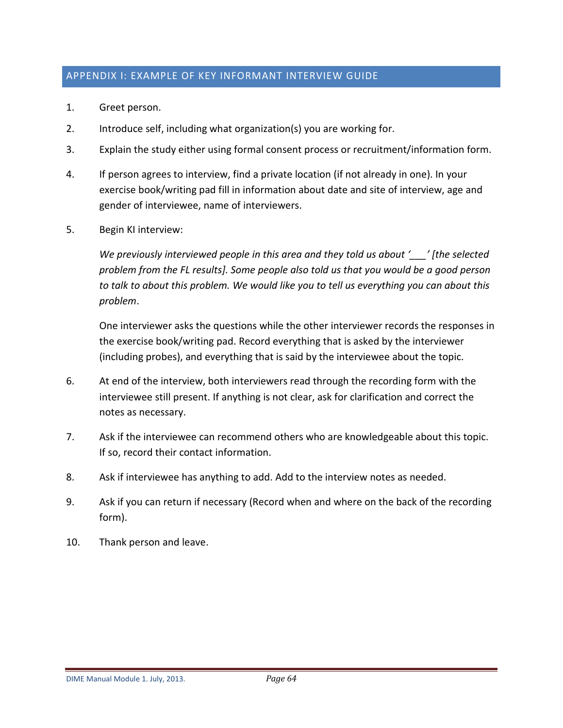## APPENDIX I: EXAMPLE OF KEY INFORMANT INTERVIEW GUIDE

1. Greet person.
2. Introduce self, including what organization(s) you are working for.
3. Explain the study either using formal consent process or recruitment/information form.
4. If person agrees to interview, find a private location (if not already in one). In your exercise book/writing pad fill in information about date and site of interview, age and gender of interviewee, name of interviewers.
5. Begin KI interview:

   *We previously interviewed people in this area and they told us about '___' [the selected problem from the FL results]. Some people also told us that you would be a good person to talk to about this problem. We would like you to tell us everything you can about this problem*.

   One interviewer asks the questions while the other interviewer records the responses in the exercise book/writing pad. Record everything that is asked by the interviewer (including probes), and everything that is said by the interviewee about the topic.

6. At end of the interview, both interviewers read through the recording form with the interviewee still present. If anything is not clear, ask for clarification and correct the notes as necessary.
7. Ask if the interviewee can recommend others who are knowledgeable about this topic. If so, record their contact information.
8. Ask if interviewee has anything to add. Add to the interview notes as needed.
9. Ask if you can return if necessary (Record when and where on the back of the recording form).
10. Thank person and leave.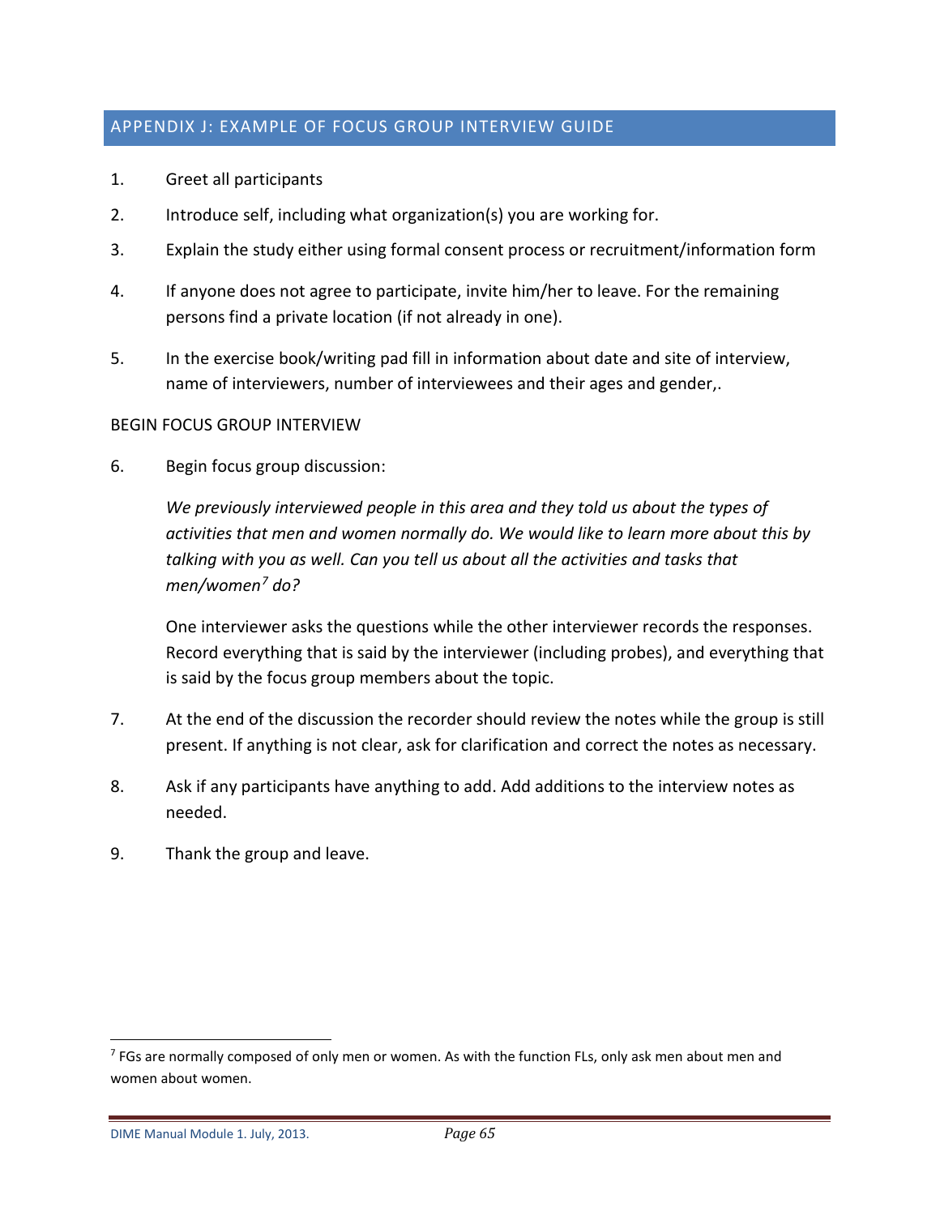## APPENDIX J: EXAMPLE OF FOCUS GROUP INTERVIEW GUIDE

1. Greet all participants
2. Introduce self, including what organization(s) you are working for.
3. Explain the study either using formal consent process or recruitment/information form
4. If anyone does not agree to participate, invite him/her to leave. For the remaining persons find a private location (if not already in one).
5. In the exercise book/writing pad fill in information about date and site of interview, name of interviewers, number of interviewees and their ages and gender,.

BEGIN FOCUS GROUP INTERVIEW

6. Begin focus group discussion:

   *We previously interviewed people in this area and they told us about the types of activities that men and women normally do. We would like to learn more about this by talking with you as well. Can you tell us about all the activities and tasks that men/women[7] do?*

   One interviewer asks the questions while the other interviewer records the responses. Record everything that is said by the interviewer (including probes), and everything that is said by the focus group members about the topic.

7. At the end of the discussion the recorder should review the notes while the group is still present. If anything is not clear, ask for clarification and correct the notes as necessary.
8. Ask if any participants have anything to add. Add additions to the interview notes as needed.
9. Thank the group and leave.

[7] FGs are normally composed of only men or women. As with the function FLs, only ask men about men and women about women.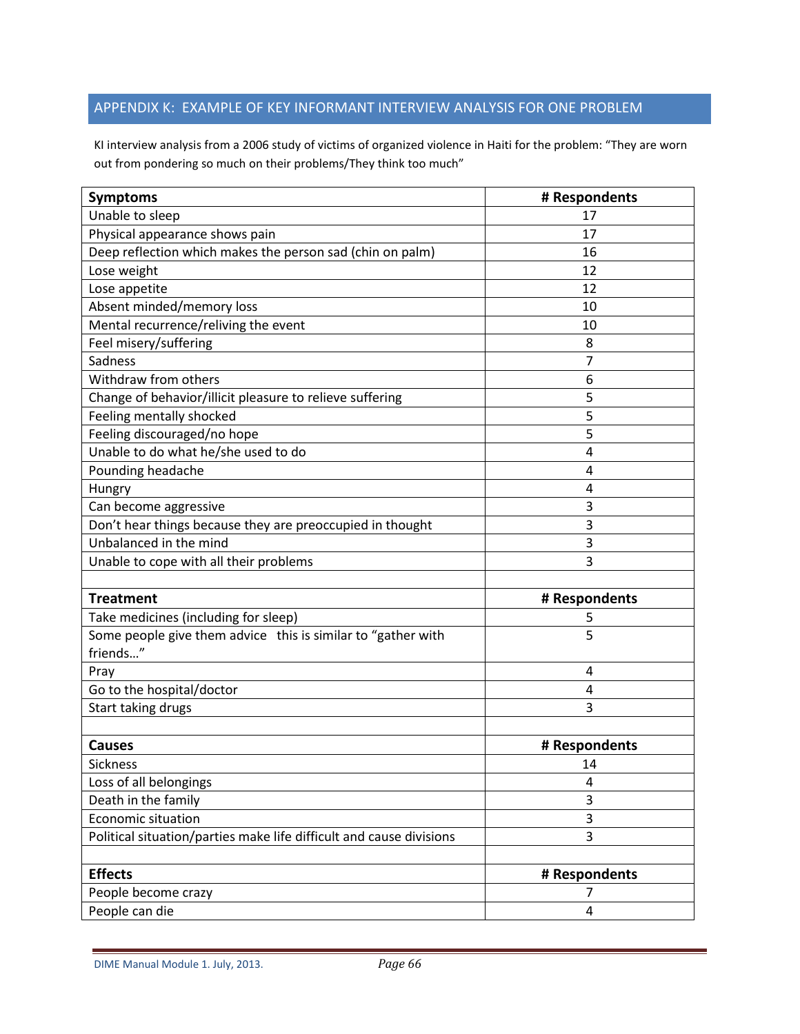## APPENDIX K: EXAMPLE OF KEY INFORMANT INTERVIEW ANALYSIS FOR ONE PROBLEM

KI interview analysis from a 2006 study of victims of organized violence in Haiti for the problem: "They are worn out from pondering so much on their problems/They think too much"

| **Symptoms** | **# Respondents** |
|---|---|
| Unable to sleep | 17 |
| Physical appearance shows pain | 17 |
| Deep reflection which makes the person sad (chin on palm) | 16 |
| Lose weight | 12 |
| Lose appetite | 12 |
| Absent minded/memory loss | 10 |
| Mental recurrence/reliving the event | 10 |
| Feel misery/suffering | 8 |
| Sadness | 7 |
| Withdraw from others | 6 |
| Change of behavior/illicit pleasure to relieve suffering | 5 |
| Feeling mentally shocked | 5 |
| Feeling discouraged/no hope | 5 |
| Unable to do what he/she used to do | 4 |
| Pounding headache | 4 |
| Hungry | 4 |
| Can become aggressive | 3 |
| Don't hear things because they are preoccupied in thought | 3 |
| Unbalanced in the mind | 3 |
| Unable to cope with all their problems | 3 |
| | |
| **Treatment** | **# Respondents** |
| Take medicines (including for sleep) | 5 |
| Some people give them advice this is similar to "gather with friends…" | 5 |
| Pray | 4 |
| Go to the hospital/doctor | 4 |
| Start taking drugs | 3 |
| | |
| **Causes** | **# Respondents** |
| Sickness | 14 |
| Loss of all belongings | 4 |
| Death in the family | 3 |
| Economic situation | 3 |
| Political situation/parties make life difficult and cause divisions | 3 |
| | |
| **Effects** | **# Respondents** |
| People become crazy | 7 |
| People can die | 4 |